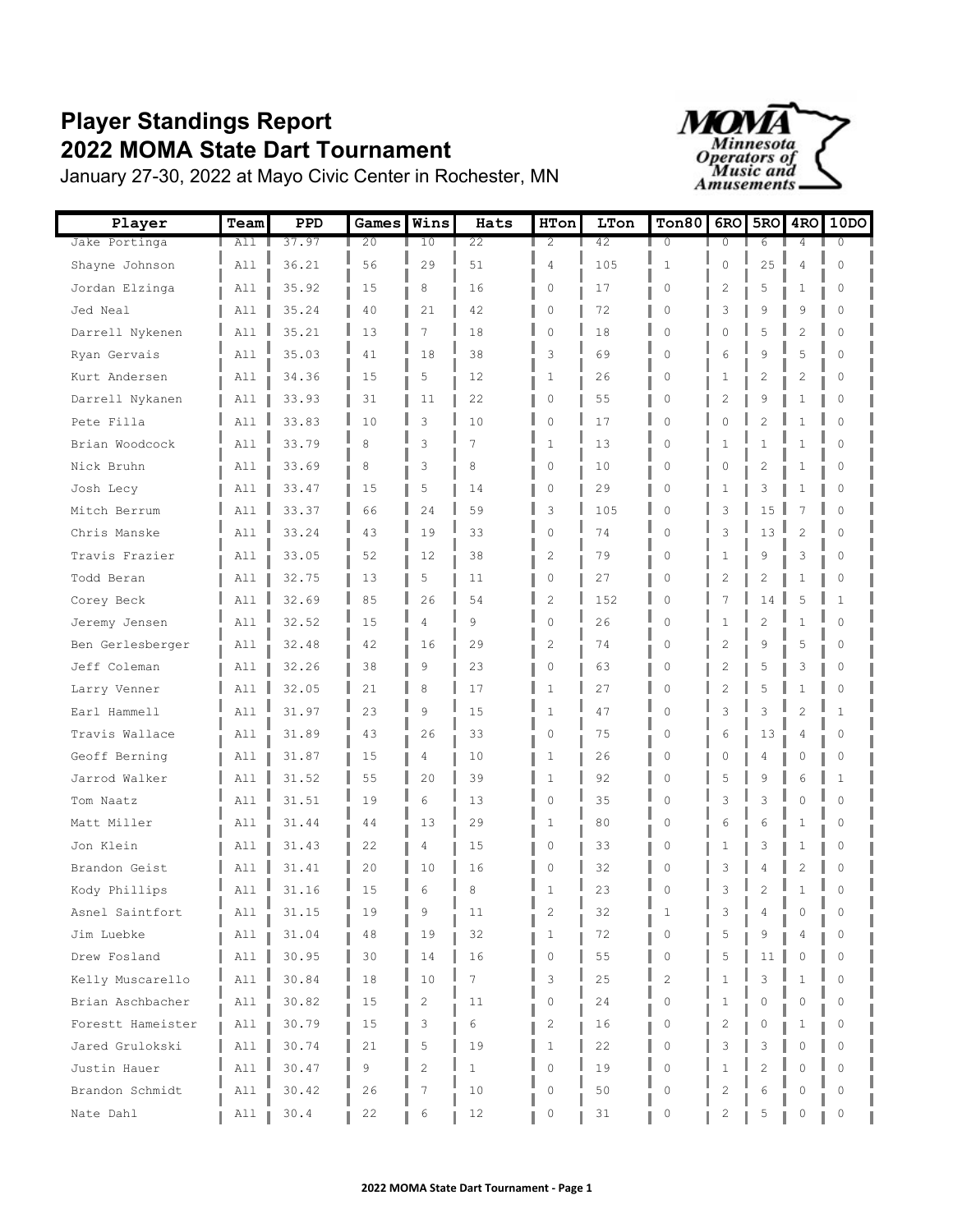# Player Standings Report
# 2022 MOMA State Dart Tournament

January 27-30, 2022 at Mayo Civic Center in Rochester, MN

*Minnesota Operators of Music and Amusements*

| Player | Team | PPD | Games | Wins | Hats | HTon | LTon | Ton80 | 6RO | 5RO | 4RO | 10DO |
|---|---|---|---|---|---|---|---|---|---|---|---|---|
| Jake Portinga | All | 37.97 | 20 | 10 | 22 | 2 | 42 | 0 | 0 | 6 | 4 | 0 |
| Shayne Johnson | All | 36.21 | 56 | 29 | 51 | 4 | 105 | 1 | 0 | 25 | 4 | 0 |
| Jordan Elzinga | All | 35.92 | 15 | 8 | 16 | 0 | 17 | 0 | 2 | 5 | 1 | 0 |
| Jed Neal | All | 35.24 | 40 | 21 | 42 | 0 | 72 | 0 | 3 | 9 | 9 | 0 |
| Darrell Nykenen | All | 35.21 | 13 | 7 | 18 | 0 | 18 | 0 | 0 | 5 | 2 | 0 |
| Ryan Gervais | All | 35.03 | 41 | 18 | 38 | 3 | 69 | 0 | 6 | 9 | 5 | 0 |
| Kurt Andersen | All | 34.36 | 15 | 5 | 12 | 1 | 26 | 0 | 1 | 2 | 2 | 0 |
| Darrell Nykanen | All | 33.93 | 31 | 11 | 22 | 0 | 55 | 0 | 2 | 9 | 1 | 0 |
| Pete Filla | All | 33.83 | 10 | 3 | 10 | 0 | 17 | 0 | 0 | 2 | 1 | 0 |
| Brian Woodcock | All | 33.79 | 8 | 3 | 7 | 1 | 13 | 0 | 1 | 1 | 1 | 0 |
| Nick Bruhn | All | 33.69 | 8 | 3 | 8 | 0 | 10 | 0 | 0 | 2 | 1 | 0 |
| Josh Lecy | All | 33.47 | 15 | 5 | 14 | 0 | 29 | 0 | 1 | 3 | 1 | 0 |
| Mitch Berrum | All | 33.37 | 66 | 24 | 59 | 3 | 105 | 0 | 3 | 15 | 7 | 0 |
| Chris Manske | All | 33.24 | 43 | 19 | 33 | 0 | 74 | 0 | 3 | 13 | 2 | 0 |
| Travis Frazier | All | 33.05 | 52 | 12 | 38 | 2 | 79 | 0 | 1 | 9 | 3 | 0 |
| Todd Beran | All | 32.75 | 13 | 5 | 11 | 0 | 27 | 0 | 2 | 2 | 1 | 0 |
| Corey Beck | All | 32.69 | 85 | 26 | 54 | 2 | 152 | 0 | 7 | 14 | 5 | 1 |
| Jeremy Jensen | All | 32.52 | 15 | 4 | 9 | 0 | 26 | 0 | 1 | 2 | 1 | 0 |
| Ben Gerlesberger | All | 32.48 | 42 | 16 | 29 | 2 | 74 | 0 | 2 | 9 | 5 | 0 |
| Jeff Coleman | All | 32.26 | 38 | 9 | 23 | 0 | 63 | 0 | 2 | 5 | 3 | 0 |
| Larry Venner | All | 32.05 | 21 | 8 | 17 | 1 | 27 | 0 | 2 | 5 | 1 | 0 |
| Earl Hammell | All | 31.97 | 23 | 9 | 15 | 1 | 47 | 0 | 3 | 3 | 2 | 1 |
| Travis Wallace | All | 31.89 | 43 | 26 | 33 | 0 | 75 | 0 | 6 | 13 | 4 | 0 |
| Geoff Berning | All | 31.87 | 15 | 4 | 10 | 1 | 26 | 0 | 0 | 4 | 0 | 0 |
| Jarrod Walker | All | 31.52 | 55 | 20 | 39 | 1 | 92 | 0 | 5 | 9 | 6 | 1 |
| Tom Naatz | All | 31.51 | 19 | 6 | 13 | 0 | 35 | 0 | 3 | 3 | 0 | 0 |
| Matt Miller | All | 31.44 | 44 | 13 | 29 | 1 | 80 | 0 | 6 | 6 | 1 | 0 |
| Jon Klein | All | 31.43 | 22 | 4 | 15 | 0 | 33 | 0 | 1 | 3 | 1 | 0 |
| Brandon Geist | All | 31.41 | 20 | 10 | 16 | 0 | 32 | 0 | 3 | 4 | 2 | 0 |
| Kody Phillips | All | 31.16 | 15 | 6 | 8 | 1 | 23 | 0 | 3 | 2 | 1 | 0 |
| Asnel Saintfort | All | 31.15 | 19 | 9 | 11 | 2 | 32 | 1 | 3 | 4 | 0 | 0 |
| Jim Luebke | All | 31.04 | 48 | 19 | 32 | 1 | 72 | 0 | 5 | 9 | 4 | 0 |
| Drew Fosland | All | 30.95 | 30 | 14 | 16 | 0 | 55 | 0 | 5 | 11 | 0 | 0 |
| Kelly Muscarello | All | 30.84 | 18 | 10 | 7 | 3 | 25 | 2 | 1 | 3 | 1 | 0 |
| Brian Aschbacher | All | 30.82 | 15 | 2 | 11 | 0 | 24 | 0 | 1 | 0 | 0 | 0 |
| Forestt Hameister | All | 30.79 | 15 | 3 | 6 | 2 | 16 | 0 | 2 | 0 | 1 | 0 |
| Jared Grulokski | All | 30.74 | 21 | 5 | 19 | 1 | 22 | 0 | 3 | 3 | 0 | 0 |
| Justin Hauer | All | 30.47 | 9 | 2 | 1 | 0 | 19 | 0 | 1 | 2 | 0 | 0 |
| Brandon Schmidt | All | 30.42 | 26 | 7 | 10 | 0 | 50 | 0 | 2 | 6 | 0 | 0 |
| Nate Dahl | All | 30.4 | 22 | 6 | 12 | 0 | 31 | 0 | 2 | 5 | 0 | 0 |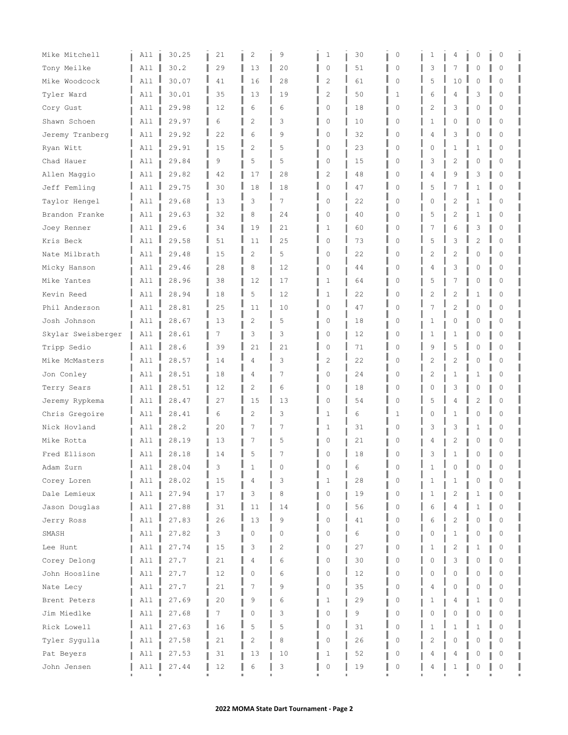| | | | | | | | | | | | | |
|---|---|---|---|---|---|---|---|---|---|---|---|---|
| Mike Mitchell | All | 30.25 | 21 | 2 | 9 | 1 | 30 | 0 | 1 | 4 | 0 | 0 |
| Tony Meilke | All | 30.2 | 29 | 13 | 20 | 0 | 51 | 0 | 3 | 7 | 0 | 0 |
| Mike Woodcock | All | 30.07 | 41 | 16 | 28 | 2 | 61 | 0 | 5 | 10 | 0 | 0 |
| Tyler Ward | All | 30.01 | 35 | 13 | 19 | 2 | 50 | 1 | 6 | 4 | 3 | 0 |
| Cory Gust | All | 29.98 | 12 | 6 | 6 | 0 | 18 | 0 | 2 | 3 | 0 | 0 |
| Shawn Schoen | All | 29.97 | 6 | 2 | 3 | 0 | 10 | 0 | 1 | 0 | 0 | 0 |
| Jeremy Tranberg | All | 29.92 | 22 | 6 | 9 | 0 | 32 | 0 | 4 | 3 | 0 | 0 |
| Ryan Witt | All | 29.91 | 15 | 2 | 5 | 0 | 23 | 0 | 0 | 1 | 1 | 0 |
| Chad Hauer | All | 29.84 | 9 | 5 | 5 | 0 | 15 | 0 | 3 | 2 | 0 | 0 |
| Allen Maggio | All | 29.82 | 42 | 17 | 28 | 2 | 48 | 0 | 4 | 9 | 3 | 0 |
| Jeff Femling | All | 29.75 | 30 | 18 | 18 | 0 | 47 | 0 | 5 | 7 | 1 | 0 |
| Taylor Hengel | All | 29.68 | 13 | 3 | 7 | 0 | 22 | 0 | 0 | 2 | 1 | 0 |
| Brandon Franke | All | 29.63 | 32 | 8 | 24 | 0 | 40 | 0 | 5 | 2 | 1 | 0 |
| Joey Renner | All | 29.6 | 34 | 19 | 21 | 1 | 60 | 0 | 7 | 6 | 3 | 0 |
| Kris Beck | All | 29.58 | 51 | 11 | 25 | 0 | 73 | 0 | 5 | 3 | 2 | 0 |
| Nate Milbrath | All | 29.48 | 15 | 2 | 5 | 0 | 22 | 0 | 2 | 2 | 0 | 0 |
| Micky Hanson | All | 29.46 | 28 | 8 | 12 | 0 | 44 | 0 | 4 | 3 | 0 | 0 |
| Mike Yantes | All | 28.96 | 38 | 12 | 17 | 1 | 64 | 0 | 5 | 7 | 0 | 0 |
| Kevin Reed | All | 28.94 | 18 | 5 | 12 | 1 | 22 | 0 | 2 | 2 | 1 | 0 |
| Phil Anderson | All | 28.81 | 25 | 11 | 10 | 0 | 47 | 0 | 7 | 2 | 0 | 0 |
| Josh Johnson | All | 28.67 | 13 | 2 | 5 | 0 | 18 | 0 | 1 | 0 | 0 | 0 |
| Skylar Sweisberger | All | 28.61 | 7 | 3 | 3 | 0 | 12 | 0 | 1 | 1 | 0 | 0 |
| Tripp Sedio | All | 28.6 | 39 | 21 | 21 | 0 | 71 | 0 | 9 | 5 | 0 | 0 |
| Mike McMasters | All | 28.57 | 14 | 4 | 3 | 2 | 22 | 0 | 2 | 2 | 0 | 0 |
| Jon Conley | All | 28.51 | 18 | 4 | 7 | 0 | 24 | 0 | 2 | 1 | 1 | 0 |
| Terry Sears | All | 28.51 | 12 | 2 | 6 | 0 | 18 | 0 | 0 | 3 | 0 | 0 |
| Jeremy Rypkema | All | 28.47 | 27 | 15 | 13 | 0 | 54 | 0 | 5 | 4 | 2 | 0 |
| Chris Gregoire | All | 28.41 | 6 | 2 | 3 | 1 | 6 | 1 | 0 | 1 | 0 | 0 |
| Nick Hovland | All | 28.2 | 20 | 7 | 7 | 1 | 31 | 0 | 3 | 3 | 1 | 0 |
| Mike Rotta | All | 28.19 | 13 | 7 | 5 | 0 | 21 | 0 | 4 | 2 | 0 | 0 |
| Fred Ellison | All | 28.18 | 14 | 5 | 7 | 0 | 18 | 0 | 3 | 1 | 0 | 0 |
| Adam Zurn | All | 28.04 | 3 | 1 | 0 | 0 | 6 | 0 | 1 | 0 | 0 | 0 |
| Corey Loren | All | 28.02 | 15 | 4 | 3 | 1 | 28 | 0 | 1 | 1 | 0 | 0 |
| Dale Lemieux | All | 27.94 | 17 | 3 | 8 | 0 | 19 | 0 | 1 | 2 | 1 | 0 |
| Jason Douglas | All | 27.88 | 31 | 11 | 14 | 0 | 56 | 0 | 6 | 4 | 1 | 0 |
| Jerry Ross | All | 27.83 | 26 | 13 | 9 | 0 | 41 | 0 | 6 | 2 | 0 | 0 |
| SMASH | All | 27.82 | 3 | 0 | 0 | 0 | 6 | 0 | 0 | 1 | 0 | 0 |
| Lee Hunt | All | 27.74 | 15 | 3 | 2 | 0 | 27 | 0 | 1 | 2 | 1 | 0 |
| Corey Delong | All | 27.7 | 21 | 4 | 6 | 0 | 30 | 0 | 0 | 3 | 0 | 0 |
| John Hoosline | All | 27.7 | 12 | 0 | 6 | 0 | 12 | 0 | 0 | 0 | 0 | 0 |
| Nate Lecy | All | 27.7 | 21 | 7 | 9 | 0 | 35 | 0 | 4 | 0 | 0 | 0 |
| Brent Peters | All | 27.69 | 20 | 9 | 6 | 1 | 29 | 0 | 1 | 4 | 1 | 0 |
| Jim Miedlke | All | 27.68 | 7 | 0 | 3 | 0 | 9 | 0 | 0 | 0 | 0 | 0 |
| Rick Lowell | All | 27.63 | 16 | 5 | 5 | 0 | 31 | 0 | 1 | 1 | 1 | 0 |
| Tyler Sygulla | All | 27.58 | 21 | 2 | 8 | 0 | 26 | 0 | 2 | 0 | 0 | 0 |
| Pat Beyers | All | 27.53 | 31 | 13 | 10 | 1 | 52 | 0 | 4 | 4 | 0 | 0 |
| John Jensen | All | 27.44 | 12 | 6 | 3 | 0 | 19 | 0 | 4 | 1 | 0 | 0 |

**2022 MOMA State Dart Tournament - Page 2**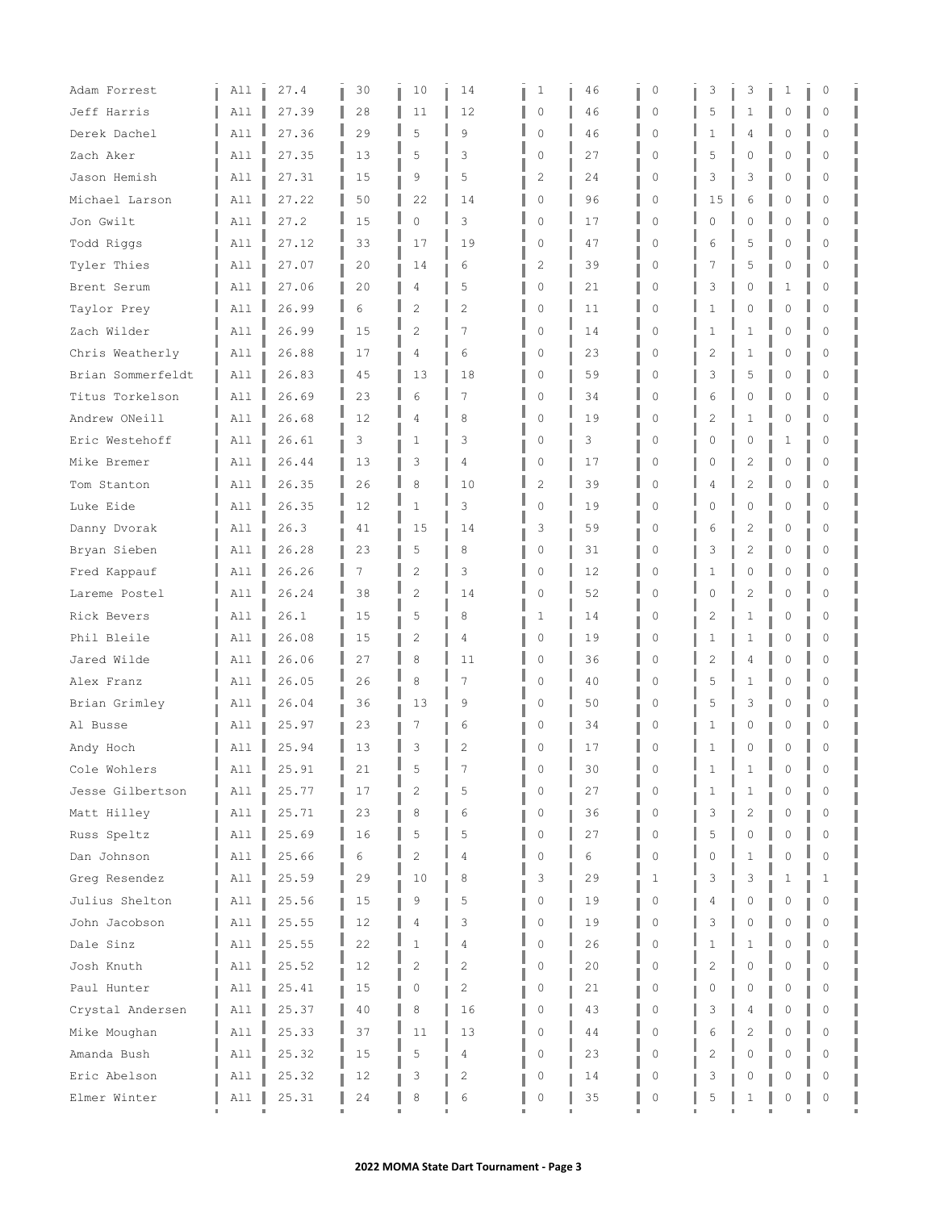| | | | | | | | | | | | | | |
|---|---|---|---|---|---|---|---|---|---|---|---|---|---|
| Adam Forrest | All | 27.4 | 30 | 10 | 14 | 1 | 46 | 0 | 3 | 3 | 1 | 0 |
| Jeff Harris | All | 27.39 | 28 | 11 | 12 | 0 | 46 | 0 | 5 | 1 | 0 | 0 |
| Derek Dachel | All | 27.36 | 29 | 5 | 9 | 0 | 46 | 0 | 1 | 4 | 0 | 0 |
| Zach Aker | All | 27.35 | 13 | 5 | 3 | 0 | 27 | 0 | 5 | 0 | 0 | 0 |
| Jason Hemish | All | 27.31 | 15 | 9 | 5 | 2 | 24 | 0 | 3 | 3 | 0 | 0 |
| Michael Larson | All | 27.22 | 50 | 22 | 14 | 0 | 96 | 0 | 15 | 6 | 0 | 0 |
| Jon Gwilt | All | 27.2 | 15 | 0 | 3 | 0 | 17 | 0 | 0 | 0 | 0 | 0 |
| Todd Riggs | All | 27.12 | 33 | 17 | 19 | 0 | 47 | 0 | 6 | 5 | 0 | 0 |
| Tyler Thies | All | 27.07 | 20 | 14 | 6 | 2 | 39 | 0 | 7 | 5 | 0 | 0 |
| Brent Serum | All | 27.06 | 20 | 4 | 5 | 0 | 21 | 0 | 3 | 0 | 1 | 0 |
| Taylor Prey | All | 26.99 | 6 | 2 | 2 | 0 | 11 | 0 | 1 | 0 | 0 | 0 |
| Zach Wilder | All | 26.99 | 15 | 2 | 7 | 0 | 14 | 0 | 1 | 1 | 0 | 0 |
| Chris Weatherly | All | 26.88 | 17 | 4 | 6 | 0 | 23 | 0 | 2 | 1 | 0 | 0 |
| Brian Sommerfeldt | All | 26.83 | 45 | 13 | 18 | 0 | 59 | 0 | 3 | 5 | 0 | 0 |
| Titus Torkelson | All | 26.69 | 23 | 6 | 7 | 0 | 34 | 0 | 6 | 0 | 0 | 0 |
| Andrew ONeill | All | 26.68 | 12 | 4 | 8 | 0 | 19 | 0 | 2 | 1 | 0 | 0 |
| Eric Westehoff | All | 26.61 | 3 | 1 | 3 | 0 | 3 | 0 | 0 | 0 | 1 | 0 |
| Mike Bremer | All | 26.44 | 13 | 3 | 4 | 0 | 17 | 0 | 0 | 2 | 0 | 0 |
| Tom Stanton | All | 26.35 | 26 | 8 | 10 | 2 | 39 | 0 | 4 | 2 | 0 | 0 |
| Luke Eide | All | 26.35 | 12 | 1 | 3 | 0 | 19 | 0 | 0 | 0 | 0 | 0 |
| Danny Dvorak | All | 26.3 | 41 | 15 | 14 | 3 | 59 | 0 | 6 | 2 | 0 | 0 |
| Bryan Sieben | All | 26.28 | 23 | 5 | 8 | 0 | 31 | 0 | 3 | 2 | 0 | 0 |
| Fred Kappauf | All | 26.26 | 7 | 2 | 3 | 0 | 12 | 0 | 1 | 0 | 0 | 0 |
| Lareme Postel | All | 26.24 | 38 | 2 | 14 | 0 | 52 | 0 | 0 | 2 | 0 | 0 |
| Rick Bevers | All | 26.1 | 15 | 5 | 8 | 1 | 14 | 0 | 2 | 1 | 0 | 0 |
| Phil Bleile | All | 26.08 | 15 | 2 | 4 | 0 | 19 | 0 | 1 | 1 | 0 | 0 |
| Jared Wilde | All | 26.06 | 27 | 8 | 11 | 0 | 36 | 0 | 2 | 4 | 0 | 0 |
| Alex Franz | All | 26.05 | 26 | 8 | 7 | 0 | 40 | 0 | 5 | 1 | 0 | 0 |
| Brian Grimley | All | 26.04 | 36 | 13 | 9 | 0 | 50 | 0 | 5 | 3 | 0 | 0 |
| Al Busse | All | 25.97 | 23 | 7 | 6 | 0 | 34 | 0 | 1 | 0 | 0 | 0 |
| Andy Hoch | All | 25.94 | 13 | 3 | 2 | 0 | 17 | 0 | 1 | 0 | 0 | 0 |
| Cole Wohlers | All | 25.91 | 21 | 5 | 7 | 0 | 30 | 0 | 1 | 1 | 0 | 0 |
| Jesse Gilbertson | All | 25.77 | 17 | 2 | 5 | 0 | 27 | 0 | 1 | 1 | 0 | 0 |
| Matt Hilley | All | 25.71 | 23 | 8 | 6 | 0 | 36 | 0 | 3 | 2 | 0 | 0 |
| Russ Speltz | All | 25.69 | 16 | 5 | 5 | 0 | 27 | 0 | 5 | 0 | 0 | 0 |
| Dan Johnson | All | 25.66 | 6 | 2 | 4 | 0 | 6 | 0 | 0 | 1 | 0 | 0 |
| Greg Resendez | All | 25.59 | 29 | 10 | 8 | 3 | 29 | 1 | 3 | 3 | 1 | 1 |
| Julius Shelton | All | 25.56 | 15 | 9 | 5 | 0 | 19 | 0 | 4 | 0 | 0 | 0 |
| John Jacobson | All | 25.55 | 12 | 4 | 3 | 0 | 19 | 0 | 3 | 0 | 0 | 0 |
| Dale Sinz | All | 25.55 | 22 | 1 | 4 | 0 | 26 | 0 | 1 | 1 | 0 | 0 |
| Josh Knuth | All | 25.52 | 12 | 2 | 2 | 0 | 20 | 0 | 2 | 0 | 0 | 0 |
| Paul Hunter | All | 25.41 | 15 | 0 | 2 | 0 | 21 | 0 | 0 | 0 | 0 | 0 |
| Crystal Andersen | All | 25.37 | 40 | 8 | 16 | 0 | 43 | 0 | 3 | 4 | 0 | 0 |
| Mike Moughan | All | 25.33 | 37 | 11 | 13 | 0 | 44 | 0 | 6 | 2 | 0 | 0 |
| Amanda Bush | All | 25.32 | 15 | 5 | 4 | 0 | 23 | 0 | 2 | 0 | 0 | 0 |
| Eric Abelson | All | 25.32 | 12 | 3 | 2 | 0 | 14 | 0 | 3 | 0 | 0 | 0 |
| Elmer Winter | All | 25.31 | 24 | 8 | 6 | 0 | 35 | 0 | 5 | 1 | 0 | 0 |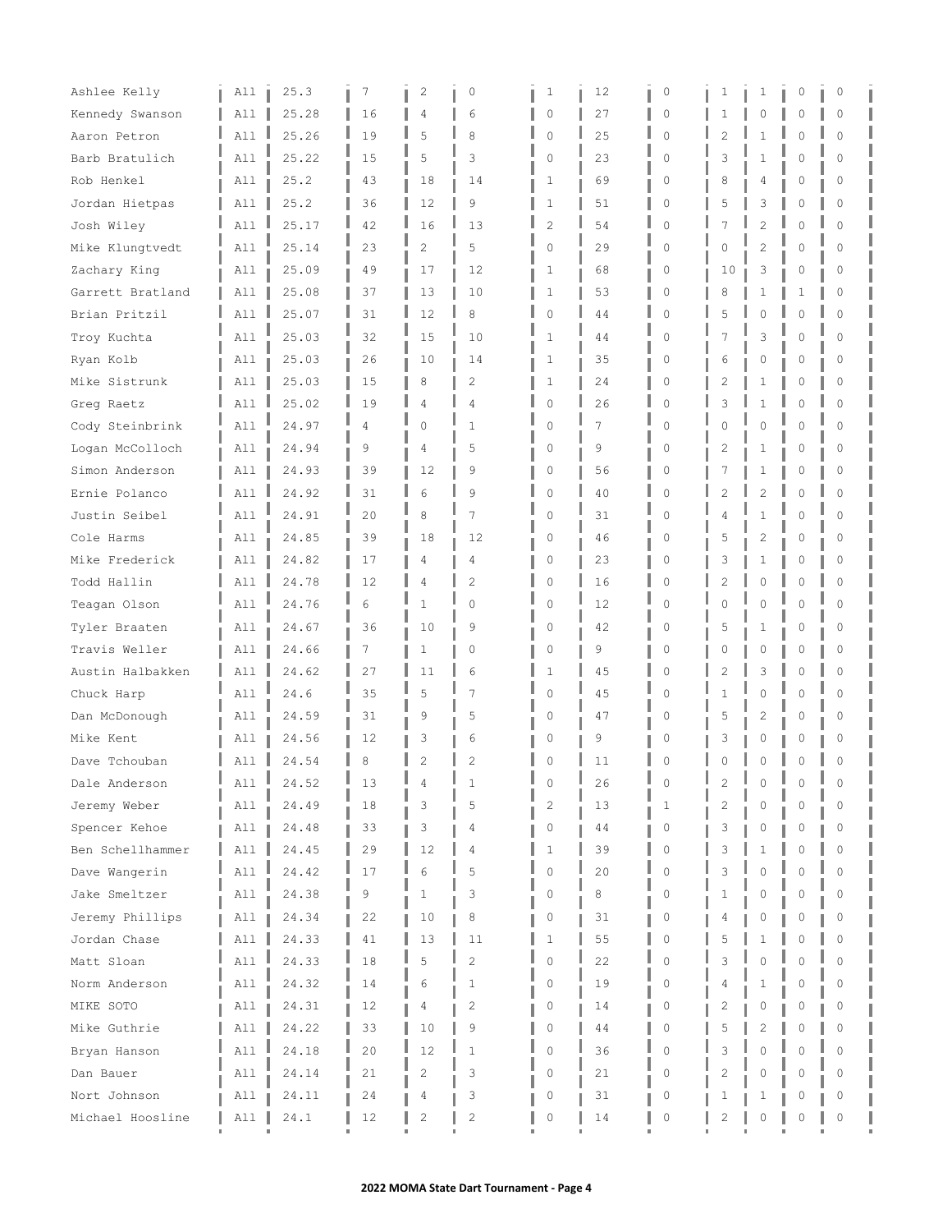| | | | | | | | | | | | | |
|---|---|---|---|---|---|---|---|---|---|---|---|---|
| Ashlee Kelly | All | 25.3 | 7 | 2 | 0 | 1 | 12 | 0 | 1 | 1 | 0 | 0 |
| Kennedy Swanson | All | 25.28 | 16 | 4 | 6 | 0 | 27 | 0 | 1 | 0 | 0 | 0 |
| Aaron Petron | All | 25.26 | 19 | 5 | 8 | 0 | 25 | 0 | 2 | 1 | 0 | 0 |
| Barb Bratulich | All | 25.22 | 15 | 5 | 3 | 0 | 23 | 0 | 3 | 1 | 0 | 0 |
| Rob Henkel | All | 25.2 | 43 | 18 | 14 | 1 | 69 | 0 | 8 | 4 | 0 | 0 |
| Jordan Hietpas | All | 25.2 | 36 | 12 | 9 | 1 | 51 | 0 | 5 | 3 | 0 | 0 |
| Josh Wiley | All | 25.17 | 42 | 16 | 13 | 2 | 54 | 0 | 7 | 2 | 0 | 0 |
| Mike Klungtvedt | All | 25.14 | 23 | 2 | 5 | 0 | 29 | 0 | 0 | 2 | 0 | 0 |
| Zachary King | All | 25.09 | 49 | 17 | 12 | 1 | 68 | 0 | 10 | 3 | 0 | 0 |
| Garrett Bratland | All | 25.08 | 37 | 13 | 10 | 1 | 53 | 0 | 8 | 1 | 1 | 0 |
| Brian Pritzil | All | 25.07 | 31 | 12 | 8 | 0 | 44 | 0 | 5 | 0 | 0 | 0 |
| Troy Kuchta | All | 25.03 | 32 | 15 | 10 | 1 | 44 | 0 | 7 | 3 | 0 | 0 |
| Ryan Kolb | All | 25.03 | 26 | 10 | 14 | 1 | 35 | 0 | 6 | 0 | 0 | 0 |
| Mike Sistrunk | All | 25.03 | 15 | 8 | 2 | 1 | 24 | 0 | 2 | 1 | 0 | 0 |
| Greg Raetz | All | 25.02 | 19 | 4 | 4 | 0 | 26 | 0 | 3 | 1 | 0 | 0 |
| Cody Steinbrink | All | 24.97 | 4 | 0 | 1 | 0 | 7 | 0 | 0 | 0 | 0 | 0 |
| Logan McColloch | All | 24.94 | 9 | 4 | 5 | 0 | 9 | 0 | 2 | 1 | 0 | 0 |
| Simon Anderson | All | 24.93 | 39 | 12 | 9 | 0 | 56 | 0 | 7 | 1 | 0 | 0 |
| Ernie Polanco | All | 24.92 | 31 | 6 | 9 | 0 | 40 | 0 | 2 | 2 | 0 | 0 |
| Justin Seibel | All | 24.91 | 20 | 8 | 7 | 0 | 31 | 0 | 4 | 1 | 0 | 0 |
| Cole Harms | All | 24.85 | 39 | 18 | 12 | 0 | 46 | 0 | 5 | 2 | 0 | 0 |
| Mike Frederick | All | 24.82 | 17 | 4 | 4 | 0 | 23 | 0 | 3 | 1 | 0 | 0 |
| Todd Hallin | All | 24.78 | 12 | 4 | 2 | 0 | 16 | 0 | 2 | 0 | 0 | 0 |
| Teagan Olson | All | 24.76 | 6 | 1 | 0 | 0 | 12 | 0 | 0 | 0 | 0 | 0 |
| Tyler Braaten | All | 24.67 | 36 | 10 | 9 | 0 | 42 | 0 | 5 | 1 | 0 | 0 |
| Travis Weller | All | 24.66 | 7 | 1 | 0 | 0 | 9 | 0 | 0 | 0 | 0 | 0 |
| Austin Halbakken | All | 24.62 | 27 | 11 | 6 | 1 | 45 | 0 | 2 | 3 | 0 | 0 |
| Chuck Harp | All | 24.6 | 35 | 5 | 7 | 0 | 45 | 0 | 1 | 0 | 0 | 0 |
| Dan McDonough | All | 24.59 | 31 | 9 | 5 | 0 | 47 | 0 | 5 | 2 | 0 | 0 |
| Mike Kent | All | 24.56 | 12 | 3 | 6 | 0 | 9 | 0 | 3 | 0 | 0 | 0 |
| Dave Tchouban | All | 24.54 | 8 | 2 | 2 | 0 | 11 | 0 | 0 | 0 | 0 | 0 |
| Dale Anderson | All | 24.52 | 13 | 4 | 1 | 0 | 26 | 0 | 2 | 0 | 0 | 0 |
| Jeremy Weber | All | 24.49 | 18 | 3 | 5 | 2 | 13 | 1 | 2 | 0 | 0 | 0 |
| Spencer Kehoe | All | 24.48 | 33 | 3 | 4 | 0 | 44 | 0 | 3 | 0 | 0 | 0 |
| Ben Schellhammer | All | 24.45 | 29 | 12 | 4 | 1 | 39 | 0 | 3 | 1 | 0 | 0 |
| Dave Wangerin | All | 24.42 | 17 | 6 | 5 | 0 | 20 | 0 | 3 | 0 | 0 | 0 |
| Jake Smeltzer | All | 24.38 | 9 | 1 | 3 | 0 | 8 | 0 | 1 | 0 | 0 | 0 |
| Jeremy Phillips | All | 24.34 | 22 | 10 | 8 | 0 | 31 | 0 | 4 | 0 | 0 | 0 |
| Jordan Chase | All | 24.33 | 41 | 13 | 11 | 1 | 55 | 0 | 5 | 1 | 0 | 0 |
| Matt Sloan | All | 24.33 | 18 | 5 | 2 | 0 | 22 | 0 | 3 | 0 | 0 | 0 |
| Norm Anderson | All | 24.32 | 14 | 6 | 1 | 0 | 19 | 0 | 4 | 1 | 0 | 0 |
| MIKE SOTO | All | 24.31 | 12 | 4 | 2 | 0 | 14 | 0 | 2 | 0 | 0 | 0 |
| Mike Guthrie | All | 24.22 | 33 | 10 | 9 | 0 | 44 | 0 | 5 | 2 | 0 | 0 |
| Bryan Hanson | All | 24.18 | 20 | 12 | 1 | 0 | 36 | 0 | 3 | 0 | 0 | 0 |
| Dan Bauer | All | 24.14 | 21 | 2 | 3 | 0 | 21 | 0 | 2 | 0 | 0 | 0 |
| Nort Johnson | All | 24.11 | 24 | 4 | 3 | 0 | 31 | 0 | 1 | 1 | 0 | 0 |
| Michael Hoosline | All | 24.1 | 12 | 2 | 2 | 0 | 14 | 0 | 2 | 0 | 0 | 0 |

**2022 MOMA State Dart Tournament - Page 4**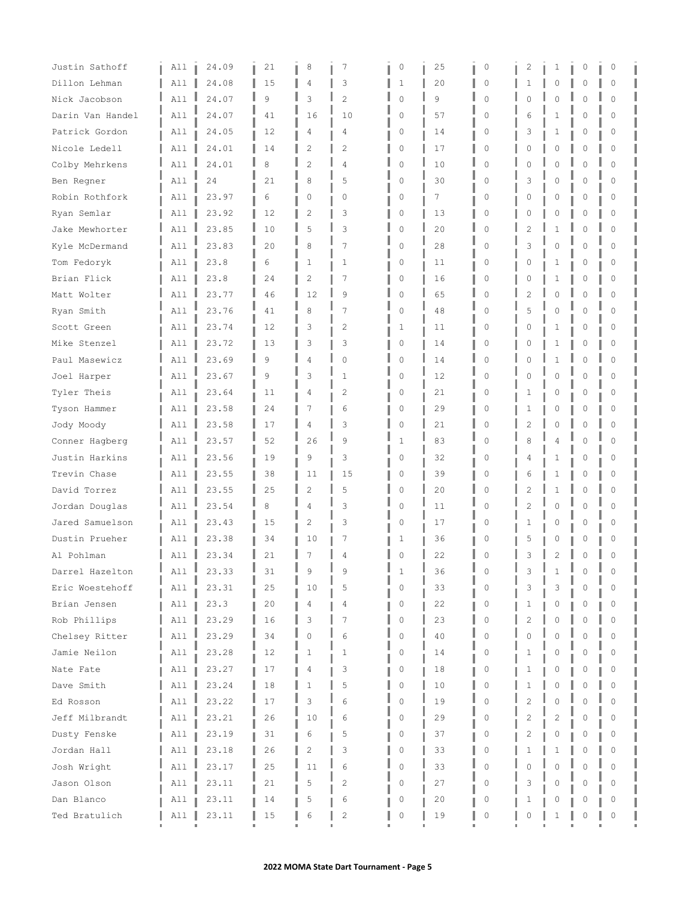| | | | | | | | | | | | | | |
|---|---|---|---|---|---|---|---|---|---|---|---|---|---|
| Justin Sathoff | All | 24.09 | 21 | 8 | 7 | 0 | 25 | 0 | 2 | 1 | 0 | 0 |
| Dillon Lehman | All | 24.08 | 15 | 4 | 3 | 1 | 20 | 0 | 1 | 0 | 0 | 0 |
| Nick Jacobson | All | 24.07 | 9 | 3 | 2 | 0 | 9 | 0 | 0 | 0 | 0 | 0 |
| Darin Van Handel | All | 24.07 | 41 | 16 | 10 | 0 | 57 | 0 | 6 | 1 | 0 | 0 |
| Patrick Gordon | All | 24.05 | 12 | 4 | 4 | 0 | 14 | 0 | 3 | 1 | 0 | 0 |
| Nicole Ledell | All | 24.01 | 14 | 2 | 2 | 0 | 17 | 0 | 0 | 0 | 0 | 0 |
| Colby Mehrkens | All | 24.01 | 8 | 2 | 4 | 0 | 10 | 0 | 0 | 0 | 0 | 0 |
| Ben Regner | All | 24 | 21 | 8 | 5 | 0 | 30 | 0 | 3 | 0 | 0 | 0 |
| Robin Rothfork | All | 23.97 | 6 | 0 | 0 | 0 | 7 | 0 | 0 | 0 | 0 | 0 |
| Ryan Semlar | All | 23.92 | 12 | 2 | 3 | 0 | 13 | 0 | 0 | 0 | 0 | 0 |
| Jake Mewhorter | All | 23.85 | 10 | 5 | 3 | 0 | 20 | 0 | 2 | 1 | 0 | 0 |
| Kyle McDermand | All | 23.83 | 20 | 8 | 7 | 0 | 28 | 0 | 3 | 0 | 0 | 0 |
| Tom Fedoryk | All | 23.8 | 6 | 1 | 1 | 0 | 11 | 0 | 0 | 1 | 0 | 0 |
| Brian Flick | All | 23.8 | 24 | 2 | 7 | 0 | 16 | 0 | 0 | 1 | 0 | 0 |
| Matt Wolter | All | 23.77 | 46 | 12 | 9 | 0 | 65 | 0 | 2 | 0 | 0 | 0 |
| Ryan Smith | All | 23.76 | 41 | 8 | 7 | 0 | 48 | 0 | 5 | 0 | 0 | 0 |
| Scott Green | All | 23.74 | 12 | 3 | 2 | 1 | 11 | 0 | 0 | 1 | 0 | 0 |
| Mike Stenzel | All | 23.72 | 13 | 3 | 3 | 0 | 14 | 0 | 0 | 1 | 0 | 0 |
| Paul Masewicz | All | 23.69 | 9 | 4 | 0 | 0 | 14 | 0 | 0 | 1 | 0 | 0 |
| Joel Harper | All | 23.67 | 9 | 3 | 1 | 0 | 12 | 0 | 0 | 0 | 0 | 0 |
| Tyler Theis | All | 23.64 | 11 | 4 | 2 | 0 | 21 | 0 | 1 | 0 | 0 | 0 |
| Tyson Hammer | All | 23.58 | 24 | 7 | 6 | 0 | 29 | 0 | 1 | 0 | 0 | 0 |
| Jody Moody | All | 23.58 | 17 | 4 | 3 | 0 | 21 | 0 | 2 | 0 | 0 | 0 |
| Conner Hagberg | All | 23.57 | 52 | 26 | 9 | 1 | 83 | 0 | 8 | 4 | 0 | 0 |
| Justin Harkins | All | 23.56 | 19 | 9 | 3 | 0 | 32 | 0 | 4 | 1 | 0 | 0 |
| Trevin Chase | All | 23.55 | 38 | 11 | 15 | 0 | 39 | 0 | 6 | 1 | 0 | 0 |
| David Torrez | All | 23.55 | 25 | 2 | 5 | 0 | 20 | 0 | 2 | 1 | 0 | 0 |
| Jordan Douglas | All | 23.54 | 8 | 4 | 3 | 0 | 11 | 0 | 2 | 0 | 0 | 0 |
| Jared Samuelson | All | 23.43 | 15 | 2 | 3 | 0 | 17 | 0 | 1 | 0 | 0 | 0 |
| Dustin Prueher | All | 23.38 | 34 | 10 | 7 | 1 | 36 | 0 | 5 | 0 | 0 | 0 |
| Al Pohlman | All | 23.34 | 21 | 7 | 4 | 0 | 22 | 0 | 3 | 2 | 0 | 0 |
| Darrel Hazelton | All | 23.33 | 31 | 9 | 9 | 1 | 36 | 0 | 3 | 1 | 0 | 0 |
| Eric Woestehoff | All | 23.31 | 25 | 10 | 5 | 0 | 33 | 0 | 3 | 3 | 0 | 0 |
| Brian Jensen | All | 23.3 | 20 | 4 | 4 | 0 | 22 | 0 | 1 | 0 | 0 | 0 |
| Rob Phillips | All | 23.29 | 16 | 3 | 7 | 0 | 23 | 0 | 2 | 0 | 0 | 0 |
| Chelsey Ritter | All | 23.29 | 34 | 0 | 6 | 0 | 40 | 0 | 0 | 0 | 0 | 0 |
| Jamie Neilon | All | 23.28 | 12 | 1 | 1 | 0 | 14 | 0 | 1 | 0 | 0 | 0 |
| Nate Fate | All | 23.27 | 17 | 4 | 3 | 0 | 18 | 0 | 1 | 0 | 0 | 0 |
| Dave Smith | All | 23.24 | 18 | 1 | 5 | 0 | 10 | 0 | 1 | 0 | 0 | 0 |
| Ed Rosson | All | 23.22 | 17 | 3 | 6 | 0 | 19 | 0 | 2 | 0 | 0 | 0 |
| Jeff Milbrandt | All | 23.21 | 26 | 10 | 6 | 0 | 29 | 0 | 2 | 2 | 0 | 0 |
| Dusty Fenske | All | 23.19 | 31 | 6 | 5 | 0 | 37 | 0 | 2 | 0 | 0 | 0 |
| Jordan Hall | All | 23.18 | 26 | 2 | 3 | 0 | 33 | 0 | 1 | 1 | 0 | 0 |
| Josh Wright | All | 23.17 | 25 | 11 | 6 | 0 | 33 | 0 | 0 | 0 | 0 | 0 |
| Jason Olson | All | 23.11 | 21 | 5 | 2 | 0 | 27 | 0 | 3 | 0 | 0 | 0 |
| Dan Blanco | All | 23.11 | 14 | 5 | 6 | 0 | 20 | 0 | 1 | 0 | 0 | 0 |
| Ted Bratulich | All | 23.11 | 15 | 6 | 2 | 0 | 19 | 0 | 0 | 1 | 0 | 0 |

**2022 MOMA State Dart Tournament - Page 5**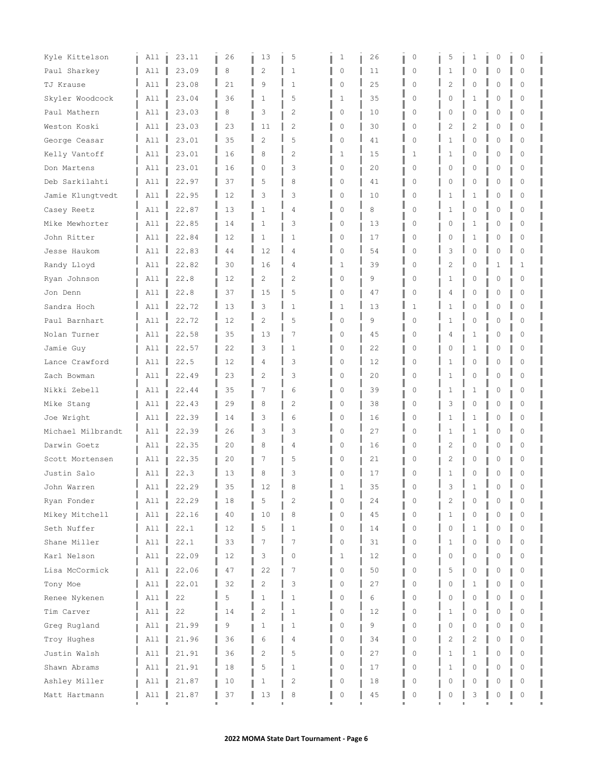| | | | | | | | | | | | | |
|---|---|---|---|---|---|---|---|---|---|---|---|---|
| Kyle Kittelson | All | 23.11 | 26 | 13 | 5 | 1 | 26 | 0 | 5 | 1 | 0 | 0 |
| Paul Sharkey | All | 23.09 | 8 | 2 | 1 | 0 | 11 | 0 | 1 | 0 | 0 | 0 |
| TJ Krause | All | 23.08 | 21 | 9 | 1 | 0 | 25 | 0 | 2 | 0 | 0 | 0 |
| Skyler Woodcock | All | 23.04 | 36 | 1 | 5 | 1 | 35 | 0 | 0 | 1 | 0 | 0 |
| Paul Mathern | All | 23.03 | 8 | 3 | 2 | 0 | 10 | 0 | 0 | 0 | 0 | 0 |
| Weston Koski | All | 23.03 | 23 | 11 | 2 | 0 | 30 | 0 | 2 | 2 | 0 | 0 |
| George Ceasar | All | 23.01 | 35 | 2 | 5 | 0 | 41 | 0 | 1 | 0 | 0 | 0 |
| Kelly Vantoff | All | 23.01 | 16 | 8 | 2 | 1 | 15 | 1 | 1 | 0 | 0 | 0 |
| Don Martens | All | 23.01 | 16 | 0 | 3 | 0 | 20 | 0 | 0 | 0 | 0 | 0 |
| Deb Sarkilahti | All | 22.97 | 37 | 5 | 8 | 0 | 41 | 0 | 0 | 0 | 0 | 0 |
| Jamie Klungtvedt | All | 22.95 | 12 | 3 | 3 | 0 | 10 | 0 | 1 | 1 | 0 | 0 |
| Casey Reetz | All | 22.87 | 13 | 1 | 4 | 0 | 8 | 0 | 1 | 0 | 0 | 0 |
| Mike Mewhorter | All | 22.85 | 14 | 1 | 3 | 0 | 13 | 0 | 0 | 1 | 0 | 0 |
| John Ritter | All | 22.84 | 12 | 1 | 1 | 0 | 17 | 0 | 0 | 1 | 0 | 0 |
| Jesse Haukom | All | 22.83 | 44 | 12 | 4 | 0 | 54 | 0 | 3 | 0 | 0 | 0 |
| Randy Lloyd | All | 22.82 | 30 | 16 | 4 | 1 | 39 | 0 | 2 | 0 | 1 | 1 |
| Ryan Johnson | All | 22.8 | 12 | 2 | 2 | 0 | 9 | 0 | 1 | 0 | 0 | 0 |
| Jon Denn | All | 22.8 | 37 | 15 | 5 | 0 | 47 | 0 | 4 | 0 | 0 | 0 |
| Sandra Hoch | All | 22.72 | 13 | 3 | 1 | 1 | 13 | 1 | 1 | 0 | 0 | 0 |
| Paul Barnhart | All | 22.72 | 12 | 2 | 5 | 0 | 9 | 0 | 1 | 0 | 0 | 0 |
| Nolan Turner | All | 22.58 | 35 | 13 | 7 | 0 | 45 | 0 | 4 | 1 | 0 | 0 |
| Jamie Guy | All | 22.57 | 22 | 3 | 1 | 0 | 22 | 0 | 0 | 1 | 0 | 0 |
| Lance Crawford | All | 22.5 | 12 | 4 | 3 | 0 | 12 | 0 | 1 | 0 | 0 | 0 |
| Zach Bowman | All | 22.49 | 23 | 2 | 3 | 0 | 20 | 0 | 1 | 0 | 0 | 0 |
| Nikki Zebell | All | 22.44 | 35 | 7 | 6 | 0 | 39 | 0 | 1 | 1 | 0 | 0 |
| Mike Stang | All | 22.43 | 29 | 8 | 2 | 0 | 38 | 0 | 3 | 0 | 0 | 0 |
| Joe Wright | All | 22.39 | 14 | 3 | 6 | 0 | 16 | 0 | 1 | 1 | 0 | 0 |
| Michael Milbrandt | All | 22.39 | 26 | 3 | 3 | 0 | 27 | 0 | 1 | 1 | 0 | 0 |
| Darwin Goetz | All | 22.35 | 20 | 8 | 4 | 0 | 16 | 0 | 2 | 0 | 0 | 0 |
| Scott Mortensen | All | 22.35 | 20 | 7 | 5 | 0 | 21 | 0 | 2 | 0 | 0 | 0 |
| Justin Salo | All | 22.3 | 13 | 8 | 3 | 0 | 17 | 0 | 1 | 0 | 0 | 0 |
| John Warren | All | 22.29 | 35 | 12 | 8 | 1 | 35 | 0 | 3 | 1 | 0 | 0 |
| Ryan Fonder | All | 22.29 | 18 | 5 | 2 | 0 | 24 | 0 | 2 | 0 | 0 | 0 |
| Mikey Mitchell | All | 22.16 | 40 | 10 | 8 | 0 | 45 | 0 | 1 | 0 | 0 | 0 |
| Seth Nuffer | All | 22.1 | 12 | 5 | 1 | 0 | 14 | 0 | 0 | 1 | 0 | 0 |
| Shane Miller | All | 22.1 | 33 | 7 | 7 | 0 | 31 | 0 | 1 | 0 | 0 | 0 |
| Karl Nelson | All | 22.09 | 12 | 3 | 0 | 1 | 12 | 0 | 0 | 0 | 0 | 0 |
| Lisa McCormick | All | 22.06 | 47 | 22 | 7 | 0 | 50 | 0 | 5 | 0 | 0 | 0 |
| Tony Moe | All | 22.01 | 32 | 2 | 3 | 0 | 27 | 0 | 0 | 1 | 0 | 0 |
| Renee Nykenen | All | 22 | 5 | 1 | 1 | 0 | 6 | 0 | 0 | 0 | 0 | 0 |
| Tim Carver | All | 22 | 14 | 2 | 1 | 0 | 12 | 0 | 1 | 0 | 0 | 0 |
| Greg Rugland | All | 21.99 | 9 | 1 | 1 | 0 | 9 | 0 | 0 | 0 | 0 | 0 |
| Troy Hughes | All | 21.96 | 36 | 6 | 4 | 0 | 34 | 0 | 2 | 2 | 0 | 0 |
| Justin Walsh | All | 21.91 | 36 | 2 | 5 | 0 | 27 | 0 | 1 | 1 | 0 | 0 |
| Shawn Abrams | All | 21.91 | 18 | 5 | 1 | 0 | 17 | 0 | 1 | 0 | 0 | 0 |
| Ashley Miller | All | 21.87 | 10 | 1 | 2 | 0 | 18 | 0 | 0 | 0 | 0 | 0 |
| Matt Hartmann | All | 21.87 | 37 | 13 | 8 | 0 | 45 | 0 | 0 | 3 | 0 | 0 |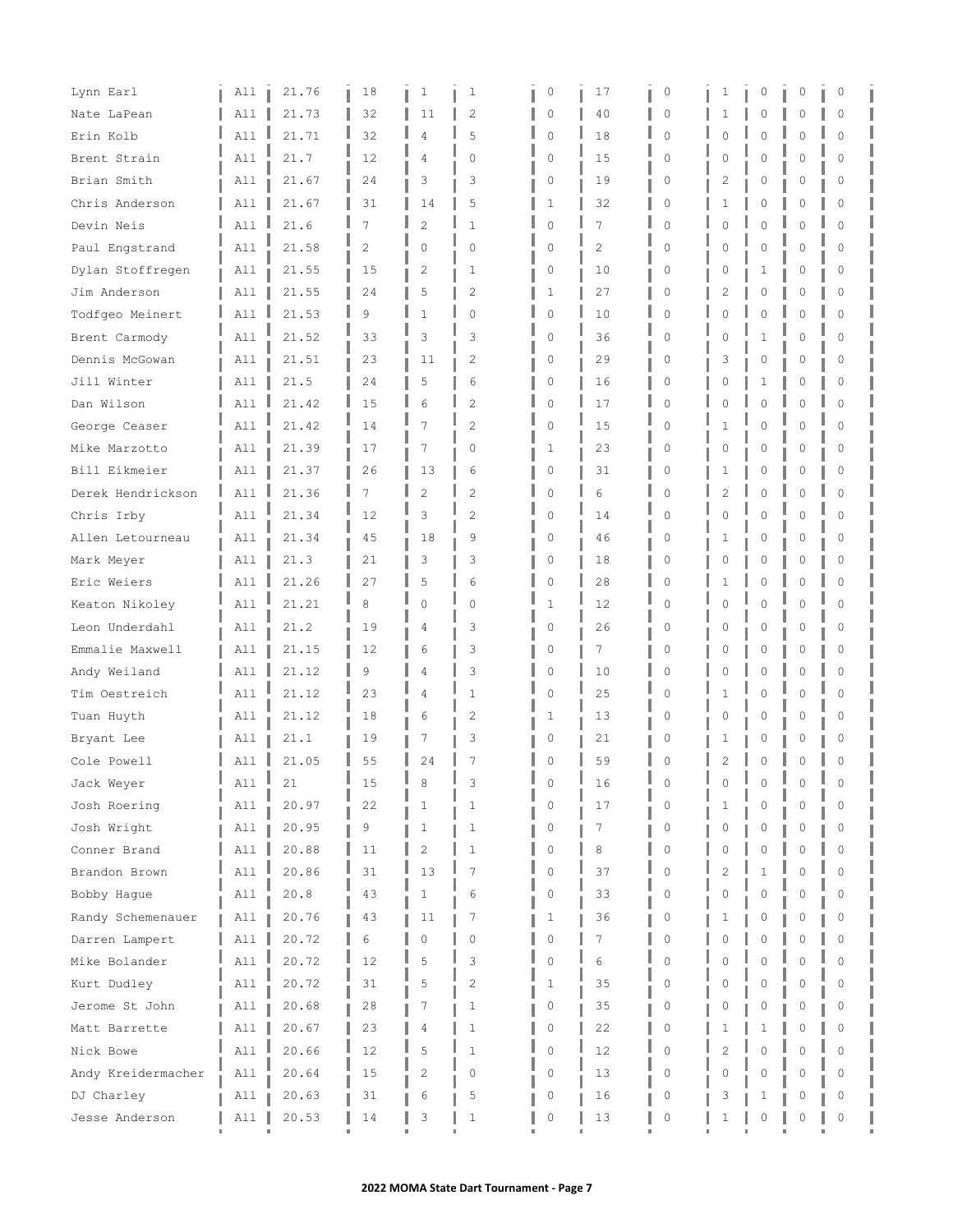| | | | | | | | | | | | | |
|---|---|---|---|---|---|---|---|---|---|---|---|---|
| Lynn Earl | All | 21.76 | 18 | 1 | 1 | 0 | 17 | 0 | 1 | 0 | 0 | 0 |
| Nate LaPean | All | 21.73 | 32 | 11 | 2 | 0 | 40 | 0 | 1 | 0 | 0 | 0 |
| Erin Kolb | All | 21.71 | 32 | 4 | 5 | 0 | 18 | 0 | 0 | 0 | 0 | 0 |
| Brent Strain | All | 21.7 | 12 | 4 | 0 | 0 | 15 | 0 | 0 | 0 | 0 | 0 |
| Brian Smith | All | 21.67 | 24 | 3 | 3 | 0 | 19 | 0 | 2 | 0 | 0 | 0 |
| Chris Anderson | All | 21.67 | 31 | 14 | 5 | 1 | 32 | 0 | 1 | 0 | 0 | 0 |
| Devin Neis | All | 21.6 | 7 | 2 | 1 | 0 | 7 | 0 | 0 | 0 | 0 | 0 |
| Paul Engstrand | All | 21.58 | 2 | 0 | 0 | 0 | 2 | 0 | 0 | 0 | 0 | 0 |
| Dylan Stoffregen | All | 21.55 | 15 | 2 | 1 | 0 | 10 | 0 | 0 | 1 | 0 | 0 |
| Jim Anderson | All | 21.55 | 24 | 5 | 2 | 1 | 27 | 0 | 2 | 0 | 0 | 0 |
| Todfgeo Meinert | All | 21.53 | 9 | 1 | 0 | 0 | 10 | 0 | 0 | 0 | 0 | 0 |
| Brent Carmody | All | 21.52 | 33 | 3 | 3 | 0 | 36 | 0 | 0 | 1 | 0 | 0 |
| Dennis McGowan | All | 21.51 | 23 | 11 | 2 | 0 | 29 | 0 | 3 | 0 | 0 | 0 |
| Jill Winter | All | 21.5 | 24 | 5 | 6 | 0 | 16 | 0 | 0 | 1 | 0 | 0 |
| Dan Wilson | All | 21.42 | 15 | 6 | 2 | 0 | 17 | 0 | 0 | 0 | 0 | 0 |
| George Ceaser | All | 21.42 | 14 | 7 | 2 | 0 | 15 | 0 | 1 | 0 | 0 | 0 |
| Mike Marzotto | All | 21.39 | 17 | 7 | 0 | 1 | 23 | 0 | 0 | 0 | 0 | 0 |
| Bill Eikmeier | All | 21.37 | 26 | 13 | 6 | 0 | 31 | 0 | 1 | 0 | 0 | 0 |
| Derek Hendrickson | All | 21.36 | 7 | 2 | 2 | 0 | 6 | 0 | 2 | 0 | 0 | 0 |
| Chris Irby | All | 21.34 | 12 | 3 | 2 | 0 | 14 | 0 | 0 | 0 | 0 | 0 |
| Allen Letourneau | All | 21.34 | 45 | 18 | 9 | 0 | 46 | 0 | 1 | 0 | 0 | 0 |
| Mark Meyer | All | 21.3 | 21 | 3 | 3 | 0 | 18 | 0 | 0 | 0 | 0 | 0 |
| Eric Weiers | All | 21.26 | 27 | 5 | 6 | 0 | 28 | 0 | 1 | 0 | 0 | 0 |
| Keaton Nikoley | All | 21.21 | 8 | 0 | 0 | 1 | 12 | 0 | 0 | 0 | 0 | 0 |
| Leon Underdahl | All | 21.2 | 19 | 4 | 3 | 0 | 26 | 0 | 0 | 0 | 0 | 0 |
| Emmalie Maxwell | All | 21.15 | 12 | 6 | 3 | 0 | 7 | 0 | 0 | 0 | 0 | 0 |
| Andy Weiland | All | 21.12 | 9 | 4 | 3 | 0 | 10 | 0 | 0 | 0 | 0 | 0 |
| Tim Oestreich | All | 21.12 | 23 | 4 | 1 | 0 | 25 | 0 | 1 | 0 | 0 | 0 |
| Tuan Huyth | All | 21.12 | 18 | 6 | 2 | 1 | 13 | 0 | 0 | 0 | 0 | 0 |
| Bryant Lee | All | 21.1 | 19 | 7 | 3 | 0 | 21 | 0 | 1 | 0 | 0 | 0 |
| Cole Powell | All | 21.05 | 55 | 24 | 7 | 0 | 59 | 0 | 2 | 0 | 0 | 0 |
| Jack Weyer | All | 21 | 15 | 8 | 3 | 0 | 16 | 0 | 0 | 0 | 0 | 0 |
| Josh Roering | All | 20.97 | 22 | 1 | 1 | 0 | 17 | 0 | 1 | 0 | 0 | 0 |
| Josh Wright | All | 20.95 | 9 | 1 | 1 | 0 | 7 | 0 | 0 | 0 | 0 | 0 |
| Conner Brand | All | 20.88 | 11 | 2 | 1 | 0 | 8 | 0 | 0 | 0 | 0 | 0 |
| Brandon Brown | All | 20.86 | 31 | 13 | 7 | 0 | 37 | 0 | 2 | 1 | 0 | 0 |
| Bobby Hague | All | 20.8 | 43 | 1 | 6 | 0 | 33 | 0 | 0 | 0 | 0 | 0 |
| Randy Schemenauer | All | 20.76 | 43 | 11 | 7 | 1 | 36 | 0 | 1 | 0 | 0 | 0 |
| Darren Lampert | All | 20.72 | 6 | 0 | 0 | 0 | 7 | 0 | 0 | 0 | 0 | 0 |
| Mike Bolander | All | 20.72 | 12 | 5 | 3 | 0 | 6 | 0 | 0 | 0 | 0 | 0 |
| Kurt Dudley | All | 20.72 | 31 | 5 | 2 | 1 | 35 | 0 | 0 | 0 | 0 | 0 |
| Jerome St John | All | 20.68 | 28 | 7 | 1 | 0 | 35 | 0 | 0 | 0 | 0 | 0 |
| Matt Barrette | All | 20.67 | 23 | 4 | 1 | 0 | 22 | 0 | 1 | 1 | 0 | 0 |
| Nick Bowe | All | 20.66 | 12 | 5 | 1 | 0 | 12 | 0 | 2 | 0 | 0 | 0 |
| Andy Kreidermacher | All | 20.64 | 15 | 2 | 0 | 0 | 13 | 0 | 0 | 0 | 0 | 0 |
| DJ Charley | All | 20.63 | 31 | 6 | 5 | 0 | 16 | 0 | 3 | 1 | 0 | 0 |
| Jesse Anderson | All | 20.53 | 14 | 3 | 1 | 0 | 13 | 0 | 1 | 0 | 0 | 0 |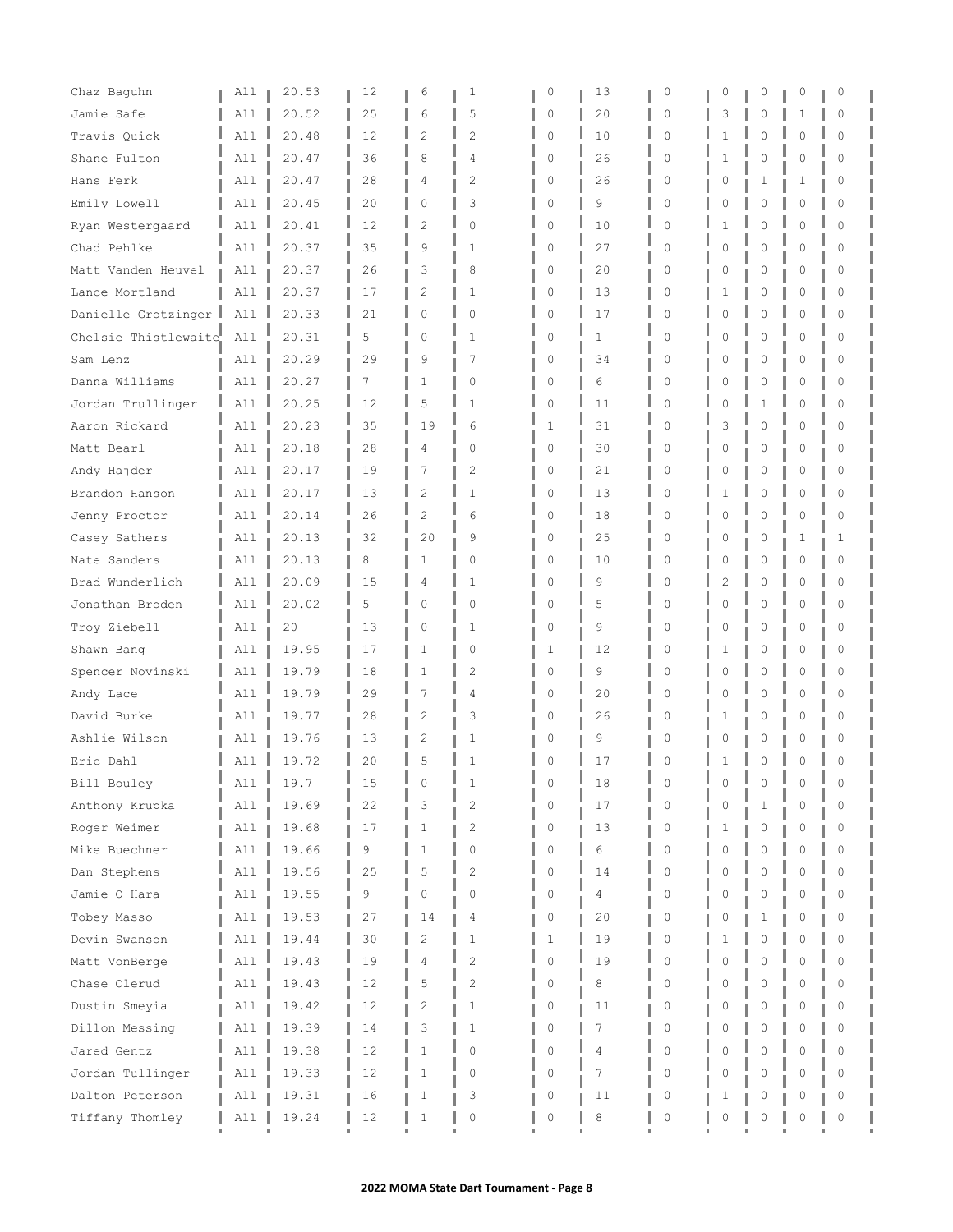| | | | | | | | | | | | | |
|---|---|---|---|---|---|---|---|---|---|---|---|---|
| Chaz Baguhn | All | 20.53 | 12 | 6 | 1 | 0 | 13 | 0 | 0 | 0 | 0 | 0 |
| Jamie Safe | All | 20.52 | 25 | 6 | 5 | 0 | 20 | 0 | 3 | 0 | 1 | 0 |
| Travis Quick | All | 20.48 | 12 | 2 | 2 | 0 | 10 | 0 | 1 | 0 | 0 | 0 |
| Shane Fulton | All | 20.47 | 36 | 8 | 4 | 0 | 26 | 0 | 1 | 0 | 0 | 0 |
| Hans Ferk | All | 20.47 | 28 | 4 | 2 | 0 | 26 | 0 | 0 | 1 | 1 | 0 |
| Emily Lowell | All | 20.45 | 20 | 0 | 3 | 0 | 9 | 0 | 0 | 0 | 0 | 0 |
| Ryan Westergaard | All | 20.41 | 12 | 2 | 0 | 0 | 10 | 0 | 1 | 0 | 0 | 0 |
| Chad Pehlke | All | 20.37 | 35 | 9 | 1 | 0 | 27 | 0 | 0 | 0 | 0 | 0 |
| Matt Vanden Heuvel | All | 20.37 | 26 | 3 | 8 | 0 | 20 | 0 | 0 | 0 | 0 | 0 |
| Lance Mortland | All | 20.37 | 17 | 2 | 1 | 0 | 13 | 0 | 1 | 0 | 0 | 0 |
| Danielle Grotzinger | All | 20.33 | 21 | 0 | 0 | 0 | 17 | 0 | 0 | 0 | 0 | 0 |
| Chelsie Thistlewaite | All | 20.31 | 5 | 0 | 1 | 0 | 1 | 0 | 0 | 0 | 0 | 0 |
| Sam Lenz | All | 20.29 | 29 | 9 | 7 | 0 | 34 | 0 | 0 | 0 | 0 | 0 |
| Danna Williams | All | 20.27 | 7 | 1 | 0 | 0 | 6 | 0 | 0 | 0 | 0 | 0 |
| Jordan Trullinger | All | 20.25 | 12 | 5 | 1 | 0 | 11 | 0 | 0 | 1 | 0 | 0 |
| Aaron Rickard | All | 20.23 | 35 | 19 | 6 | 1 | 31 | 0 | 3 | 0 | 0 | 0 |
| Matt Bearl | All | 20.18 | 28 | 4 | 0 | 0 | 30 | 0 | 0 | 0 | 0 | 0 |
| Andy Hajder | All | 20.17 | 19 | 7 | 2 | 0 | 21 | 0 | 0 | 0 | 0 | 0 |
| Brandon Hanson | All | 20.17 | 13 | 2 | 1 | 0 | 13 | 0 | 1 | 0 | 0 | 0 |
| Jenny Proctor | All | 20.14 | 26 | 2 | 6 | 0 | 18 | 0 | 0 | 0 | 0 | 0 |
| Casey Sathers | All | 20.13 | 32 | 20 | 9 | 0 | 25 | 0 | 0 | 0 | 1 | 1 |
| Nate Sanders | All | 20.13 | 8 | 1 | 0 | 0 | 10 | 0 | 0 | 0 | 0 | 0 |
| Brad Wunderlich | All | 20.09 | 15 | 4 | 1 | 0 | 9 | 0 | 2 | 0 | 0 | 0 |
| Jonathan Broden | All | 20.02 | 5 | 0 | 0 | 0 | 5 | 0 | 0 | 0 | 0 | 0 |
| Troy Ziebell | All | 20 | 13 | 0 | 1 | 0 | 9 | 0 | 0 | 0 | 0 | 0 |
| Shawn Bang | All | 19.95 | 17 | 1 | 0 | 1 | 12 | 0 | 1 | 0 | 0 | 0 |
| Spencer Novinski | All | 19.79 | 18 | 1 | 2 | 0 | 9 | 0 | 0 | 0 | 0 | 0 |
| Andy Lace | All | 19.79 | 29 | 7 | 4 | 0 | 20 | 0 | 0 | 0 | 0 | 0 |
| David Burke | All | 19.77 | 28 | 2 | 3 | 0 | 26 | 0 | 1 | 0 | 0 | 0 |
| Ashlie Wilson | All | 19.76 | 13 | 2 | 1 | 0 | 9 | 0 | 0 | 0 | 0 | 0 |
| Eric Dahl | All | 19.72 | 20 | 5 | 1 | 0 | 17 | 0 | 1 | 0 | 0 | 0 |
| Bill Bouley | All | 19.7 | 15 | 0 | 1 | 0 | 18 | 0 | 0 | 0 | 0 | 0 |
| Anthony Krupka | All | 19.69 | 22 | 3 | 2 | 0 | 17 | 0 | 0 | 1 | 0 | 0 |
| Roger Weimer | All | 19.68 | 17 | 1 | 2 | 0 | 13 | 0 | 1 | 0 | 0 | 0 |
| Mike Buechner | All | 19.66 | 9 | 1 | 0 | 0 | 6 | 0 | 0 | 0 | 0 | 0 |
| Dan Stephens | All | 19.56 | 25 | 5 | 2 | 0 | 14 | 0 | 0 | 0 | 0 | 0 |
| Jamie O Hara | All | 19.55 | 9 | 0 | 0 | 0 | 4 | 0 | 0 | 0 | 0 | 0 |
| Tobey Masso | All | 19.53 | 27 | 14 | 4 | 0 | 20 | 0 | 0 | 1 | 0 | 0 |
| Devin Swanson | All | 19.44 | 30 | 2 | 1 | 1 | 19 | 0 | 1 | 0 | 0 | 0 |
| Matt VonBerge | All | 19.43 | 19 | 4 | 2 | 0 | 19 | 0 | 0 | 0 | 0 | 0 |
| Chase Olerud | All | 19.43 | 12 | 5 | 2 | 0 | 8 | 0 | 0 | 0 | 0 | 0 |
| Dustin Smeyia | All | 19.42 | 12 | 2 | 1 | 0 | 11 | 0 | 0 | 0 | 0 | 0 |
| Dillon Messing | All | 19.39 | 14 | 3 | 1 | 0 | 7 | 0 | 0 | 0 | 0 | 0 |
| Jared Gentz | All | 19.38 | 12 | 1 | 0 | 0 | 4 | 0 | 0 | 0 | 0 | 0 |
| Jordan Tullinger | All | 19.33 | 12 | 1 | 0 | 0 | 7 | 0 | 0 | 0 | 0 | 0 |
| Dalton Peterson | All | 19.31 | 16 | 1 | 3 | 0 | 11 | 0 | 1 | 0 | 0 | 0 |
| Tiffany Thomley | All | 19.24 | 12 | 1 | 0 | 0 | 8 | 0 | 0 | 0 | 0 | 0 |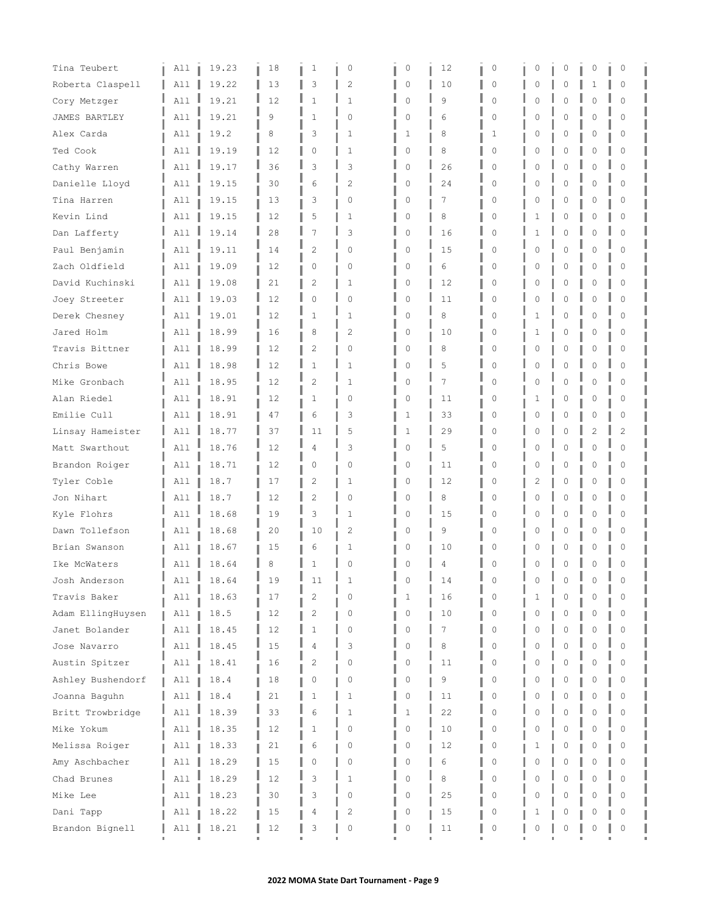| | | | | | | | | | | | | |
|---|---|---|---|---|---|---|---|---|---|---|---|---|
| Tina Teubert | All | 19.23 | 18 | 1 | 0 | 0 | 12 | 0 | 0 | 0 | 0 | 0 |
| Roberta Claspell | All | 19.22 | 13 | 3 | 2 | 0 | 10 | 0 | 0 | 0 | 1 | 0 |
| Cory Metzger | All | 19.21 | 12 | 1 | 1 | 0 | 9 | 0 | 0 | 0 | 0 | 0 |
| JAMES BARTLEY | All | 19.21 | 9 | 1 | 0 | 0 | 6 | 0 | 0 | 0 | 0 | 0 |
| Alex Carda | All | 19.2 | 8 | 3 | 1 | 1 | 8 | 1 | 0 | 0 | 0 | 0 |
| Ted Cook | All | 19.19 | 12 | 0 | 1 | 0 | 8 | 0 | 0 | 0 | 0 | 0 |
| Cathy Warren | All | 19.17 | 36 | 3 | 3 | 0 | 26 | 0 | 0 | 0 | 0 | 0 |
| Danielle Lloyd | All | 19.15 | 30 | 6 | 2 | 0 | 24 | 0 | 0 | 0 | 0 | 0 |
| Tina Harren | All | 19.15 | 13 | 3 | 0 | 0 | 7 | 0 | 0 | 0 | 0 | 0 |
| Kevin Lind | All | 19.15 | 12 | 5 | 1 | 0 | 8 | 0 | 1 | 0 | 0 | 0 |
| Dan Lafferty | All | 19.14 | 28 | 7 | 3 | 0 | 16 | 0 | 1 | 0 | 0 | 0 |
| Paul Benjamin | All | 19.11 | 14 | 2 | 0 | 0 | 15 | 0 | 0 | 0 | 0 | 0 |
| Zach Oldfield | All | 19.09 | 12 | 0 | 0 | 0 | 6 | 0 | 0 | 0 | 0 | 0 |
| David Kuchinski | All | 19.08 | 21 | 2 | 1 | 0 | 12 | 0 | 0 | 0 | 0 | 0 |
| Joey Streeter | All | 19.03 | 12 | 0 | 0 | 0 | 11 | 0 | 0 | 0 | 0 | 0 |
| Derek Chesney | All | 19.01 | 12 | 1 | 1 | 0 | 8 | 0 | 1 | 0 | 0 | 0 |
| Jared Holm | All | 18.99 | 16 | 8 | 2 | 0 | 10 | 0 | 1 | 0 | 0 | 0 |
| Travis Bittner | All | 18.99 | 12 | 2 | 0 | 0 | 8 | 0 | 0 | 0 | 0 | 0 |
| Chris Bowe | All | 18.98 | 12 | 1 | 1 | 0 | 5 | 0 | 0 | 0 | 0 | 0 |
| Mike Gronbach | All | 18.95 | 12 | 2 | 1 | 0 | 7 | 0 | 0 | 0 | 0 | 0 |
| Alan Riedel | All | 18.91 | 12 | 1 | 0 | 0 | 11 | 0 | 1 | 0 | 0 | 0 |
| Emilie Cull | All | 18.91 | 47 | 6 | 3 | 1 | 33 | 0 | 0 | 0 | 0 | 0 |
| Linsay Hameister | All | 18.77 | 37 | 11 | 5 | 1 | 29 | 0 | 0 | 0 | 2 | 2 |
| Matt Swarthout | All | 18.76 | 12 | 4 | 3 | 0 | 5 | 0 | 0 | 0 | 0 | 0 |
| Brandon Roiger | All | 18.71 | 12 | 0 | 0 | 0 | 11 | 0 | 0 | 0 | 0 | 0 |
| Tyler Coble | All | 18.7 | 17 | 2 | 1 | 0 | 12 | 0 | 2 | 0 | 0 | 0 |
| Jon Nihart | All | 18.7 | 12 | 2 | 0 | 0 | 8 | 0 | 0 | 0 | 0 | 0 |
| Kyle Flohrs | All | 18.68 | 19 | 3 | 1 | 0 | 15 | 0 | 0 | 0 | 0 | 0 |
| Dawn Tollefson | All | 18.68 | 20 | 10 | 2 | 0 | 9 | 0 | 0 | 0 | 0 | 0 |
| Brian Swanson | All | 18.67 | 15 | 6 | 1 | 0 | 10 | 0 | 0 | 0 | 0 | 0 |
| Ike McWaters | All | 18.64 | 8 | 1 | 0 | 0 | 4 | 0 | 0 | 0 | 0 | 0 |
| Josh Anderson | All | 18.64 | 19 | 11 | 1 | 0 | 14 | 0 | 0 | 0 | 0 | 0 |
| Travis Baker | All | 18.63 | 17 | 2 | 0 | 1 | 16 | 0 | 1 | 0 | 0 | 0 |
| Adam EllingHuysen | All | 18.5 | 12 | 2 | 0 | 0 | 10 | 0 | 0 | 0 | 0 | 0 |
| Janet Bolander | All | 18.45 | 12 | 1 | 0 | 0 | 7 | 0 | 0 | 0 | 0 | 0 |
| Jose Navarro | All | 18.45 | 15 | 4 | 3 | 0 | 8 | 0 | 0 | 0 | 0 | 0 |
| Austin Spitzer | All | 18.41 | 16 | 2 | 0 | 0 | 11 | 0 | 0 | 0 | 0 | 0 |
| Ashley Bushendorf | All | 18.4 | 18 | 0 | 0 | 0 | 9 | 0 | 0 | 0 | 0 | 0 |
| Joanna Baguhn | All | 18.4 | 21 | 1 | 1 | 0 | 11 | 0 | 0 | 0 | 0 | 0 |
| Britt Trowbridge | All | 18.39 | 33 | 6 | 1 | 1 | 22 | 0 | 0 | 0 | 0 | 0 |
| Mike Yokum | All | 18.35 | 12 | 1 | 0 | 0 | 10 | 0 | 0 | 0 | 0 | 0 |
| Melissa Roiger | All | 18.33 | 21 | 6 | 0 | 0 | 12 | 0 | 1 | 0 | 0 | 0 |
| Amy Aschbacher | All | 18.29 | 15 | 0 | 0 | 0 | 6 | 0 | 0 | 0 | 0 | 0 |
| Chad Brunes | All | 18.29 | 12 | 3 | 1 | 0 | 8 | 0 | 0 | 0 | 0 | 0 |
| Mike Lee | All | 18.23 | 30 | 3 | 0 | 0 | 25 | 0 | 0 | 0 | 0 | 0 |
| Dani Tapp | All | 18.22 | 15 | 4 | 2 | 0 | 15 | 0 | 1 | 0 | 0 | 0 |
| Brandon Bignell | All | 18.21 | 12 | 3 | 0 | 0 | 11 | 0 | 0 | 0 | 0 | 0 |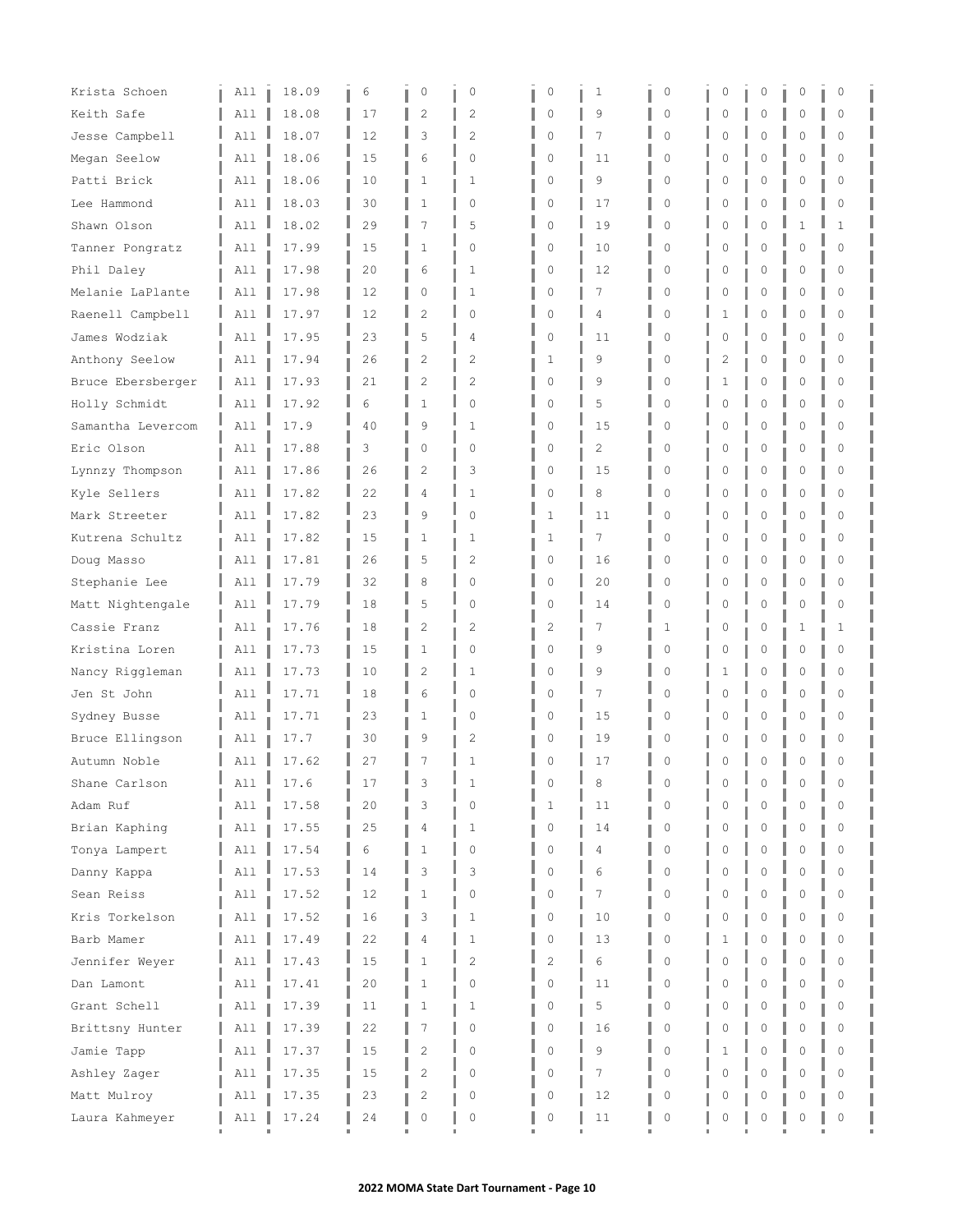| | | | | | | | | | | | | |
|---|---|---|---|---|---|---|---|---|---|---|---|---|
| Krista Schoen | All | 18.09 | 6 | 0 | 0 | 0 | 1 | 0 | 0 | 0 | 0 | 0 |
| Keith Safe | All | 18.08 | 17 | 2 | 2 | 0 | 9 | 0 | 0 | 0 | 0 | 0 |
| Jesse Campbell | All | 18.07 | 12 | 3 | 2 | 0 | 7 | 0 | 0 | 0 | 0 | 0 |
| Megan Seelow | All | 18.06 | 15 | 6 | 0 | 0 | 11 | 0 | 0 | 0 | 0 | 0 |
| Patti Brick | All | 18.06 | 10 | 1 | 1 | 0 | 9 | 0 | 0 | 0 | 0 | 0 |
| Lee Hammond | All | 18.03 | 30 | 1 | 0 | 0 | 17 | 0 | 0 | 0 | 0 | 0 |
| Shawn Olson | All | 18.02 | 29 | 7 | 5 | 0 | 19 | 0 | 0 | 0 | 1 | 1 |
| Tanner Pongratz | All | 17.99 | 15 | 1 | 0 | 0 | 10 | 0 | 0 | 0 | 0 | 0 |
| Phil Daley | All | 17.98 | 20 | 6 | 1 | 0 | 12 | 0 | 0 | 0 | 0 | 0 |
| Melanie LaPlante | All | 17.98 | 12 | 0 | 1 | 0 | 7 | 0 | 0 | 0 | 0 | 0 |
| Raenell Campbell | All | 17.97 | 12 | 2 | 0 | 0 | 4 | 0 | 1 | 0 | 0 | 0 |
| James Wodziak | All | 17.95 | 23 | 5 | 4 | 0 | 11 | 0 | 0 | 0 | 0 | 0 |
| Anthony Seelow | All | 17.94 | 26 | 2 | 2 | 1 | 9 | 0 | 2 | 0 | 0 | 0 |
| Bruce Ebersberger | All | 17.93 | 21 | 2 | 2 | 0 | 9 | 0 | 1 | 0 | 0 | 0 |
| Holly Schmidt | All | 17.92 | 6 | 1 | 0 | 0 | 5 | 0 | 0 | 0 | 0 | 0 |
| Samantha Levercom | All | 17.9 | 40 | 9 | 1 | 0 | 15 | 0 | 0 | 0 | 0 | 0 |
| Eric Olson | All | 17.88 | 3 | 0 | 0 | 0 | 2 | 0 | 0 | 0 | 0 | 0 |
| Lynnzy Thompson | All | 17.86 | 26 | 2 | 3 | 0 | 15 | 0 | 0 | 0 | 0 | 0 |
| Kyle Sellers | All | 17.82 | 22 | 4 | 1 | 0 | 8 | 0 | 0 | 0 | 0 | 0 |
| Mark Streeter | All | 17.82 | 23 | 9 | 0 | 1 | 11 | 0 | 0 | 0 | 0 | 0 |
| Kutrena Schultz | All | 17.82 | 15 | 1 | 1 | 1 | 7 | 0 | 0 | 0 | 0 | 0 |
| Doug Masso | All | 17.81 | 26 | 5 | 2 | 0 | 16 | 0 | 0 | 0 | 0 | 0 |
| Stephanie Lee | All | 17.79 | 32 | 8 | 0 | 0 | 20 | 0 | 0 | 0 | 0 | 0 |
| Matt Nightengale | All | 17.79 | 18 | 5 | 0 | 0 | 14 | 0 | 0 | 0 | 0 | 0 |
| Cassie Franz | All | 17.76 | 18 | 2 | 2 | 2 | 7 | 1 | 0 | 0 | 1 | 1 |
| Kristina Loren | All | 17.73 | 15 | 1 | 0 | 0 | 9 | 0 | 0 | 0 | 0 | 0 |
| Nancy Riggleman | All | 17.73 | 10 | 2 | 1 | 0 | 9 | 0 | 1 | 0 | 0 | 0 |
| Jen St John | All | 17.71 | 18 | 6 | 0 | 0 | 7 | 0 | 0 | 0 | 0 | 0 |
| Sydney Busse | All | 17.71 | 23 | 1 | 0 | 0 | 15 | 0 | 0 | 0 | 0 | 0 |
| Bruce Ellingson | All | 17.7 | 30 | 9 | 2 | 0 | 19 | 0 | 0 | 0 | 0 | 0 |
| Autumn Noble | All | 17.62 | 27 | 7 | 1 | 0 | 17 | 0 | 0 | 0 | 0 | 0 |
| Shane Carlson | All | 17.6 | 17 | 3 | 1 | 0 | 8 | 0 | 0 | 0 | 0 | 0 |
| Adam Ruf | All | 17.58 | 20 | 3 | 0 | 1 | 11 | 0 | 0 | 0 | 0 | 0 |
| Brian Kaphing | All | 17.55 | 25 | 4 | 1 | 0 | 14 | 0 | 0 | 0 | 0 | 0 |
| Tonya Lampert | All | 17.54 | 6 | 1 | 0 | 0 | 4 | 0 | 0 | 0 | 0 | 0 |
| Danny Kappa | All | 17.53 | 14 | 3 | 3 | 0 | 6 | 0 | 0 | 0 | 0 | 0 |
| Sean Reiss | All | 17.52 | 12 | 1 | 0 | 0 | 7 | 0 | 0 | 0 | 0 | 0 |
| Kris Torkelson | All | 17.52 | 16 | 3 | 1 | 0 | 10 | 0 | 0 | 0 | 0 | 0 |
| Barb Mamer | All | 17.49 | 22 | 4 | 1 | 0 | 13 | 0 | 1 | 0 | 0 | 0 |
| Jennifer Weyer | All | 17.43 | 15 | 1 | 2 | 2 | 6 | 0 | 0 | 0 | 0 | 0 |
| Dan Lamont | All | 17.41 | 20 | 1 | 0 | 0 | 11 | 0 | 0 | 0 | 0 | 0 |
| Grant Schell | All | 17.39 | 11 | 1 | 1 | 0 | 5 | 0 | 0 | 0 | 0 | 0 |
| Brittsny Hunter | All | 17.39 | 22 | 7 | 0 | 0 | 16 | 0 | 0 | 0 | 0 | 0 |
| Jamie Tapp | All | 17.37 | 15 | 2 | 0 | 0 | 9 | 0 | 1 | 0 | 0 | 0 |
| Ashley Zager | All | 17.35 | 15 | 2 | 0 | 0 | 7 | 0 | 0 | 0 | 0 | 0 |
| Matt Mulroy | All | 17.35 | 23 | 2 | 0 | 0 | 12 | 0 | 0 | 0 | 0 | 0 |
| Laura Kahmeyer | All | 17.24 | 24 | 0 | 0 | 0 | 11 | 0 | 0 | 0 | 0 | 0 |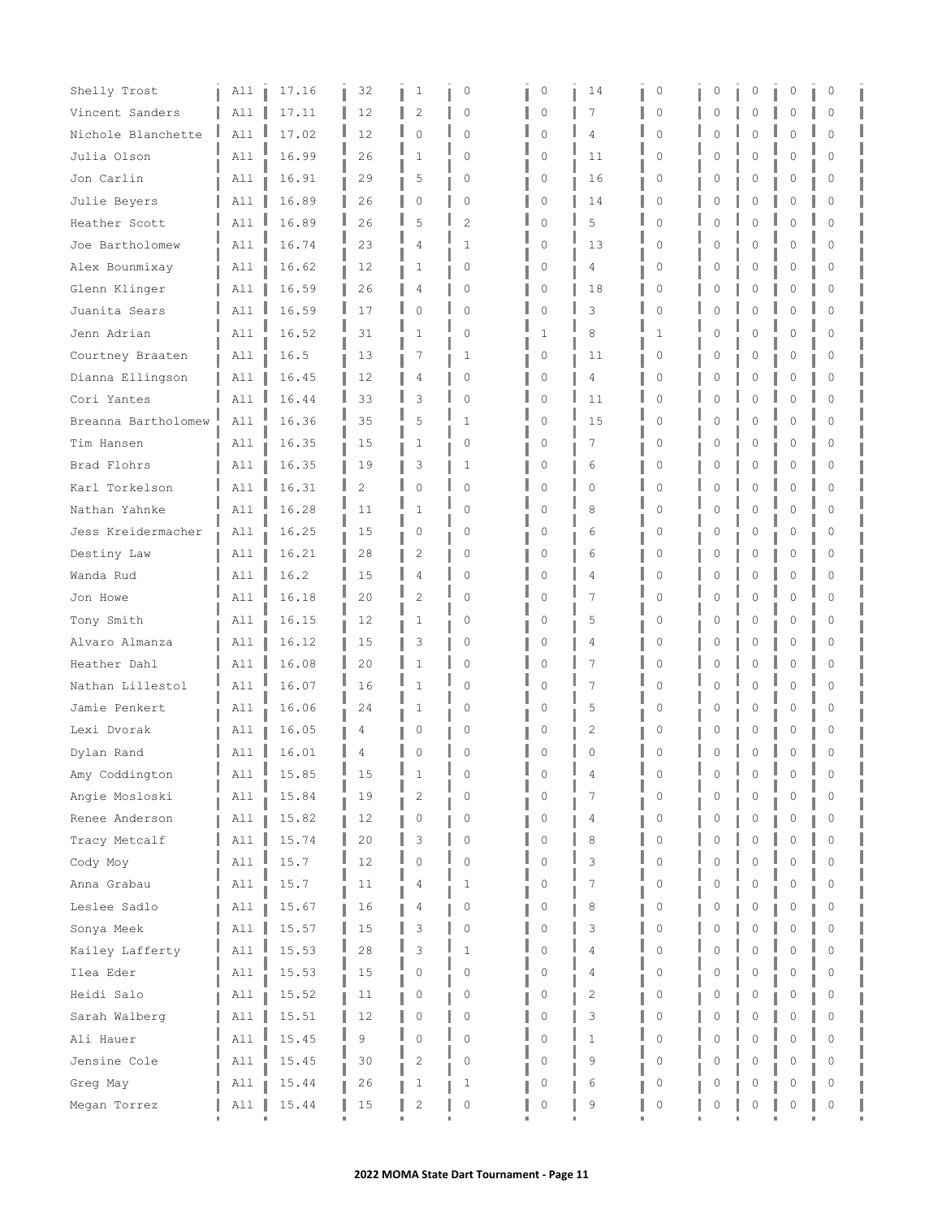| | | | | | | | | | | | | |
|---|---|---|---|---|---|---|---|---|---|---|---|---|
| Shelly Trost | All | 17.16 | 32 | 1 | 0 | 0 | 14 | 0 | 0 | 0 | 0 | 0 |
| Vincent Sanders | All | 17.11 | 12 | 2 | 0 | 0 | 7 | 0 | 0 | 0 | 0 | 0 |
| Nichole Blanchette | All | 17.02 | 12 | 0 | 0 | 0 | 4 | 0 | 0 | 0 | 0 | 0 |
| Julia Olson | All | 16.99 | 26 | 1 | 0 | 0 | 11 | 0 | 0 | 0 | 0 | 0 |
| Jon Carlin | All | 16.91 | 29 | 5 | 0 | 0 | 16 | 0 | 0 | 0 | 0 | 0 |
| Julie Beyers | All | 16.89 | 26 | 0 | 0 | 0 | 14 | 0 | 0 | 0 | 0 | 0 |
| Heather Scott | All | 16.89 | 26 | 5 | 2 | 0 | 5 | 0 | 0 | 0 | 0 | 0 |
| Joe Bartholomew | All | 16.74 | 23 | 4 | 1 | 0 | 13 | 0 | 0 | 0 | 0 | 0 |
| Alex Bounmixay | All | 16.62 | 12 | 1 | 0 | 0 | 4 | 0 | 0 | 0 | 0 | 0 |
| Glenn Klinger | All | 16.59 | 26 | 4 | 0 | 0 | 18 | 0 | 0 | 0 | 0 | 0 |
| Juanita Sears | All | 16.59 | 17 | 0 | 0 | 0 | 3 | 0 | 0 | 0 | 0 | 0 |
| Jenn Adrian | All | 16.52 | 31 | 1 | 0 | 1 | 8 | 1 | 0 | 0 | 0 | 0 |
| Courtney Braaten | All | 16.5 | 13 | 7 | 1 | 0 | 11 | 0 | 0 | 0 | 0 | 0 |
| Dianna Ellingson | All | 16.45 | 12 | 4 | 0 | 0 | 4 | 0 | 0 | 0 | 0 | 0 |
| Cori Yantes | All | 16.44 | 33 | 3 | 0 | 0 | 11 | 0 | 0 | 0 | 0 | 0 |
| Breanna Bartholomew | All | 16.36 | 35 | 5 | 1 | 0 | 15 | 0 | 0 | 0 | 0 | 0 |
| Tim Hansen | All | 16.35 | 15 | 1 | 0 | 0 | 7 | 0 | 0 | 0 | 0 | 0 |
| Brad Flohrs | All | 16.35 | 19 | 3 | 1 | 0 | 6 | 0 | 0 | 0 | 0 | 0 |
| Karl Torkelson | All | 16.31 | 2 | 0 | 0 | 0 | 0 | 0 | 0 | 0 | 0 | 0 |
| Nathan Yahnke | All | 16.28 | 11 | 1 | 0 | 0 | 8 | 0 | 0 | 0 | 0 | 0 |
| Jess Kreidermacher | All | 16.25 | 15 | 0 | 0 | 0 | 6 | 0 | 0 | 0 | 0 | 0 |
| Destiny Law | All | 16.21 | 28 | 2 | 0 | 0 | 6 | 0 | 0 | 0 | 0 | 0 |
| Wanda Rud | All | 16.2 | 15 | 4 | 0 | 0 | 4 | 0 | 0 | 0 | 0 | 0 |
| Jon Howe | All | 16.18 | 20 | 2 | 0 | 0 | 7 | 0 | 0 | 0 | 0 | 0 |
| Tony Smith | All | 16.15 | 12 | 1 | 0 | 0 | 5 | 0 | 0 | 0 | 0 | 0 |
| Alvaro Almanza | All | 16.12 | 15 | 3 | 0 | 0 | 4 | 0 | 0 | 0 | 0 | 0 |
| Heather Dahl | All | 16.08 | 20 | 1 | 0 | 0 | 7 | 0 | 0 | 0 | 0 | 0 |
| Nathan Lillestol | All | 16.07 | 16 | 1 | 0 | 0 | 7 | 0 | 0 | 0 | 0 | 0 |
| Jamie Penkert | All | 16.06 | 24 | 1 | 0 | 0 | 5 | 0 | 0 | 0 | 0 | 0 |
| Lexi Dvorak | All | 16.05 | 4 | 0 | 0 | 0 | 2 | 0 | 0 | 0 | 0 | 0 |
| Dylan Rand | All | 16.01 | 4 | 0 | 0 | 0 | 0 | 0 | 0 | 0 | 0 | 0 |
| Amy Coddington | All | 15.85 | 15 | 1 | 0 | 0 | 4 | 0 | 0 | 0 | 0 | 0 |
| Angie Mosloski | All | 15.84 | 19 | 2 | 0 | 0 | 7 | 0 | 0 | 0 | 0 | 0 |
| Renee Anderson | All | 15.82 | 12 | 0 | 0 | 0 | 4 | 0 | 0 | 0 | 0 | 0 |
| Tracy Metcalf | All | 15.74 | 20 | 3 | 0 | 0 | 8 | 0 | 0 | 0 | 0 | 0 |
| Cody Moy | All | 15.7 | 12 | 0 | 0 | 0 | 3 | 0 | 0 | 0 | 0 | 0 |
| Anna Grabau | All | 15.7 | 11 | 4 | 1 | 0 | 7 | 0 | 0 | 0 | 0 | 0 |
| Leslee Sadlo | All | 15.67 | 16 | 4 | 0 | 0 | 8 | 0 | 0 | 0 | 0 | 0 |
| Sonya Meek | All | 15.57 | 15 | 3 | 0 | 0 | 3 | 0 | 0 | 0 | 0 | 0 |
| Kailey Lafferty | All | 15.53 | 28 | 3 | 1 | 0 | 4 | 0 | 0 | 0 | 0 | 0 |
| Ilea Eder | All | 15.53 | 15 | 0 | 0 | 0 | 4 | 0 | 0 | 0 | 0 | 0 |
| Heidi Salo | All | 15.52 | 11 | 0 | 0 | 0 | 2 | 0 | 0 | 0 | 0 | 0 |
| Sarah Walberg | All | 15.51 | 12 | 0 | 0 | 0 | 3 | 0 | 0 | 0 | 0 | 0 |
| Ali Hauer | All | 15.45 | 9 | 0 | 0 | 0 | 1 | 0 | 0 | 0 | 0 | 0 |
| Jensine Cole | All | 15.45 | 30 | 2 | 0 | 0 | 9 | 0 | 0 | 0 | 0 | 0 |
| Greg May | All | 15.44 | 26 | 1 | 1 | 0 | 6 | 0 | 0 | 0 | 0 | 0 |
| Megan Torrez | All | 15.44 | 15 | 2 | 0 | 0 | 9 | 0 | 0 | 0 | 0 | 0 |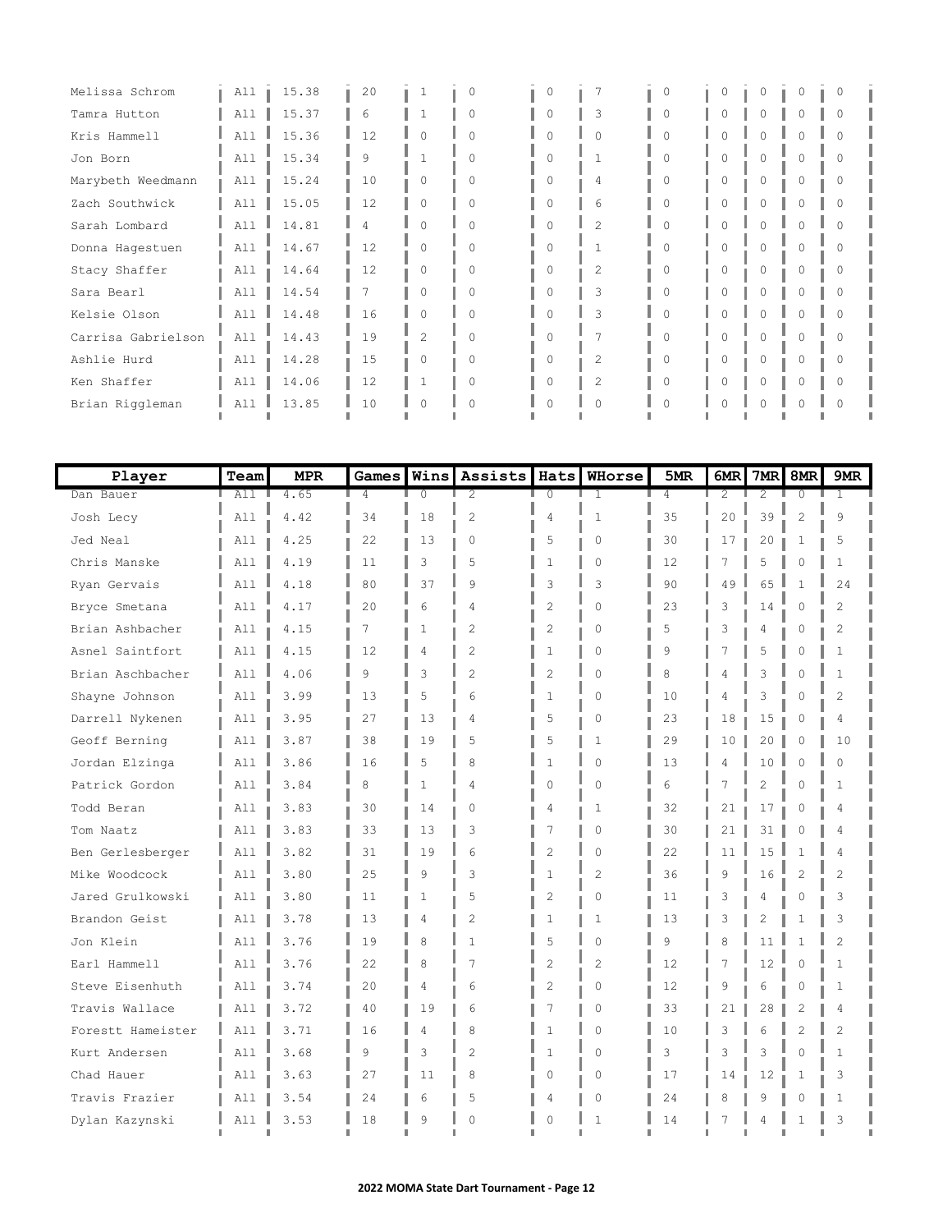| Melissa Schrom | All | 15.38 | 20 | 1 | 0 | 0 | 7 | 0 | 0 | 0 | 0 | 0 |
|---|---|---|---|---|---|---|---|---|---|---|---|---|
| Tamra Hutton | All | 15.37 | 6 | 1 | 0 | 0 | 3 | 0 | 0 | 0 | 0 | 0 |
| Kris Hammell | All | 15.36 | 12 | 0 | 0 | 0 | 0 | 0 | 0 | 0 | 0 | 0 |
| Jon Born | All | 15.34 | 9 | 1 | 0 | 0 | 1 | 0 | 0 | 0 | 0 | 0 |
| Marybeth Weedmann | All | 15.24 | 10 | 0 | 0 | 0 | 4 | 0 | 0 | 0 | 0 | 0 |
| Zach Southwick | All | 15.05 | 12 | 0 | 0 | 0 | 6 | 0 | 0 | 0 | 0 | 0 |
| Sarah Lombard | All | 14.81 | 4 | 0 | 0 | 0 | 2 | 0 | 0 | 0 | 0 | 0 |
| Donna Hagestuen | All | 14.67 | 12 | 0 | 0 | 0 | 1 | 0 | 0 | 0 | 0 | 0 |
| Stacy Shaffer | All | 14.64 | 12 | 0 | 0 | 0 | 2 | 0 | 0 | 0 | 0 | 0 |
| Sara Bearl | All | 14.54 | 7 | 0 | 0 | 0 | 3 | 0 | 0 | 0 | 0 | 0 |
| Kelsie Olson | All | 14.48 | 16 | 0 | 0 | 0 | 3 | 0 | 0 | 0 | 0 | 0 |
| Carrisa Gabrielson | All | 14.43 | 19 | 2 | 0 | 0 | 7 | 0 | 0 | 0 | 0 | 0 |
| Ashlie Hurd | All | 14.28 | 15 | 0 | 0 | 0 | 2 | 0 | 0 | 0 | 0 | 0 |
| Ken Shaffer | All | 14.06 | 12 | 1 | 0 | 0 | 2 | 0 | 0 | 0 | 0 | 0 |
| Brian Riggleman | All | 13.85 | 10 | 0 | 0 | 0 | 0 | 0 | 0 | 0 | 0 | 0 |

| Player | Team | MPR | Games | Wins | Assists | Hats | WHorse | 5MR | 6MR | 7MR | 8MR | 9MR |
|---|---|---|---|---|---|---|---|---|---|---|---|---|
| Dan Bauer | All | 4.65 | 4 | 0 | 2 | 0 | 1 | 4 | 2 | 2 | 0 | 1 |
| Josh Lecy | All | 4.42 | 34 | 18 | 2 | 4 | 1 | 35 | 20 | 39 | 2 | 9 |
| Jed Neal | All | 4.25 | 22 | 13 | 0 | 5 | 0 | 30 | 17 | 20 | 1 | 5 |
| Chris Manske | All | 4.19 | 11 | 3 | 5 | 1 | 0 | 12 | 7 | 5 | 0 | 1 |
| Ryan Gervais | All | 4.18 | 80 | 37 | 9 | 3 | 3 | 90 | 49 | 65 | 1 | 24 |
| Bryce Smetana | All | 4.17 | 20 | 6 | 4 | 2 | 0 | 23 | 3 | 14 | 0 | 2 |
| Brian Ashbacher | All | 4.15 | 7 | 1 | 2 | 2 | 0 | 5 | 3 | 4 | 0 | 2 |
| Asnel Saintfort | All | 4.15 | 12 | 4 | 2 | 1 | 0 | 9 | 7 | 5 | 0 | 1 |
| Brian Aschbacher | All | 4.06 | 9 | 3 | 2 | 2 | 0 | 8 | 4 | 3 | 0 | 1 |
| Shayne Johnson | All | 3.99 | 13 | 5 | 6 | 1 | 0 | 10 | 4 | 3 | 0 | 2 |
| Darrell Nykenen | All | 3.95 | 27 | 13 | 4 | 5 | 0 | 23 | 18 | 15 | 0 | 4 |
| Geoff Berning | All | 3.87 | 38 | 19 | 5 | 5 | 1 | 29 | 10 | 20 | 0 | 10 |
| Jordan Elzinga | All | 3.86 | 16 | 5 | 8 | 1 | 0 | 13 | 4 | 10 | 0 | 0 |
| Patrick Gordon | All | 3.84 | 8 | 1 | 4 | 0 | 0 | 6 | 7 | 2 | 0 | 1 |
| Todd Beran | All | 3.83 | 30 | 14 | 0 | 4 | 1 | 32 | 21 | 17 | 0 | 4 |
| Tom Naatz | All | 3.83 | 33 | 13 | 3 | 7 | 0 | 30 | 21 | 31 | 0 | 4 |
| Ben Gerlesberger | All | 3.82 | 31 | 19 | 6 | 2 | 0 | 22 | 11 | 15 | 1 | 4 |
| Mike Woodcock | All | 3.80 | 25 | 9 | 3 | 1 | 2 | 36 | 9 | 16 | 2 | 2 |
| Jared Grulkowski | All | 3.80 | 11 | 1 | 5 | 2 | 0 | 11 | 3 | 4 | 0 | 3 |
| Brandon Geist | All | 3.78 | 13 | 4 | 2 | 1 | 1 | 13 | 3 | 2 | 1 | 3 |
| Jon Klein | All | 3.76 | 19 | 8 | 1 | 5 | 0 | 9 | 8 | 11 | 1 | 2 |
| Earl Hammell | All | 3.76 | 22 | 8 | 7 | 2 | 2 | 12 | 7 | 12 | 0 | 1 |
| Steve Eisenhuth | All | 3.74 | 20 | 4 | 6 | 2 | 0 | 12 | 9 | 6 | 0 | 1 |
| Travis Wallace | All | 3.72 | 40 | 19 | 6 | 7 | 0 | 33 | 21 | 28 | 2 | 4 |
| Forestt Hameister | All | 3.71 | 16 | 4 | 8 | 1 | 0 | 10 | 3 | 6 | 2 | 2 |
| Kurt Andersen | All | 3.68 | 9 | 3 | 2 | 1 | 0 | 3 | 3 | 3 | 0 | 1 |
| Chad Hauer | All | 3.63 | 27 | 11 | 8 | 0 | 0 | 17 | 14 | 12 | 1 | 3 |
| Travis Frazier | All | 3.54 | 24 | 6 | 5 | 4 | 0 | 24 | 8 | 9 | 0 | 1 |
| Dylan Kazynski | All | 3.53 | 18 | 9 | 0 | 0 | 1 | 14 | 7 | 4 | 1 | 3 |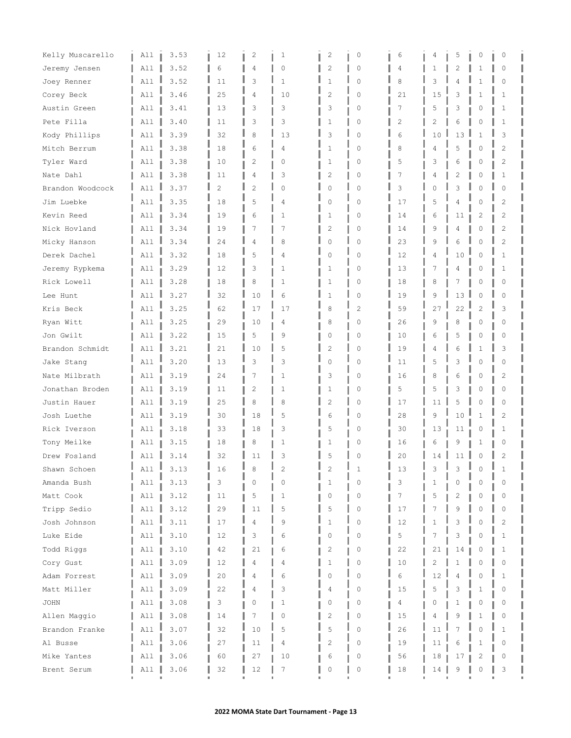| | | | | | | | | | | | | | |
|---|---|---|---|---|---|---|---|---|---|---|---|---|---|
| Kelly Muscarello | All | 3.53 | 12 | 2 | 1 | 2 | 0 | 6 | 4 | 5 | 0 | 0 |
| Jeremy Jensen | All | 3.52 | 6 | 4 | 0 | 2 | 0 | 4 | 1 | 2 | 1 | 0 |
| Joey Renner | All | 3.52 | 11 | 3 | 1 | 1 | 0 | 8 | 3 | 4 | 1 | 0 |
| Corey Beck | All | 3.46 | 25 | 4 | 10 | 2 | 0 | 21 | 15 | 3 | 1 | 1 |
| Austin Green | All | 3.41 | 13 | 3 | 3 | 3 | 0 | 7 | 5 | 3 | 0 | 1 |
| Pete Filla | All | 3.40 | 11 | 3 | 3 | 1 | 0 | 2 | 2 | 6 | 0 | 1 |
| Kody Phillips | All | 3.39 | 32 | 8 | 13 | 3 | 0 | 6 | 10 | 13 | 1 | 3 |
| Mitch Berrum | All | 3.38 | 18 | 6 | 4 | 1 | 0 | 8 | 4 | 5 | 0 | 2 |
| Tyler Ward | All | 3.38 | 10 | 2 | 0 | 1 | 0 | 5 | 3 | 6 | 0 | 2 |
| Nate Dahl | All | 3.38 | 11 | 4 | 3 | 2 | 0 | 7 | 4 | 2 | 0 | 1 |
| Brandon Woodcock | All | 3.37 | 2 | 2 | 0 | 0 | 0 | 3 | 0 | 3 | 0 | 0 |
| Jim Luebke | All | 3.35 | 18 | 5 | 4 | 0 | 0 | 17 | 5 | 4 | 0 | 2 |
| Kevin Reed | All | 3.34 | 19 | 6 | 1 | 1 | 0 | 14 | 6 | 11 | 2 | 2 |
| Nick Hovland | All | 3.34 | 19 | 7 | 7 | 2 | 0 | 14 | 9 | 4 | 0 | 2 |
| Micky Hanson | All | 3.34 | 24 | 4 | 8 | 0 | 0 | 23 | 9 | 6 | 0 | 2 |
| Derek Dachel | All | 3.32 | 18 | 5 | 4 | 0 | 0 | 12 | 4 | 10 | 0 | 1 |
| Jeremy Rypkema | All | 3.29 | 12 | 3 | 1 | 1 | 0 | 13 | 7 | 4 | 0 | 1 |
| Rick Lowell | All | 3.28 | 18 | 8 | 1 | 1 | 0 | 18 | 8 | 7 | 0 | 0 |
| Lee Hunt | All | 3.27 | 32 | 10 | 6 | 1 | 0 | 19 | 9 | 13 | 0 | 0 |
| Kris Beck | All | 3.25 | 62 | 17 | 17 | 8 | 2 | 59 | 27 | 22 | 2 | 3 |
| Ryan Witt | All | 3.25 | 29 | 10 | 4 | 8 | 0 | 26 | 9 | 8 | 0 | 0 |
| Jon Gwilt | All | 3.22 | 15 | 5 | 9 | 0 | 0 | 10 | 6 | 5 | 0 | 0 |
| Brandon Schmidt | All | 3.21 | 21 | 10 | 5 | 2 | 0 | 19 | 4 | 6 | 1 | 3 |
| Jake Stang | All | 3.20 | 13 | 3 | 3 | 0 | 0 | 11 | 5 | 3 | 0 | 0 |
| Nate Milbrath | All | 3.19 | 24 | 7 | 1 | 3 | 0 | 16 | 8 | 6 | 0 | 2 |
| Jonathan Broden | All | 3.19 | 11 | 2 | 1 | 1 | 0 | 5 | 5 | 3 | 0 | 0 |
| Justin Hauer | All | 3.19 | 25 | 8 | 8 | 2 | 0 | 17 | 11 | 5 | 0 | 0 |
| Josh Luethe | All | 3.19 | 30 | 18 | 5 | 6 | 0 | 28 | 9 | 10 | 1 | 2 |
| Rick Iverson | All | 3.18 | 33 | 18 | 3 | 5 | 0 | 30 | 13 | 11 | 0 | 1 |
| Tony Meilke | All | 3.15 | 18 | 8 | 1 | 1 | 0 | 16 | 6 | 9 | 1 | 0 |
| Drew Fosland | All | 3.14 | 32 | 11 | 3 | 5 | 0 | 20 | 14 | 11 | 0 | 2 |
| Shawn Schoen | All | 3.13 | 16 | 8 | 2 | 2 | 1 | 13 | 3 | 3 | 0 | 1 |
| Amanda Bush | All | 3.13 | 3 | 0 | 0 | 1 | 0 | 3 | 1 | 0 | 0 | 0 |
| Matt Cook | All | 3.12 | 11 | 5 | 1 | 0 | 0 | 7 | 5 | 2 | 0 | 0 |
| Tripp Sedio | All | 3.12 | 29 | 11 | 5 | 5 | 0 | 17 | 7 | 9 | 0 | 0 |
| Josh Johnson | All | 3.11 | 17 | 4 | 9 | 1 | 0 | 12 | 1 | 3 | 0 | 2 |
| Luke Eide | All | 3.10 | 12 | 3 | 6 | 0 | 0 | 5 | 7 | 3 | 0 | 1 |
| Todd Riggs | All | 3.10 | 42 | 21 | 6 | 2 | 0 | 22 | 21 | 14 | 0 | 1 |
| Cory Gust | All | 3.09 | 12 | 4 | 4 | 1 | 0 | 10 | 2 | 1 | 0 | 0 |
| Adam Forrest | All | 3.09 | 20 | 4 | 6 | 0 | 0 | 6 | 12 | 4 | 0 | 1 |
| Matt Miller | All | 3.09 | 22 | 4 | 3 | 4 | 0 | 15 | 5 | 3 | 1 | 0 |
| JOHN | All | 3.08 | 3 | 0 | 1 | 0 | 0 | 4 | 0 | 1 | 0 | 0 |
| Allen Maggio | All | 3.08 | 14 | 7 | 0 | 2 | 0 | 15 | 4 | 9 | 1 | 0 |
| Brandon Franke | All | 3.07 | 32 | 10 | 5 | 5 | 0 | 26 | 11 | 7 | 0 | 1 |
| Al Busse | All | 3.06 | 27 | 11 | 4 | 2 | 0 | 19 | 11 | 6 | 1 | 0 |
| Mike Yantes | All | 3.06 | 60 | 27 | 10 | 6 | 0 | 56 | 18 | 17 | 2 | 0 |
| Brent Serum | All | 3.06 | 32 | 12 | 7 | 0 | 0 | 18 | 14 | 9 | 0 | 3 |

2022 MOMA State Dart Tournament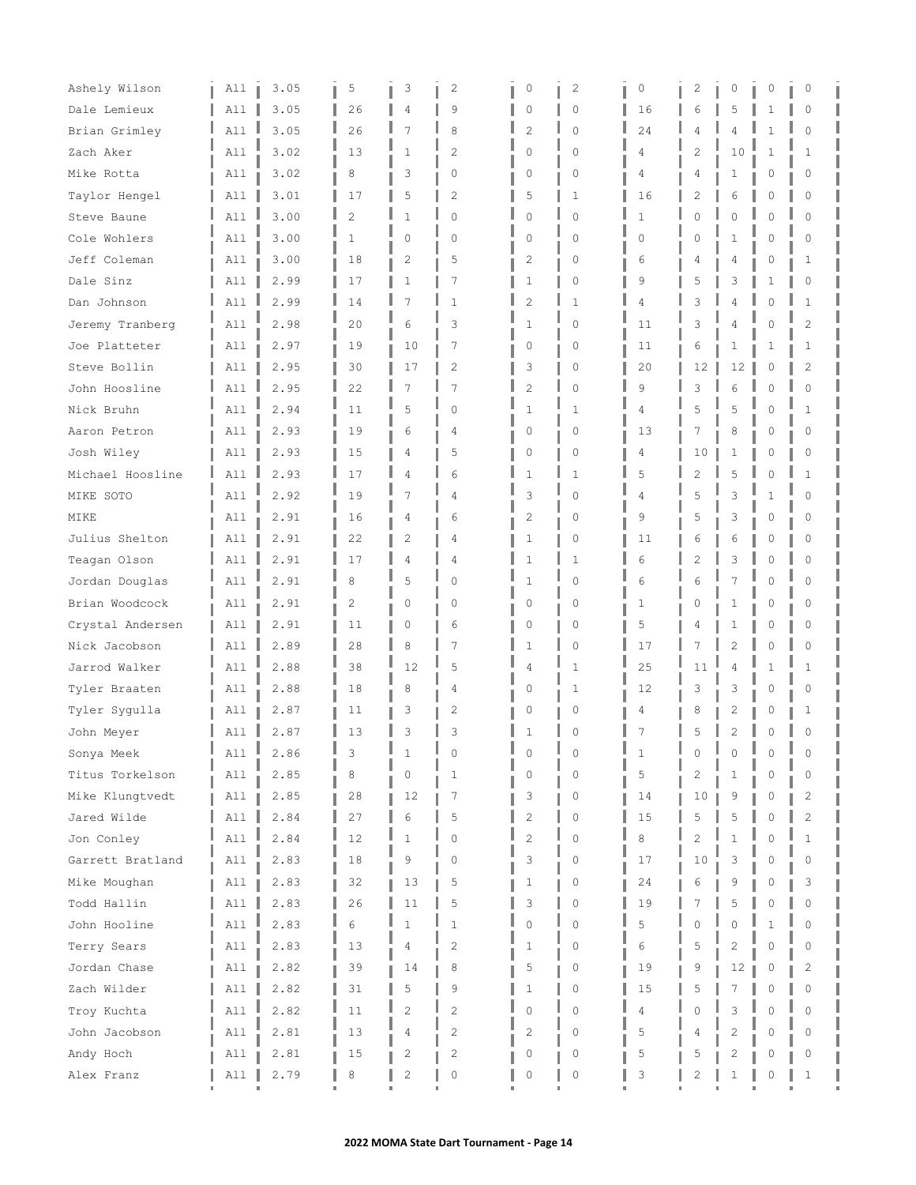| | | | | | | | | | | | | | |
|---|---|---|---|---|---|---|---|---|---|---|---|---|---|
| Ashely Wilson | All | 3.05 | 5 | 3 | 2 | 0 | 2 | 0 | 2 | 0 | 0 | 0 |
| Dale Lemieux | All | 3.05 | 26 | 4 | 9 | 0 | 0 | 16 | 6 | 5 | 1 | 0 |
| Brian Grimley | All | 3.05 | 26 | 7 | 8 | 2 | 0 | 24 | 4 | 4 | 1 | 0 |
| Zach Aker | All | 3.02 | 13 | 1 | 2 | 0 | 0 | 4 | 2 | 10 | 1 | 1 |
| Mike Rotta | All | 3.02 | 8 | 3 | 0 | 0 | 0 | 4 | 4 | 1 | 0 | 0 |
| Taylor Hengel | All | 3.01 | 17 | 5 | 2 | 5 | 1 | 16 | 2 | 6 | 0 | 0 |
| Steve Baune | All | 3.00 | 2 | 1 | 0 | 0 | 0 | 1 | 0 | 0 | 0 | 0 |
| Cole Wohlers | All | 3.00 | 1 | 0 | 0 | 0 | 0 | 0 | 0 | 1 | 0 | 0 |
| Jeff Coleman | All | 3.00 | 18 | 2 | 5 | 2 | 0 | 6 | 4 | 4 | 0 | 1 |
| Dale Sinz | All | 2.99 | 17 | 1 | 7 | 1 | 0 | 9 | 5 | 3 | 1 | 0 |
| Dan Johnson | All | 2.99 | 14 | 7 | 1 | 2 | 1 | 4 | 3 | 4 | 0 | 1 |
| Jeremy Tranberg | All | 2.98 | 20 | 6 | 3 | 1 | 0 | 11 | 3 | 4 | 0 | 2 |
| Joe Platteter | All | 2.97 | 19 | 10 | 7 | 0 | 0 | 11 | 6 | 1 | 1 | 1 |
| Steve Bollin | All | 2.95 | 30 | 17 | 2 | 3 | 0 | 20 | 12 | 12 | 0 | 2 |
| John Hoosline | All | 2.95 | 22 | 7 | 7 | 2 | 0 | 9 | 3 | 6 | 0 | 0 |
| Nick Bruhn | All | 2.94 | 11 | 5 | 0 | 1 | 1 | 4 | 5 | 5 | 0 | 1 |
| Aaron Petron | All | 2.93 | 19 | 6 | 4 | 0 | 0 | 13 | 7 | 8 | 0 | 0 |
| Josh Wiley | All | 2.93 | 15 | 4 | 5 | 0 | 0 | 4 | 10 | 1 | 0 | 0 |
| Michael Hoosline | All | 2.93 | 17 | 4 | 6 | 1 | 1 | 5 | 2 | 5 | 0 | 1 |
| MIKE SOTO | All | 2.92 | 19 | 7 | 4 | 3 | 0 | 4 | 5 | 3 | 1 | 0 |
| MIKE | All | 2.91 | 16 | 4 | 6 | 2 | 0 | 9 | 5 | 3 | 0 | 0 |
| Julius Shelton | All | 2.91 | 22 | 2 | 4 | 1 | 0 | 11 | 6 | 6 | 0 | 0 |
| Teagan Olson | All | 2.91 | 17 | 4 | 4 | 1 | 1 | 6 | 2 | 3 | 0 | 0 |
| Jordan Douglas | All | 2.91 | 8 | 5 | 0 | 1 | 0 | 6 | 6 | 7 | 0 | 0 |
| Brian Woodcock | All | 2.91 | 2 | 0 | 0 | 0 | 0 | 1 | 0 | 1 | 0 | 0 |
| Crystal Andersen | All | 2.91 | 11 | 0 | 6 | 0 | 0 | 5 | 4 | 1 | 0 | 0 |
| Nick Jacobson | All | 2.89 | 28 | 8 | 7 | 1 | 0 | 17 | 7 | 2 | 0 | 0 |
| Jarrod Walker | All | 2.88 | 38 | 12 | 5 | 4 | 1 | 25 | 11 | 4 | 1 | 1 |
| Tyler Braaten | All | 2.88 | 18 | 8 | 4 | 0 | 1 | 12 | 3 | 3 | 0 | 0 |
| Tyler Sygulla | All | 2.87 | 11 | 3 | 2 | 0 | 0 | 4 | 8 | 2 | 0 | 1 |
| John Meyer | All | 2.87 | 13 | 3 | 3 | 1 | 0 | 7 | 5 | 2 | 0 | 0 |
| Sonya Meek | All | 2.86 | 3 | 1 | 0 | 0 | 0 | 1 | 0 | 0 | 0 | 0 |
| Titus Torkelson | All | 2.85 | 8 | 0 | 1 | 0 | 0 | 5 | 2 | 1 | 0 | 0 |
| Mike Klungtvedt | All | 2.85 | 28 | 12 | 7 | 3 | 0 | 14 | 10 | 9 | 0 | 2 |
| Jared Wilde | All | 2.84 | 27 | 6 | 5 | 2 | 0 | 15 | 5 | 5 | 0 | 2 |
| Jon Conley | All | 2.84 | 12 | 1 | 0 | 2 | 0 | 8 | 2 | 1 | 0 | 1 |
| Garrett Bratland | All | 2.83 | 18 | 9 | 0 | 3 | 0 | 17 | 10 | 3 | 0 | 0 |
| Mike Moughan | All | 2.83 | 32 | 13 | 5 | 1 | 0 | 24 | 6 | 9 | 0 | 3 |
| Todd Hallin | All | 2.83 | 26 | 11 | 5 | 3 | 0 | 19 | 7 | 5 | 0 | 0 |
| John Hooline | All | 2.83 | 6 | 1 | 1 | 0 | 0 | 5 | 0 | 0 | 1 | 0 |
| Terry Sears | All | 2.83 | 13 | 4 | 2 | 1 | 0 | 6 | 5 | 2 | 0 | 0 |
| Jordan Chase | All | 2.82 | 39 | 14 | 8 | 5 | 0 | 19 | 9 | 12 | 0 | 2 |
| Zach Wilder | All | 2.82 | 31 | 5 | 9 | 1 | 0 | 15 | 5 | 7 | 0 | 0 |
| Troy Kuchta | All | 2.82 | 11 | 2 | 2 | 0 | 0 | 4 | 0 | 3 | 0 | 0 |
| John Jacobson | All | 2.81 | 13 | 4 | 2 | 2 | 0 | 5 | 4 | 2 | 0 | 0 |
| Andy Hoch | All | 2.81 | 15 | 2 | 2 | 0 | 0 | 5 | 5 | 2 | 0 | 0 |
| Alex Franz | All | 2.79 | 8 | 2 | 0 | 0 | 0 | 3 | 2 | 1 | 0 | 1 |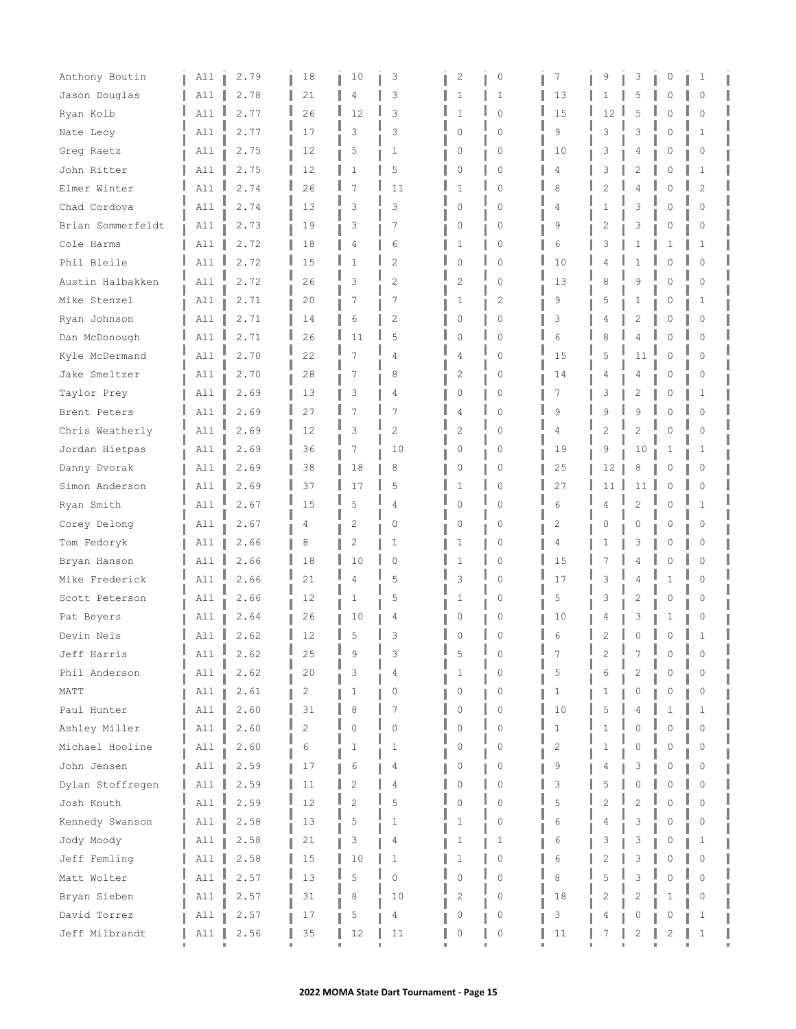| | | | | | | | | | | | | |
|---|---|---|---|---|---|---|---|---|---|---|---|---|
| Anthony Boutin | All | 2.79 | 18 | 10 | 3 | 2 | 0 | 7 | 9 | 3 | 0 | 1 |
| Jason Douglas | All | 2.78 | 21 | 4 | 3 | 1 | 1 | 13 | 1 | 5 | 0 | 0 |
| Ryan Kolb | All | 2.77 | 26 | 12 | 3 | 1 | 0 | 15 | 12 | 5 | 0 | 0 |
| Nate Lecy | All | 2.77 | 17 | 3 | 3 | 0 | 0 | 9 | 3 | 3 | 0 | 1 |
| Greg Raetz | All | 2.75 | 12 | 5 | 1 | 0 | 0 | 10 | 3 | 4 | 0 | 0 |
| John Ritter | All | 2.75 | 12 | 1 | 5 | 0 | 0 | 4 | 3 | 2 | 0 | 1 |
| Elmer Winter | All | 2.74 | 26 | 7 | 11 | 1 | 0 | 8 | 2 | 4 | 0 | 2 |
| Chad Cordova | All | 2.74 | 13 | 3 | 3 | 0 | 0 | 4 | 1 | 3 | 0 | 0 |
| Brian Sommerfeldt | All | 2.73 | 19 | 3 | 7 | 0 | 0 | 9 | 2 | 3 | 0 | 0 |
| Cole Harms | All | 2.72 | 18 | 4 | 6 | 1 | 0 | 6 | 3 | 1 | 1 | 1 |
| Phil Bleile | All | 2.72 | 15 | 1 | 2 | 0 | 0 | 10 | 4 | 1 | 0 | 0 |
| Austin Halbakken | All | 2.72 | 26 | 3 | 2 | 2 | 0 | 13 | 8 | 9 | 0 | 0 |
| Mike Stenzel | All | 2.71 | 20 | 7 | 7 | 1 | 2 | 9 | 5 | 1 | 0 | 1 |
| Ryan Johnson | All | 2.71 | 14 | 6 | 2 | 0 | 0 | 3 | 4 | 2 | 0 | 0 |
| Dan McDonough | All | 2.71 | 26 | 11 | 5 | 0 | 0 | 6 | 8 | 4 | 0 | 0 |
| Kyle McDermand | All | 2.70 | 22 | 7 | 4 | 4 | 0 | 15 | 5 | 11 | 0 | 0 |
| Jake Smeltzer | All | 2.70 | 28 | 7 | 8 | 2 | 0 | 14 | 4 | 4 | 0 | 0 |
| Taylor Prey | All | 2.69 | 13 | 3 | 4 | 0 | 0 | 7 | 3 | 2 | 0 | 1 |
| Brent Peters | All | 2.69 | 27 | 7 | 7 | 4 | 0 | 9 | 9 | 9 | 0 | 0 |
| Chris Weatherly | All | 2.69 | 12 | 3 | 2 | 2 | 0 | 4 | 2 | 2 | 0 | 0 |
| Jordan Hietpas | All | 2.69 | 36 | 7 | 10 | 0 | 0 | 19 | 9 | 10 | 1 | 1 |
| Danny Dvorak | All | 2.69 | 38 | 18 | 8 | 0 | 0 | 25 | 12 | 8 | 0 | 0 |
| Simon Anderson | All | 2.69 | 37 | 17 | 5 | 1 | 0 | 27 | 11 | 11 | 0 | 0 |
| Ryan Smith | All | 2.67 | 15 | 5 | 4 | 0 | 0 | 6 | 4 | 2 | 0 | 1 |
| Corey Delong | All | 2.67 | 4 | 2 | 0 | 0 | 0 | 2 | 0 | 0 | 0 | 0 |
| Tom Fedoryk | All | 2.66 | 8 | 2 | 1 | 1 | 0 | 4 | 1 | 3 | 0 | 0 |
| Bryan Hanson | All | 2.66 | 18 | 10 | 0 | 1 | 0 | 15 | 7 | 4 | 0 | 0 |
| Mike Frederick | All | 2.66 | 21 | 4 | 5 | 3 | 0 | 17 | 3 | 4 | 1 | 0 |
| Scott Peterson | All | 2.66 | 12 | 1 | 5 | 1 | 0 | 5 | 3 | 2 | 0 | 0 |
| Pat Beyers | All | 2.64 | 26 | 10 | 4 | 0 | 0 | 10 | 4 | 3 | 1 | 0 |
| Devin Neis | All | 2.62 | 12 | 5 | 3 | 0 | 0 | 6 | 2 | 0 | 0 | 1 |
| Jeff Harris | All | 2.62 | 25 | 9 | 3 | 5 | 0 | 7 | 2 | 7 | 0 | 0 |
| Phil Anderson | All | 2.62 | 20 | 3 | 4 | 1 | 0 | 5 | 6 | 2 | 0 | 0 |
| MATT | All | 2.61 | 2 | 1 | 0 | 0 | 0 | 1 | 1 | 0 | 0 | 0 |
| Paul Hunter | All | 2.60 | 31 | 8 | 7 | 0 | 0 | 10 | 5 | 4 | 1 | 1 |
| Ashley Miller | All | 2.60 | 2 | 0 | 0 | 0 | 0 | 1 | 1 | 0 | 0 | 0 |
| Michael Hooline | All | 2.60 | 6 | 1 | 1 | 0 | 0 | 2 | 1 | 0 | 0 | 0 |
| John Jensen | All | 2.59 | 17 | 6 | 4 | 0 | 0 | 9 | 4 | 3 | 0 | 0 |
| Dylan Stoffregen | All | 2.59 | 11 | 2 | 4 | 0 | 0 | 3 | 5 | 0 | 0 | 0 |
| Josh Knuth | All | 2.59 | 12 | 2 | 5 | 0 | 0 | 5 | 2 | 2 | 0 | 0 |
| Kennedy Swanson | All | 2.58 | 13 | 5 | 1 | 1 | 0 | 6 | 4 | 3 | 0 | 0 |
| Jody Moody | All | 2.58 | 21 | 3 | 4 | 1 | 1 | 6 | 3 | 3 | 0 | 1 |
| Jeff Femling | All | 2.58 | 15 | 10 | 1 | 1 | 0 | 6 | 2 | 3 | 0 | 0 |
| Matt Wolter | All | 2.57 | 13 | 5 | 0 | 0 | 0 | 8 | 5 | 3 | 0 | 0 |
| Bryan Sieben | All | 2.57 | 31 | 8 | 10 | 2 | 0 | 18 | 2 | 2 | 1 | 0 |
| David Torrez | All | 2.57 | 17 | 5 | 4 | 0 | 0 | 3 | 4 | 0 | 0 | 1 |
| Jeff Milbrandt | All | 2.56 | 35 | 12 | 11 | 0 | 0 | 11 | 7 | 2 | 2 | 1 |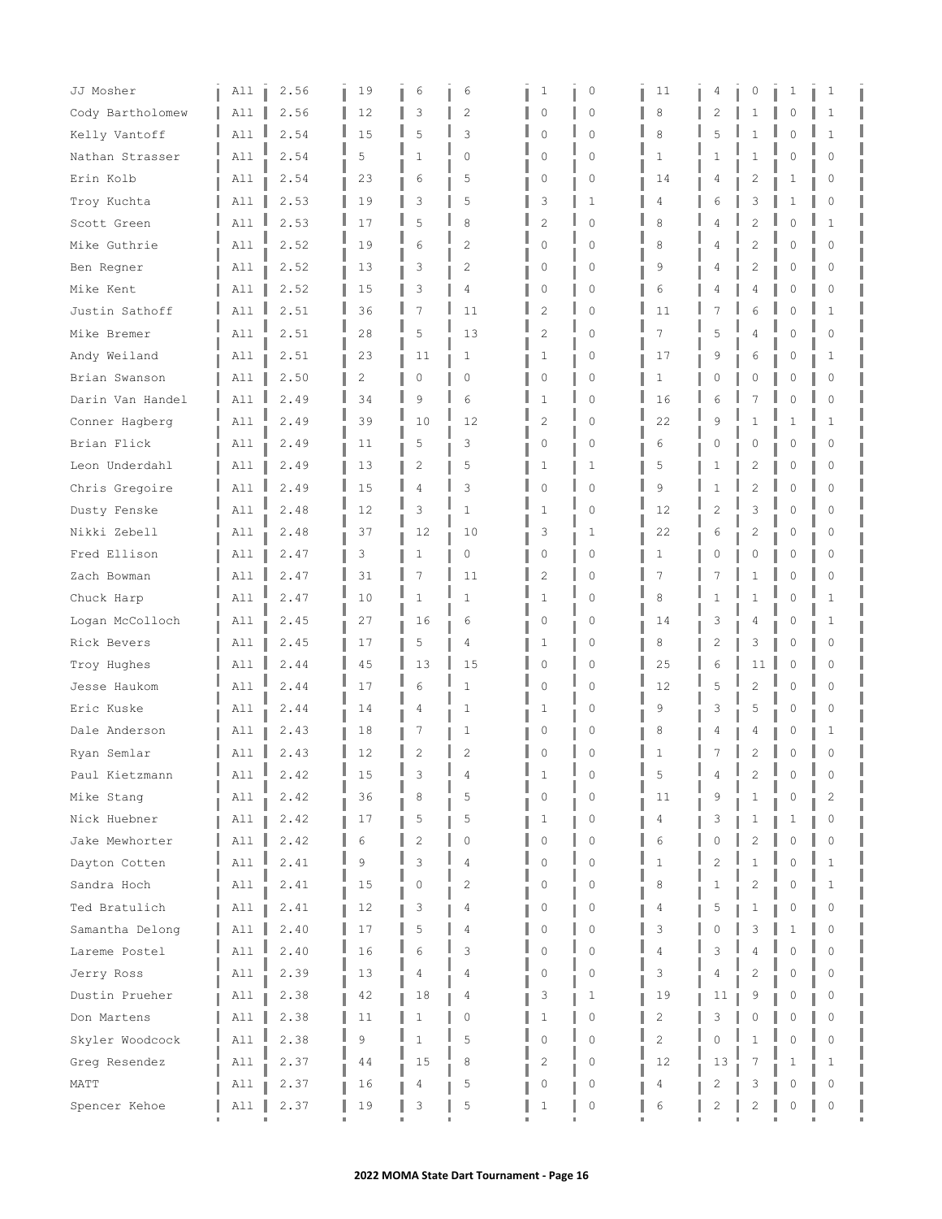| | | | | | | | | | | | | | |
|---|---|---|---|---|---|---|---|---|---|---|---|---|---|
| JJ Mosher | All | 2.56 | 19 | 6 | 6 | 1 | 0 | 11 | 4 | 0 | 1 | 1 |
| Cody Bartholomew | All | 2.56 | 12 | 3 | 2 | 0 | 0 | 8 | 2 | 1 | 0 | 1 |
| Kelly Vantoff | All | 2.54 | 15 | 5 | 3 | 0 | 0 | 8 | 5 | 1 | 0 | 1 |
| Nathan Strasser | All | 2.54 | 5 | 1 | 0 | 0 | 0 | 1 | 1 | 1 | 0 | 0 |
| Erin Kolb | All | 2.54 | 23 | 6 | 5 | 0 | 0 | 14 | 4 | 2 | 1 | 0 |
| Troy Kuchta | All | 2.53 | 19 | 3 | 5 | 3 | 1 | 4 | 6 | 3 | 1 | 0 |
| Scott Green | All | 2.53 | 17 | 5 | 8 | 2 | 0 | 8 | 4 | 2 | 0 | 1 |
| Mike Guthrie | All | 2.52 | 19 | 6 | 2 | 0 | 0 | 8 | 4 | 2 | 0 | 0 |
| Ben Regner | All | 2.52 | 13 | 3 | 2 | 0 | 0 | 9 | 4 | 2 | 0 | 0 |
| Mike Kent | All | 2.52 | 15 | 3 | 4 | 0 | 0 | 6 | 4 | 4 | 0 | 0 |
| Justin Sathoff | All | 2.51 | 36 | 7 | 11 | 2 | 0 | 11 | 7 | 6 | 0 | 1 |
| Mike Bremer | All | 2.51 | 28 | 5 | 13 | 2 | 0 | 7 | 5 | 4 | 0 | 0 |
| Andy Weiland | All | 2.51 | 23 | 11 | 1 | 1 | 0 | 17 | 9 | 6 | 0 | 1 |
| Brian Swanson | All | 2.50 | 2 | 0 | 0 | 0 | 0 | 1 | 0 | 0 | 0 | 0 |
| Darin Van Handel | All | 2.49 | 34 | 9 | 6 | 1 | 0 | 16 | 6 | 7 | 0 | 0 |
| Conner Hagberg | All | 2.49 | 39 | 10 | 12 | 2 | 0 | 22 | 9 | 1 | 1 | 1 |
| Brian Flick | All | 2.49 | 11 | 5 | 3 | 0 | 0 | 6 | 0 | 0 | 0 | 0 |
| Leon Underdahl | All | 2.49 | 13 | 2 | 5 | 1 | 1 | 5 | 1 | 2 | 0 | 0 |
| Chris Gregoire | All | 2.49 | 15 | 4 | 3 | 0 | 0 | 9 | 1 | 2 | 0 | 0 |
| Dusty Fenske | All | 2.48 | 12 | 3 | 1 | 1 | 0 | 12 | 2 | 3 | 0 | 0 |
| Nikki Zebell | All | 2.48 | 37 | 12 | 10 | 3 | 1 | 22 | 6 | 2 | 0 | 0 |
| Fred Ellison | All | 2.47 | 3 | 1 | 0 | 0 | 0 | 1 | 0 | 0 | 0 | 0 |
| Zach Bowman | All | 2.47 | 31 | 7 | 11 | 2 | 0 | 7 | 7 | 1 | 0 | 0 |
| Chuck Harp | All | 2.47 | 10 | 1 | 1 | 1 | 0 | 8 | 1 | 1 | 0 | 1 |
| Logan McColloch | All | 2.45 | 27 | 16 | 6 | 0 | 0 | 14 | 3 | 4 | 0 | 1 |
| Rick Bevers | All | 2.45 | 17 | 5 | 4 | 1 | 0 | 8 | 2 | 3 | 0 | 0 |
| Troy Hughes | All | 2.44 | 45 | 13 | 15 | 0 | 0 | 25 | 6 | 11 | 0 | 0 |
| Jesse Haukom | All | 2.44 | 17 | 6 | 1 | 0 | 0 | 12 | 5 | 2 | 0 | 0 |
| Eric Kuske | All | 2.44 | 14 | 4 | 1 | 1 | 0 | 9 | 3 | 5 | 0 | 0 |
| Dale Anderson | All | 2.43 | 18 | 7 | 1 | 0 | 0 | 8 | 4 | 4 | 0 | 1 |
| Ryan Semlar | All | 2.43 | 12 | 2 | 2 | 0 | 0 | 1 | 7 | 2 | 0 | 0 |
| Paul Kietzmann | All | 2.42 | 15 | 3 | 4 | 1 | 0 | 5 | 4 | 2 | 0 | 0 |
| Mike Stang | All | 2.42 | 36 | 8 | 5 | 0 | 0 | 11 | 9 | 1 | 0 | 2 |
| Nick Huebner | All | 2.42 | 17 | 5 | 5 | 1 | 0 | 4 | 3 | 1 | 1 | 0 |
| Jake Mewhorter | All | 2.42 | 6 | 2 | 0 | 0 | 0 | 6 | 0 | 2 | 0 | 0 |
| Dayton Cotten | All | 2.41 | 9 | 3 | 4 | 0 | 0 | 1 | 2 | 1 | 0 | 1 |
| Sandra Hoch | All | 2.41 | 15 | 0 | 2 | 0 | 0 | 8 | 1 | 2 | 0 | 1 |
| Ted Bratulich | All | 2.41 | 12 | 3 | 4 | 0 | 0 | 4 | 5 | 1 | 0 | 0 |
| Samantha Delong | All | 2.40 | 17 | 5 | 4 | 0 | 0 | 3 | 0 | 3 | 1 | 0 |
| Lareme Postel | All | 2.40 | 16 | 6 | 3 | 0 | 0 | 4 | 3 | 4 | 0 | 0 |
| Jerry Ross | All | 2.39 | 13 | 4 | 4 | 0 | 0 | 3 | 4 | 2 | 0 | 0 |
| Dustin Prueher | All | 2.38 | 42 | 18 | 4 | 3 | 1 | 19 | 11 | 9 | 0 | 0 |
| Don Martens | All | 2.38 | 11 | 1 | 0 | 1 | 0 | 2 | 3 | 0 | 0 | 0 |
| Skyler Woodcock | All | 2.38 | 9 | 1 | 5 | 0 | 0 | 2 | 0 | 1 | 0 | 0 |
| Greg Resendez | All | 2.37 | 44 | 15 | 8 | 2 | 0 | 12 | 13 | 7 | 1 | 1 |
| MATT | All | 2.37 | 16 | 4 | 5 | 0 | 0 | 4 | 2 | 3 | 0 | 0 |
| Spencer Kehoe | All | 2.37 | 19 | 3 | 5 | 1 | 0 | 6 | 2 | 2 | 0 | 0 |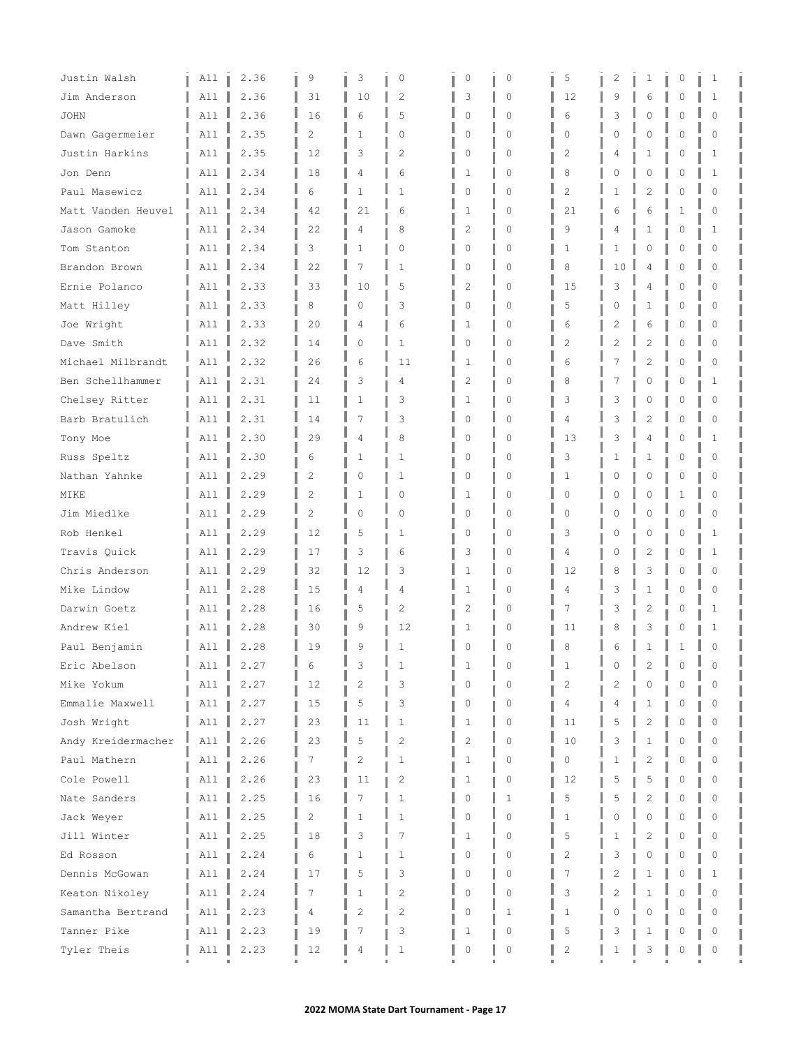| | | | | | | | | | | | | |
|---|---|---|---|---|---|---|---|---|---|---|---|---|
| Justin Walsh | All | 2.36 | 9 | 3 | 0 | 0 | 0 | 5 | 2 | 1 | 0 | 1 |
| Jim Anderson | All | 2.36 | 31 | 10 | 2 | 3 | 0 | 12 | 9 | 6 | 0 | 1 |
| JOHN | All | 2.36 | 16 | 6 | 5 | 0 | 0 | 6 | 3 | 0 | 0 | 0 |
| Dawn Gagermeier | All | 2.35 | 2 | 1 | 0 | 0 | 0 | 0 | 0 | 0 | 0 | 0 |
| Justin Harkins | All | 2.35 | 12 | 3 | 2 | 0 | 0 | 2 | 4 | 1 | 0 | 1 |
| Jon Denn | All | 2.34 | 18 | 4 | 6 | 1 | 0 | 8 | 0 | 0 | 0 | 1 |
| Paul Masewicz | All | 2.34 | 6 | 1 | 1 | 0 | 0 | 2 | 1 | 2 | 0 | 0 |
| Matt Vanden Heuvel | All | 2.34 | 42 | 21 | 6 | 1 | 0 | 21 | 6 | 6 | 1 | 0 |
| Jason Gamoke | All | 2.34 | 22 | 4 | 8 | 2 | 0 | 9 | 4 | 1 | 0 | 1 |
| Tom Stanton | All | 2.34 | 3 | 1 | 0 | 0 | 0 | 1 | 1 | 0 | 0 | 0 |
| Brandon Brown | All | 2.34 | 22 | 7 | 1 | 0 | 0 | 8 | 10 | 4 | 0 | 0 |
| Ernie Polanco | All | 2.33 | 33 | 10 | 5 | 2 | 0 | 15 | 3 | 4 | 0 | 0 |
| Matt Hilley | All | 2.33 | 8 | 0 | 3 | 0 | 0 | 5 | 0 | 1 | 0 | 0 |
| Joe Wright | All | 2.33 | 20 | 4 | 6 | 1 | 0 | 6 | 2 | 6 | 0 | 0 |
| Dave Smith | All | 2.32 | 14 | 0 | 1 | 0 | 0 | 2 | 2 | 2 | 0 | 0 |
| Michael Milbrandt | All | 2.32 | 26 | 6 | 11 | 1 | 0 | 6 | 7 | 2 | 0 | 0 |
| Ben Schellhammer | All | 2.31 | 24 | 3 | 4 | 2 | 0 | 8 | 7 | 0 | 0 | 1 |
| Chelsey Ritter | All | 2.31 | 11 | 1 | 3 | 1 | 0 | 3 | 3 | 0 | 0 | 0 |
| Barb Bratulich | All | 2.31 | 14 | 7 | 3 | 0 | 0 | 4 | 3 | 2 | 0 | 0 |
| Tony Moe | All | 2.30 | 29 | 4 | 8 | 0 | 0 | 13 | 3 | 4 | 0 | 1 |
| Russ Speltz | All | 2.30 | 6 | 1 | 1 | 0 | 0 | 3 | 1 | 1 | 0 | 0 |
| Nathan Yahnke | All | 2.29 | 2 | 0 | 1 | 0 | 0 | 1 | 0 | 0 | 0 | 0 |
| MIKE | All | 2.29 | 2 | 1 | 0 | 1 | 0 | 0 | 0 | 0 | 1 | 0 |
| Jim Miedlke | All | 2.29 | 2 | 0 | 0 | 0 | 0 | 0 | 0 | 0 | 0 | 0 |
| Rob Henkel | All | 2.29 | 12 | 5 | 1 | 0 | 0 | 3 | 0 | 0 | 0 | 1 |
| Travis Quick | All | 2.29 | 17 | 3 | 6 | 3 | 0 | 4 | 0 | 2 | 0 | 1 |
| Chris Anderson | All | 2.29 | 32 | 12 | 3 | 1 | 0 | 12 | 8 | 3 | 0 | 0 |
| Mike Lindow | All | 2.28 | 15 | 4 | 4 | 1 | 0 | 4 | 3 | 1 | 0 | 0 |
| Darwin Goetz | All | 2.28 | 16 | 5 | 2 | 2 | 0 | 7 | 3 | 2 | 0 | 1 |
| Andrew Kiel | All | 2.28 | 30 | 9 | 12 | 1 | 0 | 11 | 8 | 3 | 0 | 1 |
| Paul Benjamin | All | 2.28 | 19 | 9 | 1 | 0 | 0 | 8 | 6 | 1 | 1 | 0 |
| Eric Abelson | All | 2.27 | 6 | 3 | 1 | 1 | 0 | 1 | 0 | 2 | 0 | 0 |
| Mike Yokum | All | 2.27 | 12 | 2 | 3 | 0 | 0 | 2 | 2 | 0 | 0 | 0 |
| Emmalie Maxwell | All | 2.27 | 15 | 5 | 3 | 0 | 0 | 4 | 4 | 1 | 0 | 0 |
| Josh Wright | All | 2.27 | 23 | 11 | 1 | 1 | 0 | 11 | 5 | 2 | 0 | 0 |
| Andy Kreidermacher | All | 2.26 | 23 | 5 | 2 | 2 | 0 | 10 | 3 | 1 | 0 | 0 |
| Paul Mathern | All | 2.26 | 7 | 2 | 1 | 1 | 0 | 0 | 1 | 2 | 0 | 0 |
| Cole Powell | All | 2.26 | 23 | 11 | 2 | 1 | 0 | 12 | 5 | 5 | 0 | 0 |
| Nate Sanders | All | 2.25 | 16 | 7 | 1 | 0 | 1 | 5 | 5 | 2 | 0 | 0 |
| Jack Weyer | All | 2.25 | 2 | 1 | 1 | 0 | 0 | 1 | 0 | 0 | 0 | 0 |
| Jill Winter | All | 2.25 | 18 | 3 | 7 | 1 | 0 | 5 | 1 | 2 | 0 | 0 |
| Ed Rosson | All | 2.24 | 6 | 1 | 1 | 0 | 0 | 2 | 3 | 0 | 0 | 0 |
| Dennis McGowan | All | 2.24 | 17 | 5 | 3 | 0 | 0 | 7 | 2 | 1 | 0 | 1 |
| Keaton Nikoley | All | 2.24 | 7 | 1 | 2 | 0 | 0 | 3 | 2 | 1 | 0 | 0 |
| Samantha Bertrand | All | 2.23 | 4 | 2 | 2 | 0 | 1 | 1 | 0 | 0 | 0 | 0 |
| Tanner Pike | All | 2.23 | 19 | 7 | 3 | 1 | 0 | 5 | 3 | 1 | 0 | 0 |
| Tyler Theis | All | 2.23 | 12 | 4 | 1 | 0 | 0 | 2 | 1 | 3 | 0 | 0 |

**2022 MOMA State Dart Tournament - Page 17**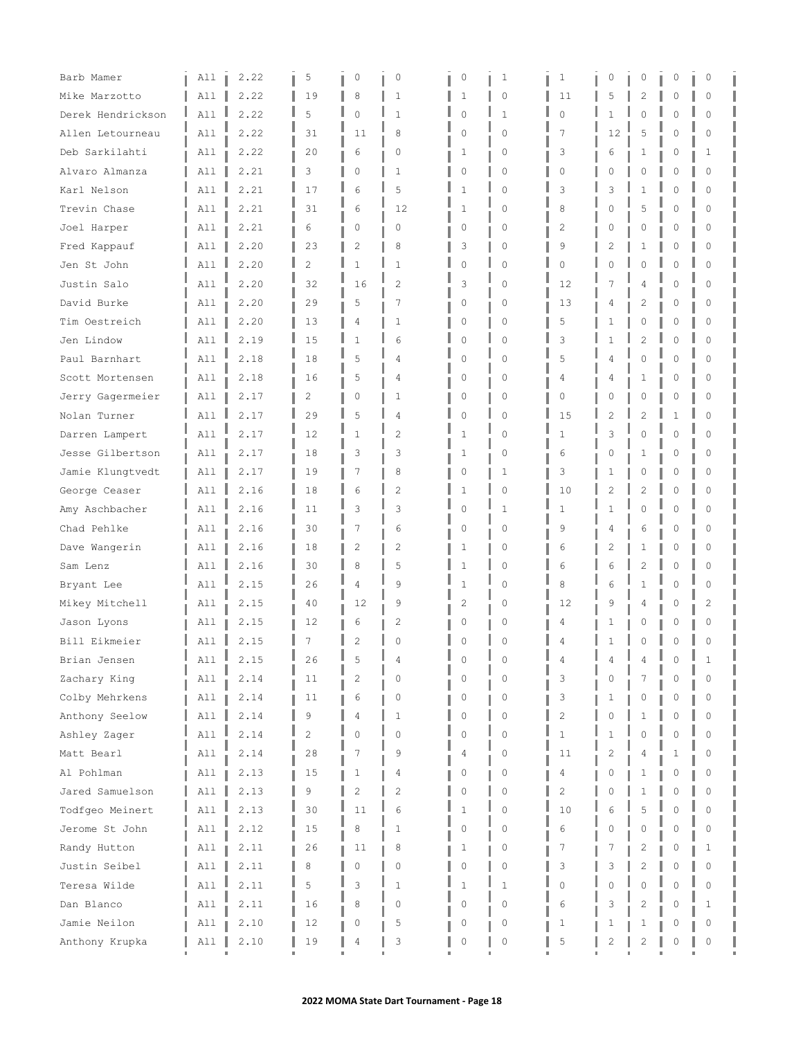| | | | | | | | | | | | | | |
|---|---|---|---|---|---|---|---|---|---|---|---|---|---|
| Barb Mamer | All | 2.22 | 5 | 0 | 0 | 0 | 1 | 1 | 0 | 0 | 0 | 0 |
| Mike Marzotto | All | 2.22 | 19 | 8 | 1 | 1 | 0 | 11 | 5 | 2 | 0 | 0 |
| Derek Hendrickson | All | 2.22 | 5 | 0 | 1 | 0 | 1 | 0 | 1 | 0 | 0 | 0 |
| Allen Letourneau | All | 2.22 | 31 | 11 | 8 | 0 | 0 | 7 | 12 | 5 | 0 | 0 |
| Deb Sarkilahti | All | 2.22 | 20 | 6 | 0 | 1 | 0 | 3 | 6 | 1 | 0 | 1 |
| Alvaro Almanza | All | 2.21 | 3 | 0 | 1 | 0 | 0 | 0 | 0 | 0 | 0 | 0 |
| Karl Nelson | All | 2.21 | 17 | 6 | 5 | 1 | 0 | 3 | 3 | 1 | 0 | 0 |
| Trevin Chase | All | 2.21 | 31 | 6 | 12 | 1 | 0 | 8 | 0 | 5 | 0 | 0 |
| Joel Harper | All | 2.21 | 6 | 0 | 0 | 0 | 0 | 2 | 0 | 0 | 0 | 0 |
| Fred Kappauf | All | 2.20 | 23 | 2 | 8 | 3 | 0 | 9 | 2 | 1 | 0 | 0 |
| Jen St John | All | 2.20 | 2 | 1 | 1 | 0 | 0 | 0 | 0 | 0 | 0 | 0 |
| Justin Salo | All | 2.20 | 32 | 16 | 2 | 3 | 0 | 12 | 7 | 4 | 0 | 0 |
| David Burke | All | 2.20 | 29 | 5 | 7 | 0 | 0 | 13 | 4 | 2 | 0 | 0 |
| Tim Oestreich | All | 2.20 | 13 | 4 | 1 | 0 | 0 | 5 | 1 | 0 | 0 | 0 |
| Jen Lindow | All | 2.19 | 15 | 1 | 6 | 0 | 0 | 3 | 1 | 2 | 0 | 0 |
| Paul Barnhart | All | 2.18 | 18 | 5 | 4 | 0 | 0 | 5 | 4 | 0 | 0 | 0 |
| Scott Mortensen | All | 2.18 | 16 | 5 | 4 | 0 | 0 | 4 | 4 | 1 | 0 | 0 |
| Jerry Gagermeier | All | 2.17 | 2 | 0 | 1 | 0 | 0 | 0 | 0 | 0 | 0 | 0 |
| Nolan Turner | All | 2.17 | 29 | 5 | 4 | 0 | 0 | 15 | 2 | 2 | 1 | 0 |
| Darren Lampert | All | 2.17 | 12 | 1 | 2 | 1 | 0 | 1 | 3 | 0 | 0 | 0 |
| Jesse Gilbertson | All | 2.17 | 18 | 3 | 3 | 1 | 0 | 6 | 0 | 1 | 0 | 0 |
| Jamie Klungtvedt | All | 2.17 | 19 | 7 | 8 | 0 | 1 | 3 | 1 | 0 | 0 | 0 |
| George Ceaser | All | 2.16 | 18 | 6 | 2 | 1 | 0 | 10 | 2 | 2 | 0 | 0 |
| Amy Aschbacher | All | 2.16 | 11 | 3 | 3 | 0 | 1 | 1 | 1 | 0 | 0 | 0 |
| Chad Pehlke | All | 2.16 | 30 | 7 | 6 | 0 | 0 | 9 | 4 | 6 | 0 | 0 |
| Dave Wangerin | All | 2.16 | 18 | 2 | 2 | 1 | 0 | 6 | 2 | 1 | 0 | 0 |
| Sam Lenz | All | 2.16 | 30 | 8 | 5 | 1 | 0 | 6 | 6 | 2 | 0 | 0 |
| Bryant Lee | All | 2.15 | 26 | 4 | 9 | 1 | 0 | 8 | 6 | 1 | 0 | 0 |
| Mikey Mitchell | All | 2.15 | 40 | 12 | 9 | 2 | 0 | 12 | 9 | 4 | 0 | 2 |
| Jason Lyons | All | 2.15 | 12 | 6 | 2 | 0 | 0 | 4 | 1 | 0 | 0 | 0 |
| Bill Eikmeier | All | 2.15 | 7 | 2 | 0 | 0 | 0 | 4 | 1 | 0 | 0 | 0 |
| Brian Jensen | All | 2.15 | 26 | 5 | 4 | 0 | 0 | 4 | 4 | 4 | 0 | 1 |
| Zachary King | All | 2.14 | 11 | 2 | 0 | 0 | 0 | 3 | 0 | 7 | 0 | 0 |
| Colby Mehrkens | All | 2.14 | 11 | 6 | 0 | 0 | 0 | 3 | 1 | 0 | 0 | 0 |
| Anthony Seelow | All | 2.14 | 9 | 4 | 1 | 0 | 0 | 2 | 0 | 1 | 0 | 0 |
| Ashley Zager | All | 2.14 | 2 | 0 | 0 | 0 | 0 | 1 | 1 | 0 | 0 | 0 |
| Matt Bearl | All | 2.14 | 28 | 7 | 9 | 4 | 0 | 11 | 2 | 4 | 1 | 0 |
| Al Pohlman | All | 2.13 | 15 | 1 | 4 | 0 | 0 | 4 | 0 | 1 | 0 | 0 |
| Jared Samuelson | All | 2.13 | 9 | 2 | 2 | 0 | 0 | 2 | 0 | 1 | 0 | 0 |
| Todfgeo Meinert | All | 2.13 | 30 | 11 | 6 | 1 | 0 | 10 | 6 | 5 | 0 | 0 |
| Jerome St John | All | 2.12 | 15 | 8 | 1 | 0 | 0 | 6 | 0 | 0 | 0 | 0 |
| Randy Hutton | All | 2.11 | 26 | 11 | 8 | 1 | 0 | 7 | 7 | 2 | 0 | 1 |
| Justin Seibel | All | 2.11 | 8 | 0 | 0 | 0 | 0 | 3 | 3 | 2 | 0 | 0 |
| Teresa Wilde | All | 2.11 | 5 | 3 | 1 | 1 | 1 | 0 | 0 | 0 | 0 | 0 |
| Dan Blanco | All | 2.11 | 16 | 8 | 0 | 0 | 0 | 6 | 3 | 2 | 0 | 1 |
| Jamie Neilon | All | 2.10 | 12 | 0 | 5 | 0 | 0 | 1 | 1 | 1 | 0 | 0 |
| Anthony Krupka | All | 2.10 | 19 | 4 | 3 | 0 | 0 | 5 | 2 | 2 | 0 | 0 |

**2022 MOMA State Dart Tournament - Page 18**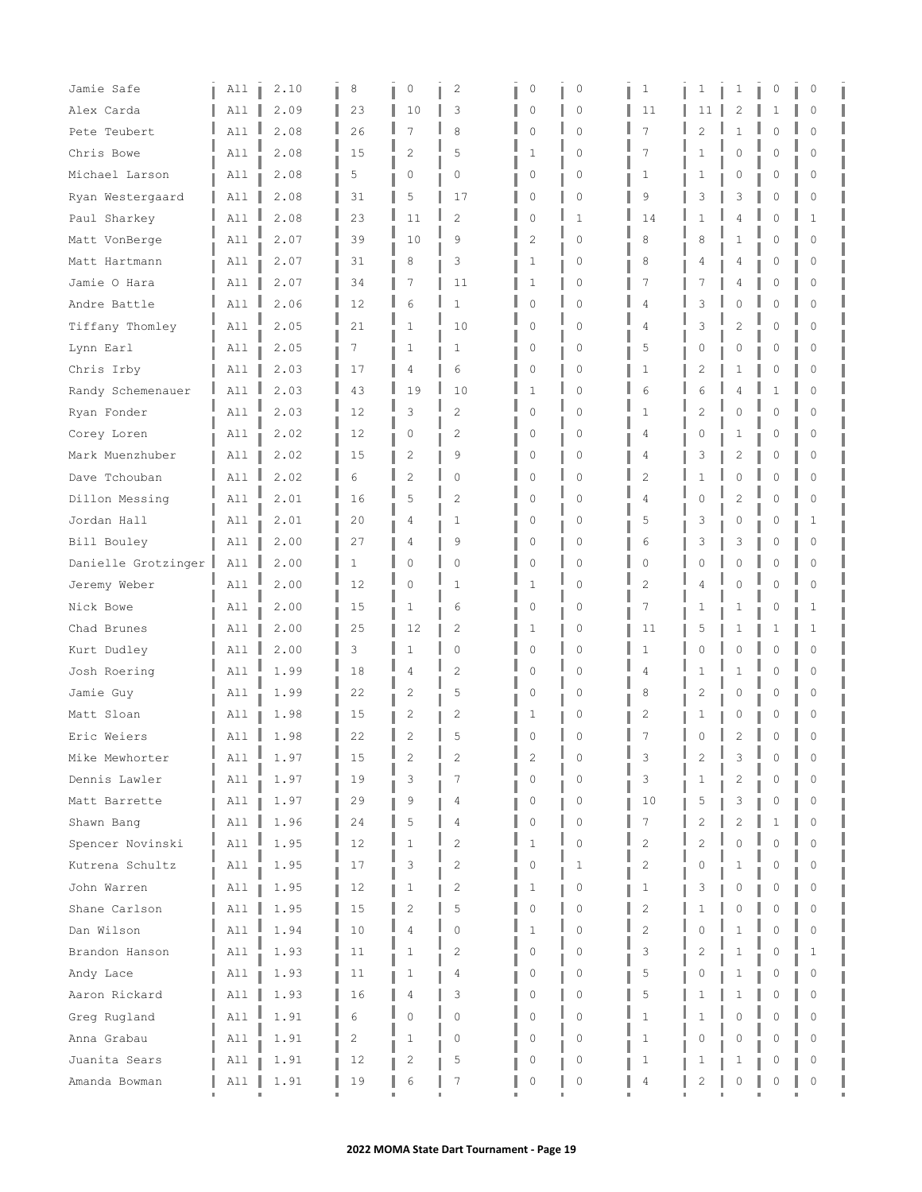| | | | | | | | | | | | | |
|---|---|---|---|---|---|---|---|---|---|---|---|---|
| Jamie Safe | All | 2.10 | 8 | 0 | 2 | 0 | 0 | 1 | 1 | 1 | 0 | 0 |
| Alex Carda | All | 2.09 | 23 | 10 | 3 | 0 | 0 | 11 | 11 | 2 | 1 | 0 |
| Pete Teubert | All | 2.08 | 26 | 7 | 8 | 0 | 0 | 7 | 2 | 1 | 0 | 0 |
| Chris Bowe | All | 2.08 | 15 | 2 | 5 | 1 | 0 | 7 | 1 | 0 | 0 | 0 |
| Michael Larson | All | 2.08 | 5 | 0 | 0 | 0 | 0 | 1 | 1 | 0 | 0 | 0 |
| Ryan Westergaard | All | 2.08 | 31 | 5 | 17 | 0 | 0 | 9 | 3 | 3 | 0 | 0 |
| Paul Sharkey | All | 2.08 | 23 | 11 | 2 | 0 | 1 | 14 | 1 | 4 | 0 | 1 |
| Matt VonBerge | All | 2.07 | 39 | 10 | 9 | 2 | 0 | 8 | 8 | 1 | 0 | 0 |
| Matt Hartmann | All | 2.07 | 31 | 8 | 3 | 1 | 0 | 8 | 4 | 4 | 0 | 0 |
| Jamie O Hara | All | 2.07 | 34 | 7 | 11 | 1 | 0 | 7 | 7 | 4 | 0 | 0 |
| Andre Battle | All | 2.06 | 12 | 6 | 1 | 0 | 0 | 4 | 3 | 0 | 0 | 0 |
| Tiffany Thomley | All | 2.05 | 21 | 1 | 10 | 0 | 0 | 4 | 3 | 2 | 0 | 0 |
| Lynn Earl | All | 2.05 | 7 | 1 | 1 | 0 | 0 | 5 | 0 | 0 | 0 | 0 |
| Chris Irby | All | 2.03 | 17 | 4 | 6 | 0 | 0 | 1 | 2 | 1 | 0 | 0 |
| Randy Schemenauer | All | 2.03 | 43 | 19 | 10 | 1 | 0 | 6 | 6 | 4 | 1 | 0 |
| Ryan Fonder | All | 2.03 | 12 | 3 | 2 | 0 | 0 | 1 | 2 | 0 | 0 | 0 |
| Corey Loren | All | 2.02 | 12 | 0 | 2 | 0 | 0 | 4 | 0 | 1 | 0 | 0 |
| Mark Muenzhuber | All | 2.02 | 15 | 2 | 9 | 0 | 0 | 4 | 3 | 2 | 0 | 0 |
| Dave Tchouban | All | 2.02 | 6 | 2 | 0 | 0 | 0 | 2 | 1 | 0 | 0 | 0 |
| Dillon Messing | All | 2.01 | 16 | 5 | 2 | 0 | 0 | 4 | 0 | 2 | 0 | 0 |
| Jordan Hall | All | 2.01 | 20 | 4 | 1 | 0 | 0 | 5 | 3 | 0 | 0 | 1 |
| Bill Bouley | All | 2.00 | 27 | 4 | 9 | 0 | 0 | 6 | 3 | 3 | 0 | 0 |
| Danielle Grotzinger | All | 2.00 | 1 | 0 | 0 | 0 | 0 | 0 | 0 | 0 | 0 | 0 |
| Jeremy Weber | All | 2.00 | 12 | 0 | 1 | 1 | 0 | 2 | 4 | 0 | 0 | 0 |
| Nick Bowe | All | 2.00 | 15 | 1 | 6 | 0 | 0 | 7 | 1 | 1 | 0 | 1 |
| Chad Brunes | All | 2.00 | 25 | 12 | 2 | 1 | 0 | 11 | 5 | 1 | 1 | 1 |
| Kurt Dudley | All | 2.00 | 3 | 1 | 0 | 0 | 0 | 1 | 0 | 0 | 0 | 0 |
| Josh Roering | All | 1.99 | 18 | 4 | 2 | 0 | 0 | 4 | 1 | 1 | 0 | 0 |
| Jamie Guy | All | 1.99 | 22 | 2 | 5 | 0 | 0 | 8 | 2 | 0 | 0 | 0 |
| Matt Sloan | All | 1.98 | 15 | 2 | 2 | 1 | 0 | 2 | 1 | 0 | 0 | 0 |
| Eric Weiers | All | 1.98 | 22 | 2 | 5 | 0 | 0 | 7 | 0 | 2 | 0 | 0 |
| Mike Mewhorter | All | 1.97 | 15 | 2 | 2 | 2 | 0 | 3 | 2 | 3 | 0 | 0 |
| Dennis Lawler | All | 1.97 | 19 | 3 | 7 | 0 | 0 | 3 | 1 | 2 | 0 | 0 |
| Matt Barrette | All | 1.97 | 29 | 9 | 4 | 0 | 0 | 10 | 5 | 3 | 0 | 0 |
| Shawn Bang | All | 1.96 | 24 | 5 | 4 | 0 | 0 | 7 | 2 | 2 | 1 | 0 |
| Spencer Novinski | All | 1.95 | 12 | 1 | 2 | 1 | 0 | 2 | 2 | 0 | 0 | 0 |
| Kutrena Schultz | All | 1.95 | 17 | 3 | 2 | 0 | 1 | 2 | 0 | 1 | 0 | 0 |
| John Warren | All | 1.95 | 12 | 1 | 2 | 1 | 0 | 1 | 3 | 0 | 0 | 0 |
| Shane Carlson | All | 1.95 | 15 | 2 | 5 | 0 | 0 | 2 | 1 | 0 | 0 | 0 |
| Dan Wilson | All | 1.94 | 10 | 4 | 0 | 1 | 0 | 2 | 0 | 1 | 0 | 0 |
| Brandon Hanson | All | 1.93 | 11 | 1 | 2 | 0 | 0 | 3 | 2 | 1 | 0 | 1 |
| Andy Lace | All | 1.93 | 11 | 1 | 4 | 0 | 0 | 5 | 0 | 1 | 0 | 0 |
| Aaron Rickard | All | 1.93 | 16 | 4 | 3 | 0 | 0 | 5 | 1 | 1 | 0 | 0 |
| Greg Rugland | All | 1.91 | 6 | 0 | 0 | 0 | 0 | 1 | 1 | 0 | 0 | 0 |
| Anna Grabau | All | 1.91 | 2 | 1 | 0 | 0 | 0 | 1 | 0 | 0 | 0 | 0 |
| Juanita Sears | All | 1.91 | 12 | 2 | 5 | 0 | 0 | 1 | 1 | 1 | 0 | 0 |
| Amanda Bowman | All | 1.91 | 19 | 6 | 7 | 0 | 0 | 4 | 2 | 0 | 0 | 0 |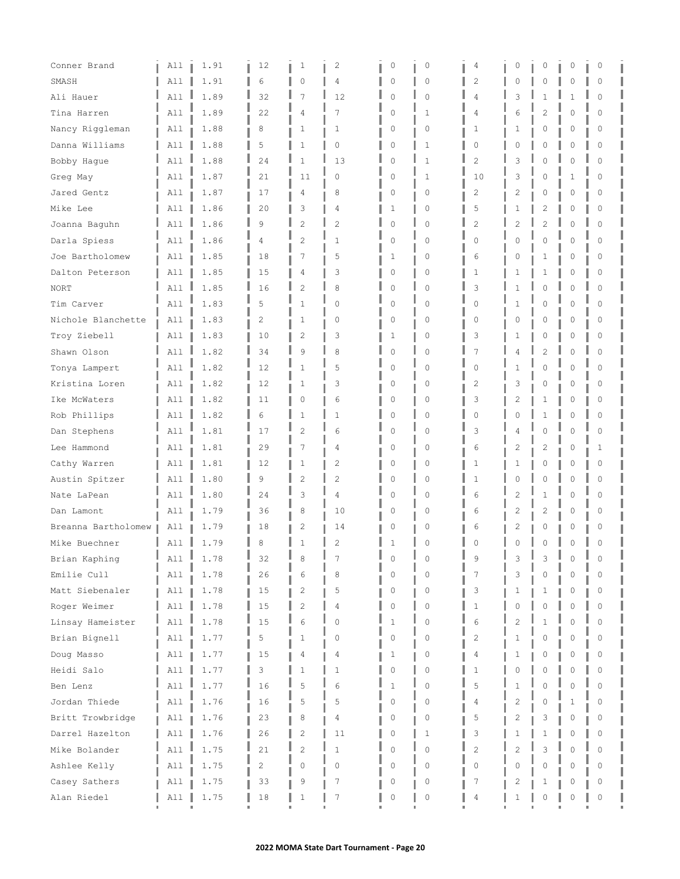| | | | | | | | | | | | | | |
|---|---|---|---|---|---|---|---|---|---|---|---|---|---|
| Conner Brand | All | 1.91 | 12 | 1 | 2 | 0 | 0 | 4 | 0 | 0 | 0 | 0 |
| SMASH | All | 1.91 | 6 | 0 | 4 | 0 | 0 | 2 | 0 | 0 | 0 | 0 |
| Ali Hauer | All | 1.89 | 32 | 7 | 12 | 0 | 0 | 4 | 3 | 1 | 1 | 0 |
| Tina Harren | All | 1.89 | 22 | 4 | 7 | 0 | 1 | 4 | 6 | 2 | 0 | 0 |
| Nancy Riggleman | All | 1.88 | 8 | 1 | 1 | 0 | 0 | 1 | 1 | 0 | 0 | 0 |
| Danna Williams | All | 1.88 | 5 | 1 | 0 | 0 | 1 | 0 | 0 | 0 | 0 | 0 |
| Bobby Hague | All | 1.88 | 24 | 1 | 13 | 0 | 1 | 2 | 3 | 0 | 0 | 0 |
| Greg May | All | 1.87 | 21 | 11 | 0 | 0 | 1 | 10 | 3 | 0 | 1 | 0 |
| Jared Gentz | All | 1.87 | 17 | 4 | 8 | 0 | 0 | 2 | 2 | 0 | 0 | 0 |
| Mike Lee | All | 1.86 | 20 | 3 | 4 | 1 | 0 | 5 | 1 | 2 | 0 | 0 |
| Joanna Baguhn | All | 1.86 | 9 | 2 | 2 | 0 | 0 | 2 | 2 | 2 | 0 | 0 |
| Darla Spiess | All | 1.86 | 4 | 2 | 1 | 0 | 0 | 0 | 0 | 0 | 0 | 0 |
| Joe Bartholomew | All | 1.85 | 18 | 7 | 5 | 1 | 0 | 6 | 0 | 1 | 0 | 0 |
| Dalton Peterson | All | 1.85 | 15 | 4 | 3 | 0 | 0 | 1 | 1 | 1 | 0 | 0 |
| NORT | All | 1.85 | 16 | 2 | 8 | 0 | 0 | 3 | 1 | 0 | 0 | 0 |
| Tim Carver | All | 1.83 | 5 | 1 | 0 | 0 | 0 | 0 | 1 | 0 | 0 | 0 |
| Nichole Blanchette | All | 1.83 | 2 | 1 | 0 | 0 | 0 | 0 | 0 | 0 | 0 | 0 |
| Troy Ziebell | All | 1.83 | 10 | 2 | 3 | 1 | 0 | 3 | 1 | 0 | 0 | 0 |
| Shawn Olson | All | 1.82 | 34 | 9 | 8 | 0 | 0 | 7 | 4 | 2 | 0 | 0 |
| Tonya Lampert | All | 1.82 | 12 | 1 | 5 | 0 | 0 | 0 | 1 | 0 | 0 | 0 |
| Kristina Loren | All | 1.82 | 12 | 1 | 3 | 0 | 0 | 2 | 3 | 0 | 0 | 0 |
| Ike McWaters | All | 1.82 | 11 | 0 | 6 | 0 | 0 | 3 | 2 | 1 | 0 | 0 |
| Rob Phillips | All | 1.82 | 6 | 1 | 1 | 0 | 0 | 0 | 0 | 1 | 0 | 0 |
| Dan Stephens | All | 1.81 | 17 | 2 | 6 | 0 | 0 | 3 | 4 | 0 | 0 | 0 |
| Lee Hammond | All | 1.81 | 29 | 7 | 4 | 0 | 0 | 6 | 2 | 2 | 0 | 1 |
| Cathy Warren | All | 1.81 | 12 | 1 | 2 | 0 | 0 | 1 | 1 | 0 | 0 | 0 |
| Austin Spitzer | All | 1.80 | 9 | 2 | 2 | 0 | 0 | 1 | 0 | 0 | 0 | 0 |
| Nate LaPean | All | 1.80 | 24 | 3 | 4 | 0 | 0 | 6 | 2 | 1 | 0 | 0 |
| Dan Lamont | All | 1.79 | 36 | 8 | 10 | 0 | 0 | 6 | 2 | 2 | 0 | 0 |
| Breanna Bartholomew | All | 1.79 | 18 | 2 | 14 | 0 | 0 | 6 | 2 | 0 | 0 | 0 |
| Mike Buechner | All | 1.79 | 8 | 1 | 2 | 1 | 0 | 0 | 0 | 0 | 0 | 0 |
| Brian Kaphing | All | 1.78 | 32 | 8 | 7 | 0 | 0 | 9 | 3 | 3 | 0 | 0 |
| Emilie Cull | All | 1.78 | 26 | 6 | 8 | 0 | 0 | 7 | 3 | 0 | 0 | 0 |
| Matt Siebenaler | All | 1.78 | 15 | 2 | 5 | 0 | 0 | 3 | 1 | 1 | 0 | 0 |
| Roger Weimer | All | 1.78 | 15 | 2 | 4 | 0 | 0 | 1 | 0 | 0 | 0 | 0 |
| Linsay Hameister | All | 1.78 | 15 | 6 | 0 | 1 | 0 | 6 | 2 | 1 | 0 | 0 |
| Brian Bignell | All | 1.77 | 5 | 1 | 0 | 0 | 0 | 2 | 1 | 0 | 0 | 0 |
| Doug Masso | All | 1.77 | 15 | 4 | 4 | 1 | 0 | 4 | 1 | 0 | 0 | 0 |
| Heidi Salo | All | 1.77 | 3 | 1 | 1 | 0 | 0 | 1 | 0 | 0 | 0 | 0 |
| Ben Lenz | All | 1.77 | 16 | 5 | 6 | 1 | 0 | 5 | 1 | 0 | 0 | 0 |
| Jordan Thiede | All | 1.76 | 16 | 5 | 5 | 0 | 0 | 4 | 2 | 0 | 1 | 0 |
| Britt Trowbridge | All | 1.76 | 23 | 8 | 4 | 0 | 0 | 5 | 2 | 3 | 0 | 0 |
| Darrel Hazelton | All | 1.76 | 26 | 2 | 11 | 0 | 1 | 3 | 1 | 1 | 0 | 0 |
| Mike Bolander | All | 1.75 | 21 | 2 | 1 | 0 | 0 | 2 | 2 | 3 | 0 | 0 |
| Ashlee Kelly | All | 1.75 | 2 | 0 | 0 | 0 | 0 | 0 | 0 | 0 | 0 | 0 |
| Casey Sathers | All | 1.75 | 33 | 9 | 7 | 0 | 0 | 7 | 2 | 1 | 0 | 0 |
| Alan Riedel | All | 1.75 | 18 | 1 | 7 | 0 | 0 | 4 | 1 | 0 | 0 | 0 |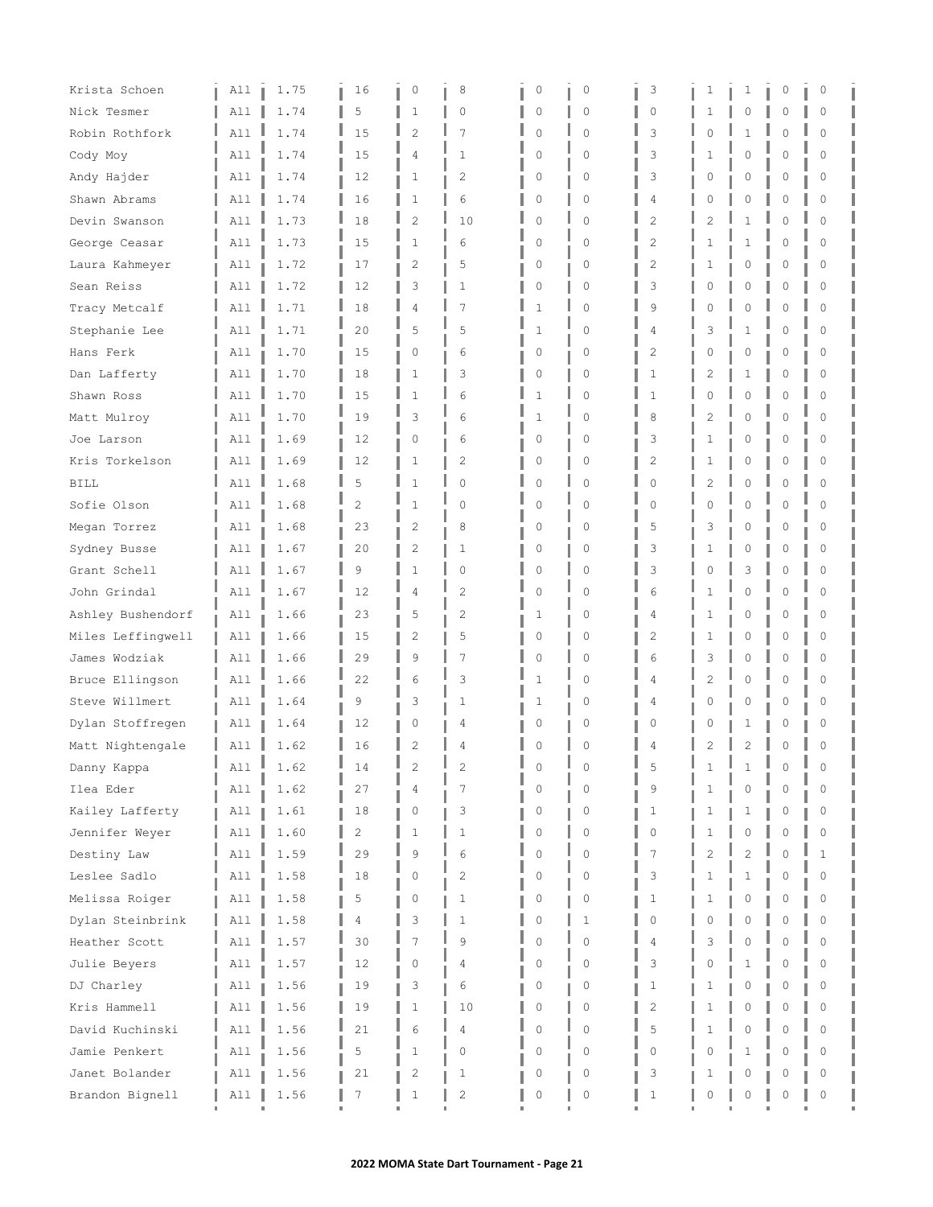| | | | | | | | | | | | | |
|---|---|---|---|---|---|---|---|---|---|---|---|---|
| Krista Schoen | All | 1.75 | 16 | 0 | 8 | 0 | 0 | 3 | 1 | 1 | 0 | 0 |
| Nick Tesmer | All | 1.74 | 5 | 1 | 0 | 0 | 0 | 0 | 1 | 0 | 0 | 0 |
| Robin Rothfork | All | 1.74 | 15 | 2 | 7 | 0 | 0 | 3 | 0 | 1 | 0 | 0 |
| Cody Moy | All | 1.74 | 15 | 4 | 1 | 0 | 0 | 3 | 1 | 0 | 0 | 0 |
| Andy Hajder | All | 1.74 | 12 | 1 | 2 | 0 | 0 | 3 | 0 | 0 | 0 | 0 |
| Shawn Abrams | All | 1.74 | 16 | 1 | 6 | 0 | 0 | 4 | 0 | 0 | 0 | 0 |
| Devin Swanson | All | 1.73 | 18 | 2 | 10 | 0 | 0 | 2 | 2 | 1 | 0 | 0 |
| George Ceasar | All | 1.73 | 15 | 1 | 6 | 0 | 0 | 2 | 1 | 1 | 0 | 0 |
| Laura Kahmeyer | All | 1.72 | 17 | 2 | 5 | 0 | 0 | 2 | 1 | 0 | 0 | 0 |
| Sean Reiss | All | 1.72 | 12 | 3 | 1 | 0 | 0 | 3 | 0 | 0 | 0 | 0 |
| Tracy Metcalf | All | 1.71 | 18 | 4 | 7 | 1 | 0 | 9 | 0 | 0 | 0 | 0 |
| Stephanie Lee | All | 1.71 | 20 | 5 | 5 | 1 | 0 | 4 | 3 | 1 | 0 | 0 |
| Hans Ferk | All | 1.70 | 15 | 0 | 6 | 0 | 0 | 2 | 0 | 0 | 0 | 0 |
| Dan Lafferty | All | 1.70 | 18 | 1 | 3 | 0 | 0 | 1 | 2 | 1 | 0 | 0 |
| Shawn Ross | All | 1.70 | 15 | 1 | 6 | 1 | 0 | 1 | 0 | 0 | 0 | 0 |
| Matt Mulroy | All | 1.70 | 19 | 3 | 6 | 1 | 0 | 8 | 2 | 0 | 0 | 0 |
| Joe Larson | All | 1.69 | 12 | 0 | 6 | 0 | 0 | 3 | 1 | 0 | 0 | 0 |
| Kris Torkelson | All | 1.69 | 12 | 1 | 2 | 0 | 0 | 2 | 1 | 0 | 0 | 0 |
| BILL | All | 1.68 | 5 | 1 | 0 | 0 | 0 | 0 | 2 | 0 | 0 | 0 |
| Sofie Olson | All | 1.68 | 2 | 1 | 0 | 0 | 0 | 0 | 0 | 0 | 0 | 0 |
| Megan Torrez | All | 1.68 | 23 | 2 | 8 | 0 | 0 | 5 | 3 | 0 | 0 | 0 |
| Sydney Busse | All | 1.67 | 20 | 2 | 1 | 0 | 0 | 3 | 1 | 0 | 0 | 0 |
| Grant Schell | All | 1.67 | 9 | 1 | 0 | 0 | 0 | 3 | 0 | 3 | 0 | 0 |
| John Grindal | All | 1.67 | 12 | 4 | 2 | 0 | 0 | 6 | 1 | 0 | 0 | 0 |
| Ashley Bushendorf | All | 1.66 | 23 | 5 | 2 | 1 | 0 | 4 | 1 | 0 | 0 | 0 |
| Miles Leffingwell | All | 1.66 | 15 | 2 | 5 | 0 | 0 | 2 | 1 | 0 | 0 | 0 |
| James Wodziak | All | 1.66 | 29 | 9 | 7 | 0 | 0 | 6 | 3 | 0 | 0 | 0 |
| Bruce Ellingson | All | 1.66 | 22 | 6 | 3 | 1 | 0 | 4 | 2 | 0 | 0 | 0 |
| Steve Willmert | All | 1.64 | 9 | 3 | 1 | 1 | 0 | 4 | 0 | 0 | 0 | 0 |
| Dylan Stoffregen | All | 1.64 | 12 | 0 | 4 | 0 | 0 | 0 | 0 | 1 | 0 | 0 |
| Matt Nightengale | All | 1.62 | 16 | 2 | 4 | 0 | 0 | 4 | 2 | 2 | 0 | 0 |
| Danny Kappa | All | 1.62 | 14 | 2 | 2 | 0 | 0 | 5 | 1 | 1 | 0 | 0 |
| Ilea Eder | All | 1.62 | 27 | 4 | 7 | 0 | 0 | 9 | 1 | 0 | 0 | 0 |
| Kailey Lafferty | All | 1.61 | 18 | 0 | 3 | 0 | 0 | 1 | 1 | 1 | 0 | 0 |
| Jennifer Weyer | All | 1.60 | 2 | 1 | 1 | 0 | 0 | 0 | 1 | 0 | 0 | 0 |
| Destiny Law | All | 1.59 | 29 | 9 | 6 | 0 | 0 | 7 | 2 | 2 | 0 | 1 |
| Leslee Sadlo | All | 1.58 | 18 | 0 | 2 | 0 | 0 | 3 | 1 | 1 | 0 | 0 |
| Melissa Roiger | All | 1.58 | 5 | 0 | 1 | 0 | 0 | 1 | 1 | 0 | 0 | 0 |
| Dylan Steinbrink | All | 1.58 | 4 | 3 | 1 | 0 | 1 | 0 | 0 | 0 | 0 | 0 |
| Heather Scott | All | 1.57 | 30 | 7 | 9 | 0 | 0 | 4 | 3 | 0 | 0 | 0 |
| Julie Beyers | All | 1.57 | 12 | 0 | 4 | 0 | 0 | 3 | 0 | 1 | 0 | 0 |
| DJ Charley | All | 1.56 | 19 | 3 | 6 | 0 | 0 | 1 | 1 | 0 | 0 | 0 |
| Kris Hammell | All | 1.56 | 19 | 1 | 10 | 0 | 0 | 2 | 1 | 0 | 0 | 0 |
| David Kuchinski | All | 1.56 | 21 | 6 | 4 | 0 | 0 | 5 | 1 | 0 | 0 | 0 |
| Jamie Penkert | All | 1.56 | 5 | 1 | 0 | 0 | 0 | 0 | 0 | 1 | 0 | 0 |
| Janet Bolander | All | 1.56 | 21 | 2 | 1 | 0 | 0 | 3 | 1 | 0 | 0 | 0 |
| Brandon Bignell | All | 1.56 | 7 | 1 | 2 | 0 | 0 | 1 | 0 | 0 | 0 | 0 |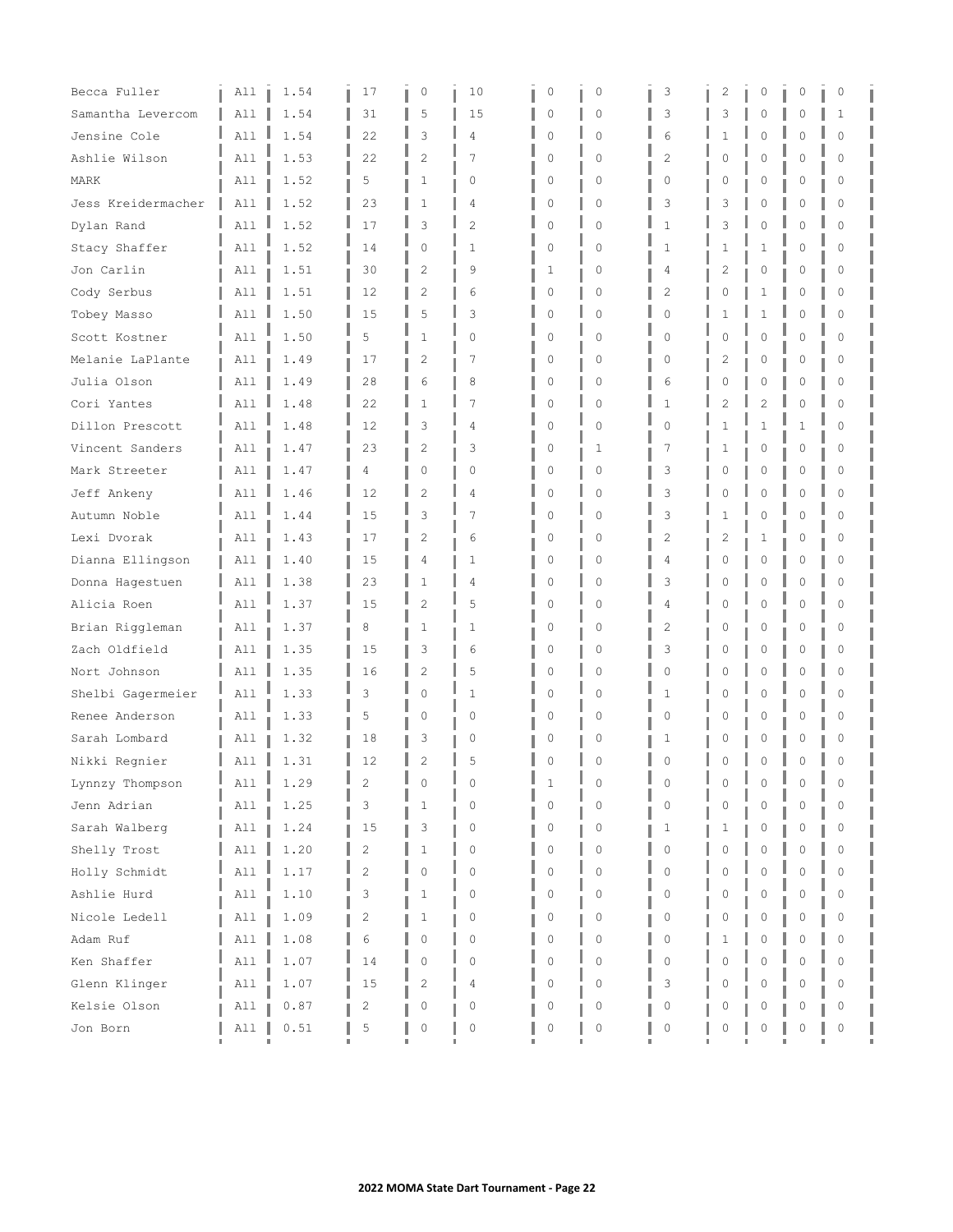| | | | | | | | | | | | | | |
|---|---|---|---|---|---|---|---|---|---|---|---|---|---|
| Becca Fuller | All | 1.54 | 17 | 0 | 10 | 0 | 0 | 3 | 2 | 0 | 0 | 0 |
| Samantha Levercom | All | 1.54 | 31 | 5 | 15 | 0 | 0 | 3 | 3 | 0 | 0 | 1 |
| Jensine Cole | All | 1.54 | 22 | 3 | 4 | 0 | 0 | 6 | 1 | 0 | 0 | 0 |
| Ashlie Wilson | All | 1.53 | 22 | 2 | 7 | 0 | 0 | 2 | 0 | 0 | 0 | 0 |
| MARK | All | 1.52 | 5 | 1 | 0 | 0 | 0 | 0 | 0 | 0 | 0 | 0 |
| Jess Kreidermacher | All | 1.52 | 23 | 1 | 4 | 0 | 0 | 3 | 3 | 0 | 0 | 0 |
| Dylan Rand | All | 1.52 | 17 | 3 | 2 | 0 | 0 | 1 | 3 | 0 | 0 | 0 |
| Stacy Shaffer | All | 1.52 | 14 | 0 | 1 | 0 | 0 | 1 | 1 | 1 | 0 | 0 |
| Jon Carlin | All | 1.51 | 30 | 2 | 9 | 1 | 0 | 4 | 2 | 0 | 0 | 0 |
| Cody Serbus | All | 1.51 | 12 | 2 | 6 | 0 | 0 | 2 | 0 | 1 | 0 | 0 |
| Tobey Masso | All | 1.50 | 15 | 5 | 3 | 0 | 0 | 0 | 1 | 1 | 0 | 0 |
| Scott Kostner | All | 1.50 | 5 | 1 | 0 | 0 | 0 | 0 | 0 | 0 | 0 | 0 |
| Melanie LaPlante | All | 1.49 | 17 | 2 | 7 | 0 | 0 | 0 | 2 | 0 | 0 | 0 |
| Julia Olson | All | 1.49 | 28 | 6 | 8 | 0 | 0 | 6 | 0 | 0 | 0 | 0 |
| Cori Yantes | All | 1.48 | 22 | 1 | 7 | 0 | 0 | 1 | 2 | 2 | 0 | 0 |
| Dillon Prescott | All | 1.48 | 12 | 3 | 4 | 0 | 0 | 0 | 1 | 1 | 1 | 0 |
| Vincent Sanders | All | 1.47 | 23 | 2 | 3 | 0 | 1 | 7 | 1 | 0 | 0 | 0 |
| Mark Streeter | All | 1.47 | 4 | 0 | 0 | 0 | 0 | 3 | 0 | 0 | 0 | 0 |
| Jeff Ankeny | All | 1.46 | 12 | 2 | 4 | 0 | 0 | 3 | 0 | 0 | 0 | 0 |
| Autumn Noble | All | 1.44 | 15 | 3 | 7 | 0 | 0 | 3 | 1 | 0 | 0 | 0 |
| Lexi Dvorak | All | 1.43 | 17 | 2 | 6 | 0 | 0 | 2 | 2 | 1 | 0 | 0 |
| Dianna Ellingson | All | 1.40 | 15 | 4 | 1 | 0 | 0 | 4 | 0 | 0 | 0 | 0 |
| Donna Hagestuen | All | 1.38 | 23 | 1 | 4 | 0 | 0 | 3 | 0 | 0 | 0 | 0 |
| Alicia Roen | All | 1.37 | 15 | 2 | 5 | 0 | 0 | 4 | 0 | 0 | 0 | 0 |
| Brian Riggleman | All | 1.37 | 8 | 1 | 1 | 0 | 0 | 2 | 0 | 0 | 0 | 0 |
| Zach Oldfield | All | 1.35 | 15 | 3 | 6 | 0 | 0 | 3 | 0 | 0 | 0 | 0 |
| Nort Johnson | All | 1.35 | 16 | 2 | 5 | 0 | 0 | 0 | 0 | 0 | 0 | 0 |
| Shelbi Gagermeier | All | 1.33 | 3 | 0 | 1 | 0 | 0 | 1 | 0 | 0 | 0 | 0 |
| Renee Anderson | All | 1.33 | 5 | 0 | 0 | 0 | 0 | 0 | 0 | 0 | 0 | 0 |
| Sarah Lombard | All | 1.32 | 18 | 3 | 0 | 0 | 0 | 1 | 0 | 0 | 0 | 0 |
| Nikki Regnier | All | 1.31 | 12 | 2 | 5 | 0 | 0 | 0 | 0 | 0 | 0 | 0 |
| Lynnzy Thompson | All | 1.29 | 2 | 0 | 0 | 1 | 0 | 0 | 0 | 0 | 0 | 0 |
| Jenn Adrian | All | 1.25 | 3 | 1 | 0 | 0 | 0 | 0 | 0 | 0 | 0 | 0 |
| Sarah Walberg | All | 1.24 | 15 | 3 | 0 | 0 | 0 | 1 | 1 | 0 | 0 | 0 |
| Shelly Trost | All | 1.20 | 2 | 1 | 0 | 0 | 0 | 0 | 0 | 0 | 0 | 0 |
| Holly Schmidt | All | 1.17 | 2 | 0 | 0 | 0 | 0 | 0 | 0 | 0 | 0 | 0 |
| Ashlie Hurd | All | 1.10 | 3 | 1 | 0 | 0 | 0 | 0 | 0 | 0 | 0 | 0 |
| Nicole Ledell | All | 1.09 | 2 | 1 | 0 | 0 | 0 | 0 | 0 | 0 | 0 | 0 |
| Adam Ruf | All | 1.08 | 6 | 0 | 0 | 0 | 0 | 0 | 1 | 0 | 0 | 0 |
| Ken Shaffer | All | 1.07 | 14 | 0 | 0 | 0 | 0 | 0 | 0 | 0 | 0 | 0 |
| Glenn Klinger | All | 1.07 | 15 | 2 | 4 | 0 | 0 | 3 | 0 | 0 | 0 | 0 |
| Kelsie Olson | All | 0.87 | 2 | 0 | 0 | 0 | 0 | 0 | 0 | 0 | 0 | 0 |
| Jon Born | All | 0.51 | 5 | 0 | 0 | 0 | 0 | 0 | 0 | 0 | 0 | 0 |

**2022 MOMA State Dart Tournament - Page 22**